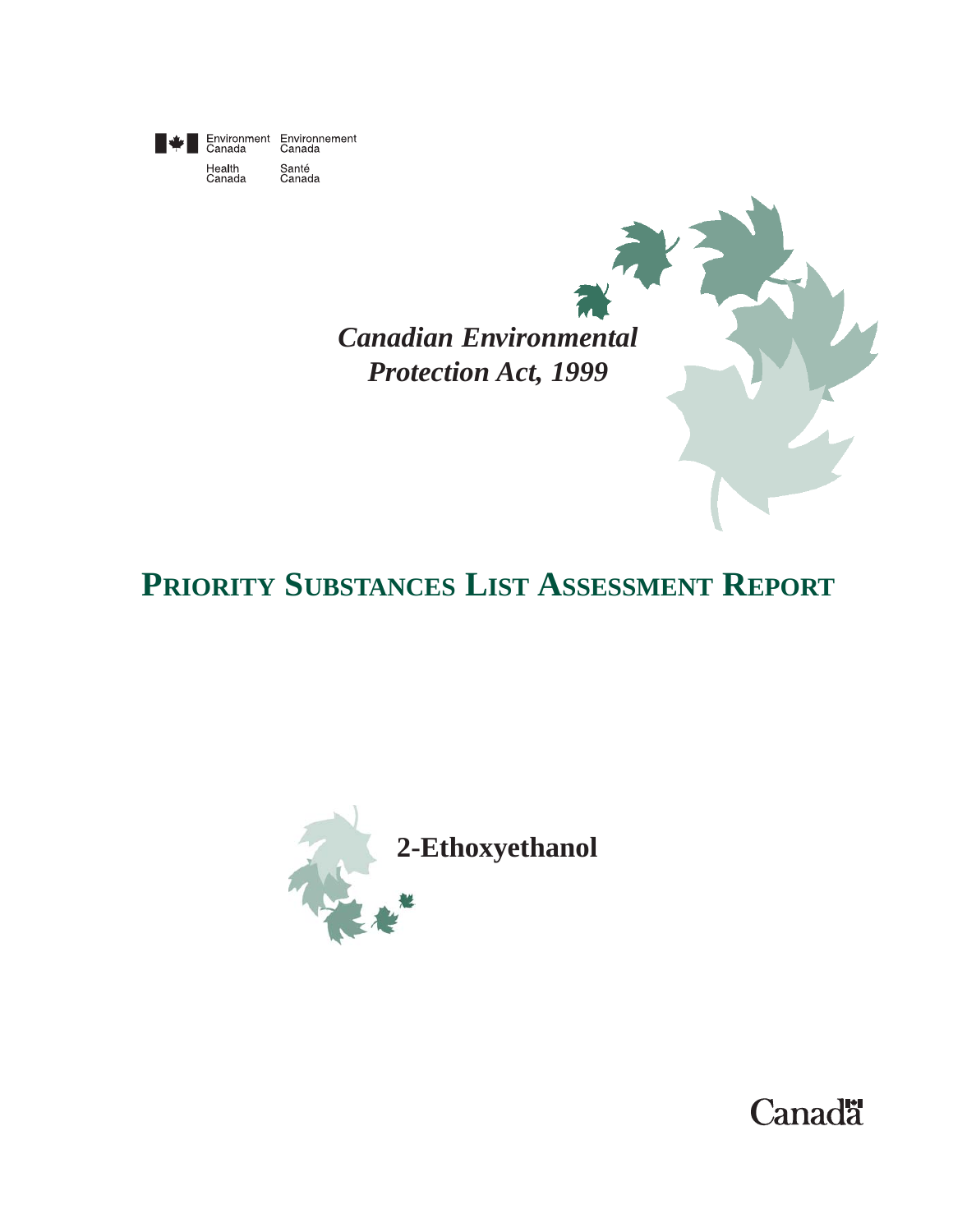Environment Canada Environnement Canada

Health Canada Santé Canada

*Canadian Environmental Protection Act, 1999*

# PRIORITY SUBSTANCES LIST ASSESSMENT REPORT

## 2-Ethoxyethanol

Canada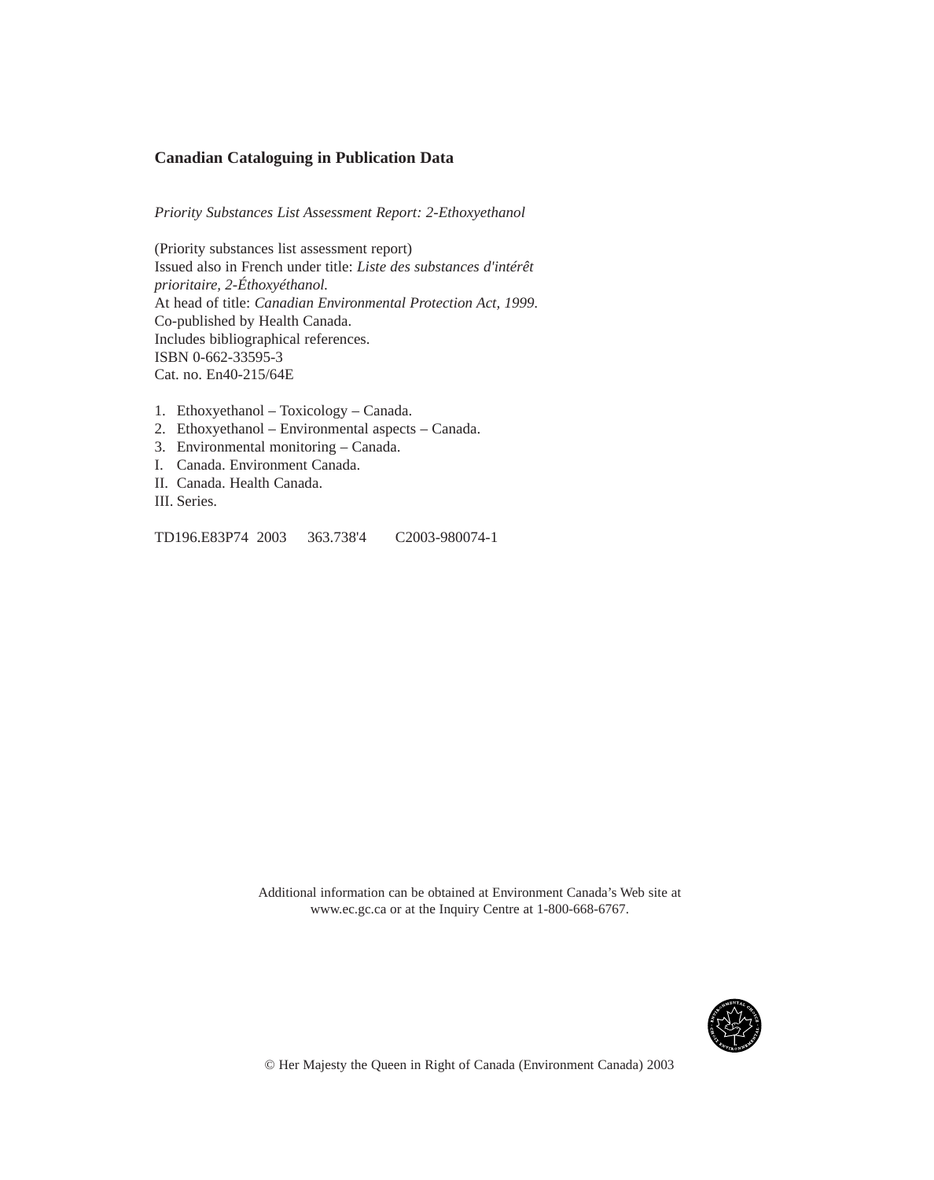**Canadian Cataloguing in Publication Data**

*Priority Substances List Assessment Report: 2-Ethoxyethanol*

(Priority substances list assessment report)
Issued also in French under title: *Liste des substances d'intérêt prioritaire, 2-Éthoxyéthanol.*
At head of title: *Canadian Environmental Protection Act, 1999.*
Co-published by Health Canada.
Includes bibliographical references.
ISBN 0-662-33595-3
Cat. no. En40-215/64E

1. Ethoxyethanol – Toxicology – Canada.
2. Ethoxyethanol – Environmental aspects – Canada.
3. Environmental monitoring – Canada.

I. Canada. Environment Canada.
II. Canada. Health Canada.
III. Series.

TD196.E83P74 2003 363.738'4 C2003-980074-1

Additional information can be obtained at Environment Canada's Web site at www.ec.gc.ca or at the Inquiry Centre at 1-800-668-6767.

© Her Majesty the Queen in Right of Canada (Environment Canada) 2003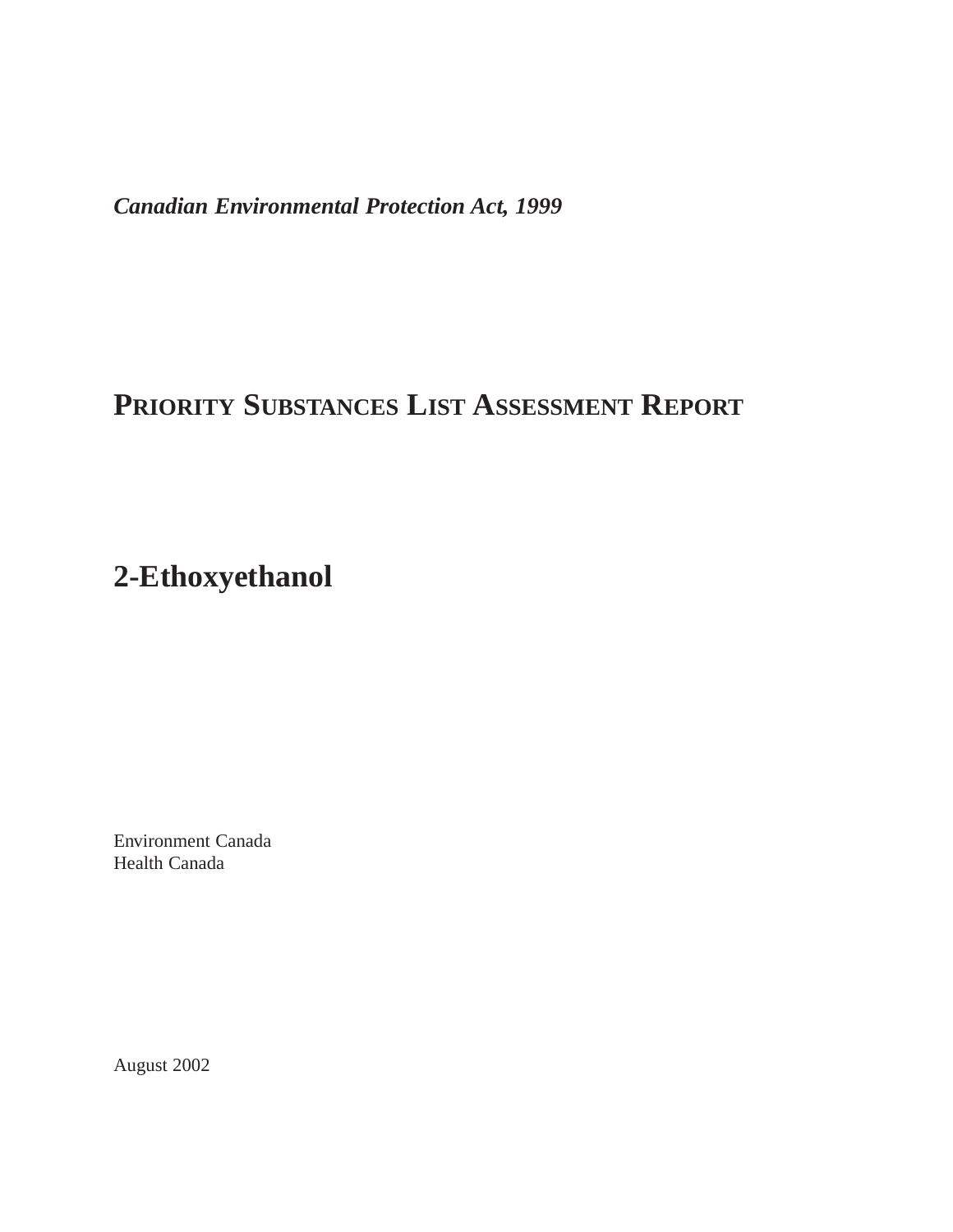***Canadian Environmental Protection Act, 1999***

# PRIORITY SUBSTANCES LIST ASSESSMENT REPORT

# 2-Ethoxyethanol

Environment Canada
Health Canada

August 2002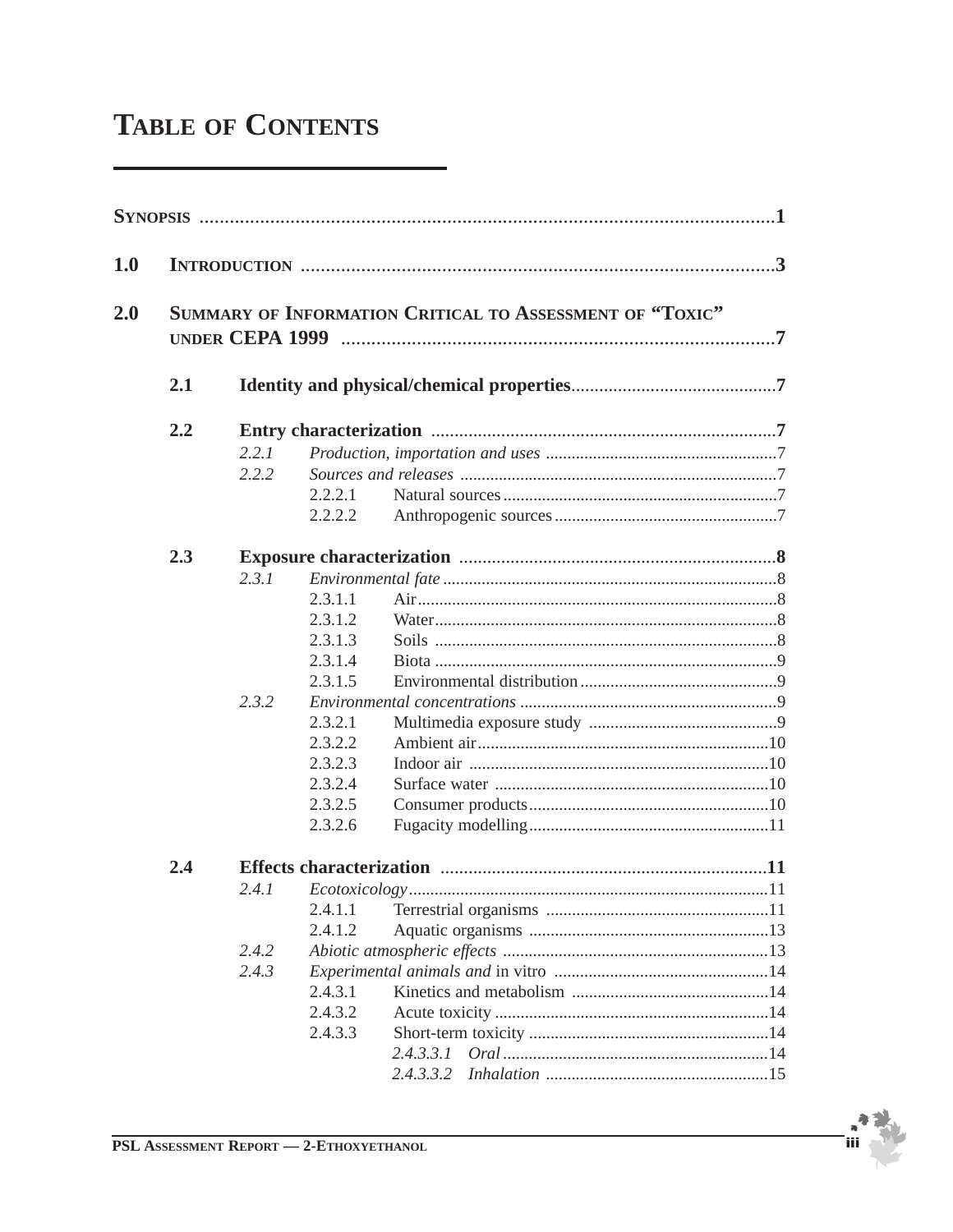# TABLE OF CONTENTS

**SYNOPSIS** .......................................................................................................**1**

**1.0 INTRODUCTION** ...........................................................................................**3**

**2.0 SUMMARY OF INFORMATION CRITICAL TO ASSESSMENT OF "TOXIC" UNDER CEPA 1999** ....................................................................................**7**

**2.1 Identity and physical/chemical properties**...........................................**7**

**2.2 Entry characterization** .........................................................................**7**

*2.2.1 Production, importation and uses* ......................................................7

*2.2.2 Sources and releases* ..........................................................................7

2.2.2.1 Natural sources................................................................7

2.2.2.2 Anthropogenic sources....................................................7

**2.3 Exposure characterization** ...................................................................**8**

*2.3.1 Environmental fate* ..............................................................................8

2.3.1.1 Air.....................................................................................8

2.3.1.2 Water................................................................................8

2.3.1.3 Soils .................................................................................8

2.3.1.4 Biota .................................................................................9

2.3.1.5 Environmental distribution..............................................9

*2.3.2 Environmental concentrations* ............................................................9

2.3.2.1 Multimedia exposure study ............................................9

2.3.2.2 Ambient air....................................................................10

2.3.2.3 Indoor air ......................................................................10

2.3.2.4 Surface water ................................................................10

2.3.2.5 Consumer products........................................................10

2.3.2.6 Fugacity modelling........................................................11

**2.4 Effects characterization** .....................................................................**11**

*2.4.1 Ecotoxicology*......................................................................................11

2.4.1.1 Terrestrial organisms ....................................................11

2.4.1.2 Aquatic organisms ........................................................13

*2.4.2 Abiotic atmospheric effects* ..............................................................13

*2.4.3 Experimental animals and* in vitro ..................................................14

2.4.3.1 Kinetics and metabolism ..............................................14

2.4.3.2 Acute toxicity ................................................................14

2.4.3.3 Short-term toxicity ........................................................14

*2.4.3.3.1 Oral* ..............................................................14

*2.4.3.3.2 Inhalation* ....................................................15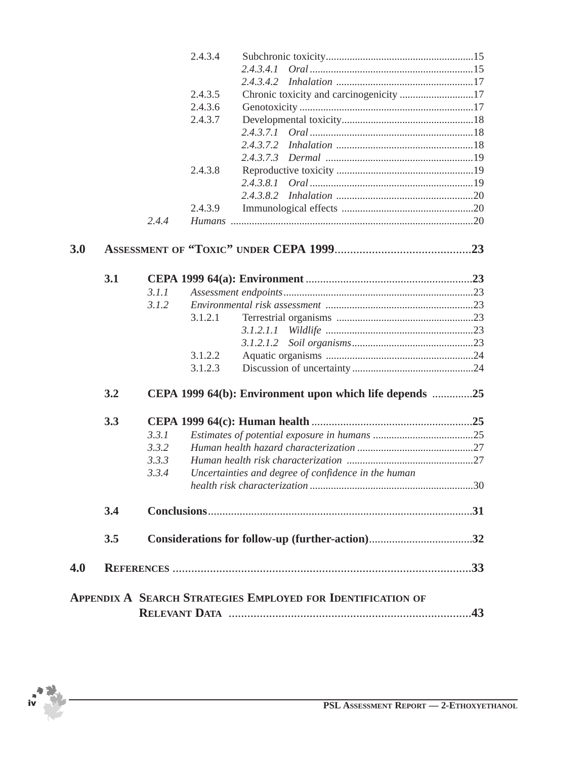2.4.3.4 Subchronic toxicity........................................................15

*2.4.3.4.1 Oral*..............................................................15

*2.4.3.4.2 Inhalation* ....................................................17

2.4.3.5 Chronic toxicity and carcinogenicity ............................17

2.4.3.6 Genotoxicity ..................................................................17

2.4.3.7 Developmental toxicity..................................................18

*2.4.3.7.1 Oral*..............................................................18

*2.4.3.7.2 Inhalation* ....................................................18

*2.4.3.7.3 Dermal* ........................................................19

2.4.3.8 Reproductive toxicity ....................................................19

*2.4.3.8.1 Oral*..............................................................19

*2.4.3.8.2 Inhalation* ....................................................20

2.4.3.9 Immunological effects ..................................................20

*2.4.4 Humans* ...........................................................................................20

**3.0 ASSESSMENT OF "TOXIC" UNDER CEPA 1999............................................23**

**3.1 CEPA 1999 64(a): Environment ..........................................................23**

*3.1.1 Assessment endpoints*........................................................................23

*3.1.2 Environmental risk assessment* ........................................................23

3.1.2.1 Terrestrial organisms ....................................................23

*3.1.2.1.1 Wildlife* ........................................................23

*3.1.2.1.2 Soil organisms*..............................................23

3.1.2.2 Aquatic organisms ........................................................24

3.1.2.3 Discussion of uncertainty ..............................................24

**3.2 CEPA 1999 64(b): Environment upon which life depends .............25**

**3.3 CEPA 1999 64(c): Human health ........................................................25**

*3.3.1 Estimates of potential exposure in humans* ......................................25

*3.3.2 Human health hazard characterization* ............................................27

*3.3.3 Human health risk characterization* ................................................27

*3.3.4 Uncertainties and degree of confidence in the human health risk characterization* ..............................................................30

**3.4 Conclusions...........................................................................................31**

**3.5 Considerations for follow-up (further-action)...................................32**

**4.0 REFERENCES .................................................................................................33**

**APPENDIX A SEARCH STRATEGIES EMPLOYED FOR IDENTIFICATION OF RELEVANT DATA ................................................................................43**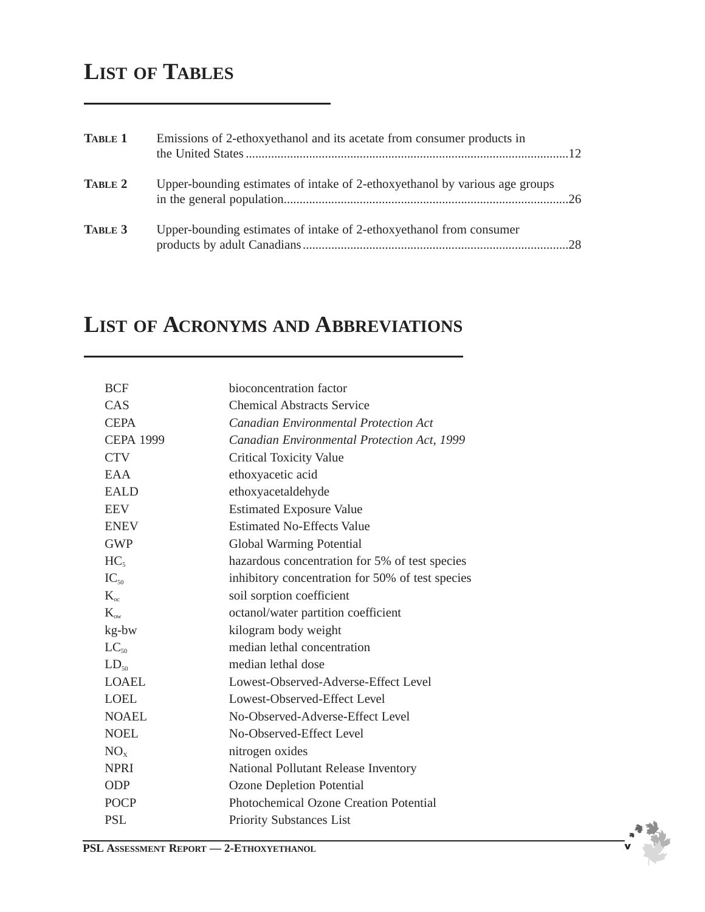# List of Tables

**Table 1** Emissions of 2-ethoxyethanol and its acetate from consumer products in the United States ......12

**Table 2** Upper-bounding estimates of intake of 2-ethoxyethanol by various age groups in the general population ......26

**Table 3** Upper-bounding estimates of intake of 2-ethoxyethanol from consumer products by adult Canadians ......28

# List of Acronyms and Abbreviations

| | |
|---|---|
| BCF | bioconcentration factor |
| CAS | Chemical Abstracts Service |
| CEPA | *Canadian Environmental Protection Act* |
| CEPA 1999 | *Canadian Environmental Protection Act, 1999* |
| CTV | Critical Toxicity Value |
| EAA | ethoxyacetic acid |
| EALD | ethoxyacetaldehyde |
| EEV | Estimated Exposure Value |
| ENEV | Estimated No-Effects Value |
| GWP | Global Warming Potential |
| $HC_5$ | hazardous concentration for 5% of test species |
| $IC_{50}$ | inhibitory concentration for 50% of test species |
| $K_{oc}$ | soil sorption coefficient |
| $K_{ow}$ | octanol/water partition coefficient |
| kg-bw | kilogram body weight |
| $LC_{50}$ | median lethal concentration |
| $LD_{50}$ | median lethal dose |
| LOAEL | Lowest-Observed-Adverse-Effect Level |
| LOEL | Lowest-Observed-Effect Level |
| NOAEL | No-Observed-Adverse-Effect Level |
| NOEL | No-Observed-Effect Level |
| $NO_x$ | nitrogen oxides |
| NPRI | National Pollutant Release Inventory |
| ODP | Ozone Depletion Potential |
| POCP | Photochemical Ozone Creation Potential |
| PSL | Priority Substances List |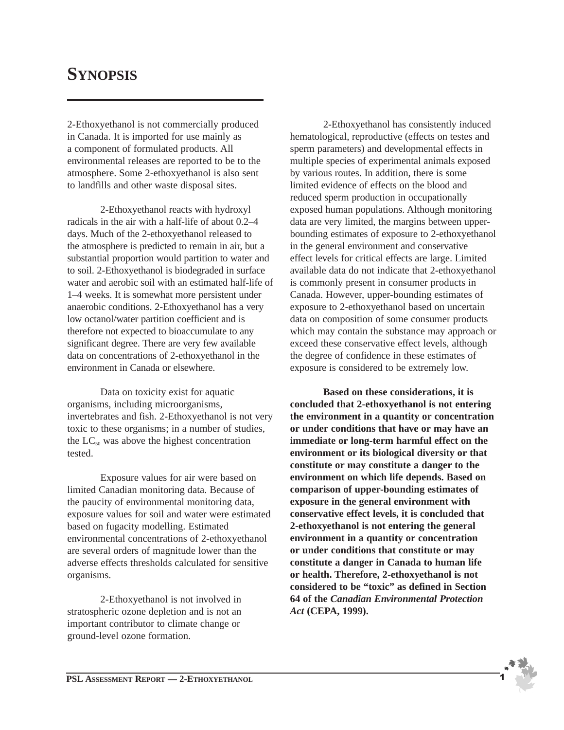# SYNOPSIS

2-Ethoxyethanol is not commercially produced in Canada. It is imported for use mainly as a component of formulated products. All environmental releases are reported to be to the atmosphere. Some 2-ethoxyethanol is also sent to landfills and other waste disposal sites.

2-Ethoxyethanol reacts with hydroxyl radicals in the air with a half-life of about 0.2–4 days. Much of the 2-ethoxyethanol released to the atmosphere is predicted to remain in air, but a substantial proportion would partition to water and to soil. 2-Ethoxyethanol is biodegraded in surface water and aerobic soil with an estimated half-life of 1–4 weeks. It is somewhat more persistent under anaerobic conditions. 2-Ethoxyethanol has a very low octanol/water partition coefficient and is therefore not expected to bioaccumulate to any significant degree. There are very few available data on concentrations of 2-ethoxyethanol in the environment in Canada or elsewhere.

Data on toxicity exist for aquatic organisms, including microorganisms, invertebrates and fish. 2-Ethoxyethanol is not very toxic to these organisms; in a number of studies, the $LC_{50}$ was above the highest concentration tested.

Exposure values for air were based on limited Canadian monitoring data. Because of the paucity of environmental monitoring data, exposure values for soil and water were estimated based on fugacity modelling. Estimated environmental concentrations of 2-ethoxyethanol are several orders of magnitude lower than the adverse effects thresholds calculated for sensitive organisms.

2-Ethoxyethanol is not involved in stratospheric ozone depletion and is not an important contributor to climate change or ground-level ozone formation.

2-Ethoxyethanol has consistently induced hematological, reproductive (effects on testes and sperm parameters) and developmental effects in multiple species of experimental animals exposed by various routes. In addition, there is some limited evidence of effects on the blood and reduced sperm production in occupationally exposed human populations. Although monitoring data are very limited, the margins between upper-bounding estimates of exposure to 2-ethoxyethanol in the general environment and conservative effect levels for critical effects are large. Limited available data do not indicate that 2-ethoxyethanol is commonly present in consumer products in Canada. However, upper-bounding estimates of exposure to 2-ethoxyethanol based on uncertain data on composition of some consumer products which may contain the substance may approach or exceed these conservative effect levels, although the degree of confidence in these estimates of exposure is considered to be extremely low.

**Based on these considerations, it is concluded that 2-ethoxyethanol is not entering the environment in a quantity or concentration or under conditions that have or may have an immediate or long-term harmful effect on the environment or its biological diversity or that constitute or may constitute a danger to the environment on which life depends. Based on comparison of upper-bounding estimates of exposure in the general environment with conservative effect levels, it is concluded that 2-ethoxyethanol is not entering the general environment in a quantity or concentration or under conditions that constitute or may constitute a danger in Canada to human life or health. Therefore, 2-ethoxyethanol is not considered to be "toxic" as defined in Section 64 of the *Canadian Environmental Protection Act* (CEPA, 1999).**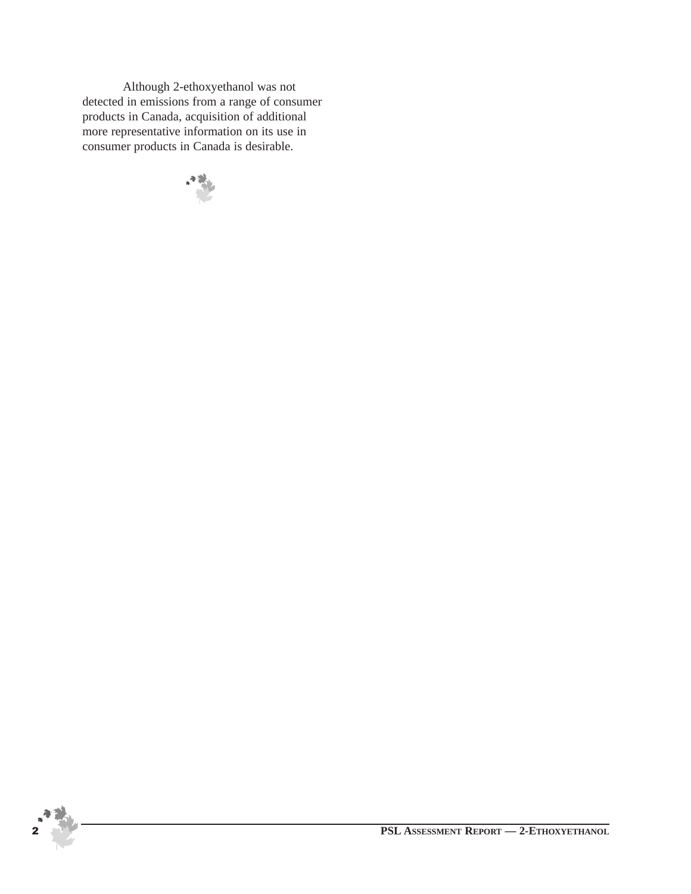Although 2-ethoxyethanol was not detected in emissions from a range of consumer products in Canada, acquisition of additional more representative information on its use in consumer products in Canada is desirable.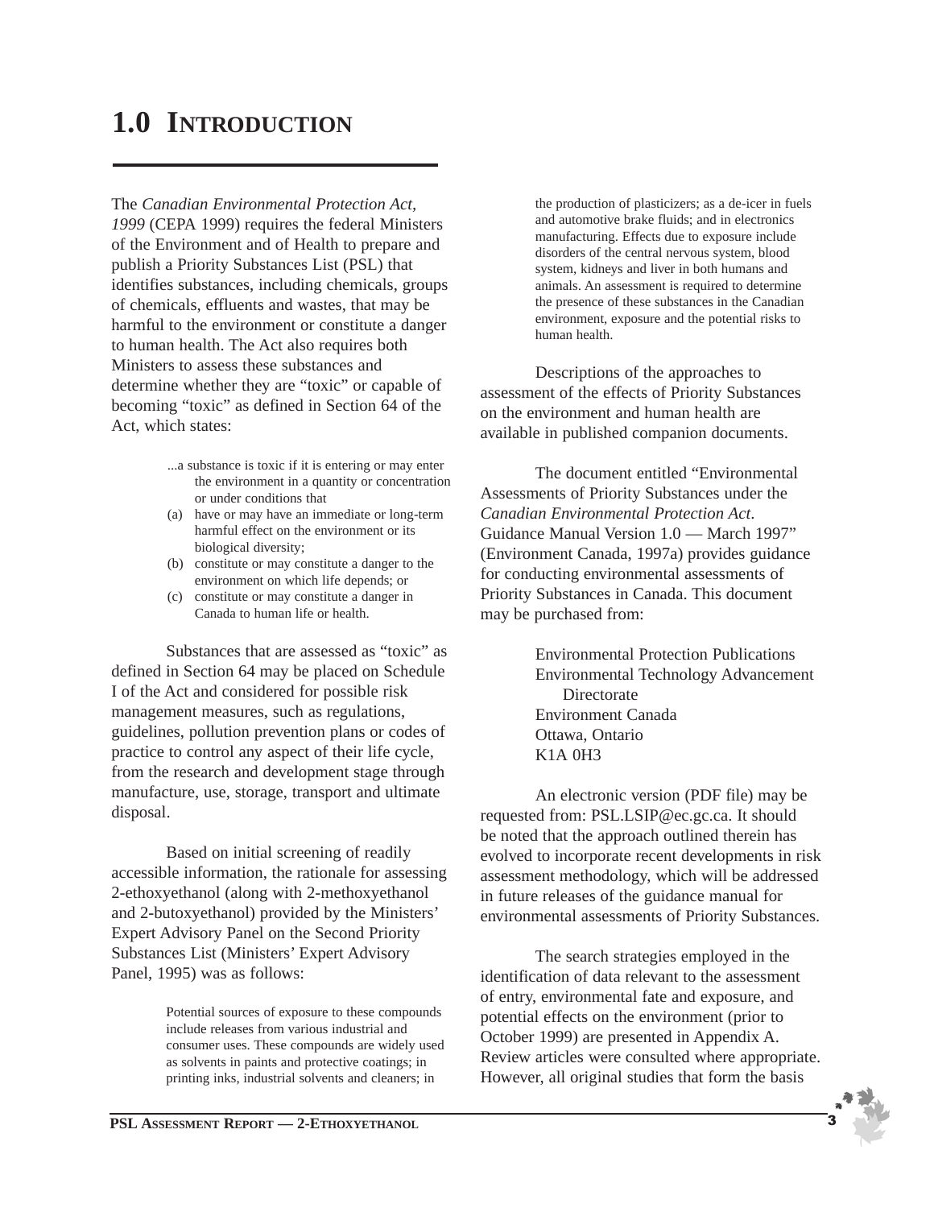# 1.0 INTRODUCTION

The *Canadian Environmental Protection Act, 1999* (CEPA 1999) requires the federal Ministers of the Environment and of Health to prepare and publish a Priority Substances List (PSL) that identifies substances, including chemicals, groups of chemicals, effluents and wastes, that may be harmful to the environment or constitute a danger to human health. The Act also requires both Ministers to assess these substances and determine whether they are "toxic" or capable of becoming "toxic" as defined in Section 64 of the Act, which states:

> ...a substance is toxic if it is entering or may enter the environment in a quantity or concentration or under conditions that
>
> (a) have or may have an immediate or long-term harmful effect on the environment or its biological diversity;
>
> (b) constitute or may constitute a danger to the environment on which life depends; or
>
> (c) constitute or may constitute a danger in Canada to human life or health.

Substances that are assessed as "toxic" as defined in Section 64 may be placed on Schedule I of the Act and considered for possible risk management measures, such as regulations, guidelines, pollution prevention plans or codes of practice to control any aspect of their life cycle, from the research and development stage through manufacture, use, storage, transport and ultimate disposal.

Based on initial screening of readily accessible information, the rationale for assessing 2-ethoxyethanol (along with 2-methoxyethanol and 2-butoxyethanol) provided by the Ministers' Expert Advisory Panel on the Second Priority Substances List (Ministers' Expert Advisory Panel, 1995) was as follows:

> Potential sources of exposure to these compounds include releases from various industrial and consumer uses. These compounds are widely used as solvents in paints and protective coatings; in printing inks, industrial solvents and cleaners; in the production of plasticizers; as a de-icer in fuels and automotive brake fluids; and in electronics manufacturing. Effects due to exposure include disorders of the central nervous system, blood system, kidneys and liver in both humans and animals. An assessment is required to determine the presence of these substances in the Canadian environment, exposure and the potential risks to human health.

Descriptions of the approaches to assessment of the effects of Priority Substances on the environment and human health are available in published companion documents.

The document entitled "Environmental Assessments of Priority Substances under the *Canadian Environmental Protection Act*. Guidance Manual Version 1.0 — March 1997" (Environment Canada, 1997a) provides guidance for conducting environmental assessments of Priority Substances in Canada. This document may be purchased from:

> Environmental Protection Publications
> Environmental Technology Advancement Directorate
> Environment Canada
> Ottawa, Ontario
> K1A 0H3

An electronic version (PDF file) may be requested from: PSL.LSIP@ec.gc.ca. It should be noted that the approach outlined therein has evolved to incorporate recent developments in risk assessment methodology, which will be addressed in future releases of the guidance manual for environmental assessments of Priority Substances.

The search strategies employed in the identification of data relevant to the assessment of entry, environmental fate and exposure, and potential effects on the environment (prior to October 1999) are presented in Appendix A. Review articles were consulted where appropriate. However, all original studies that form the basis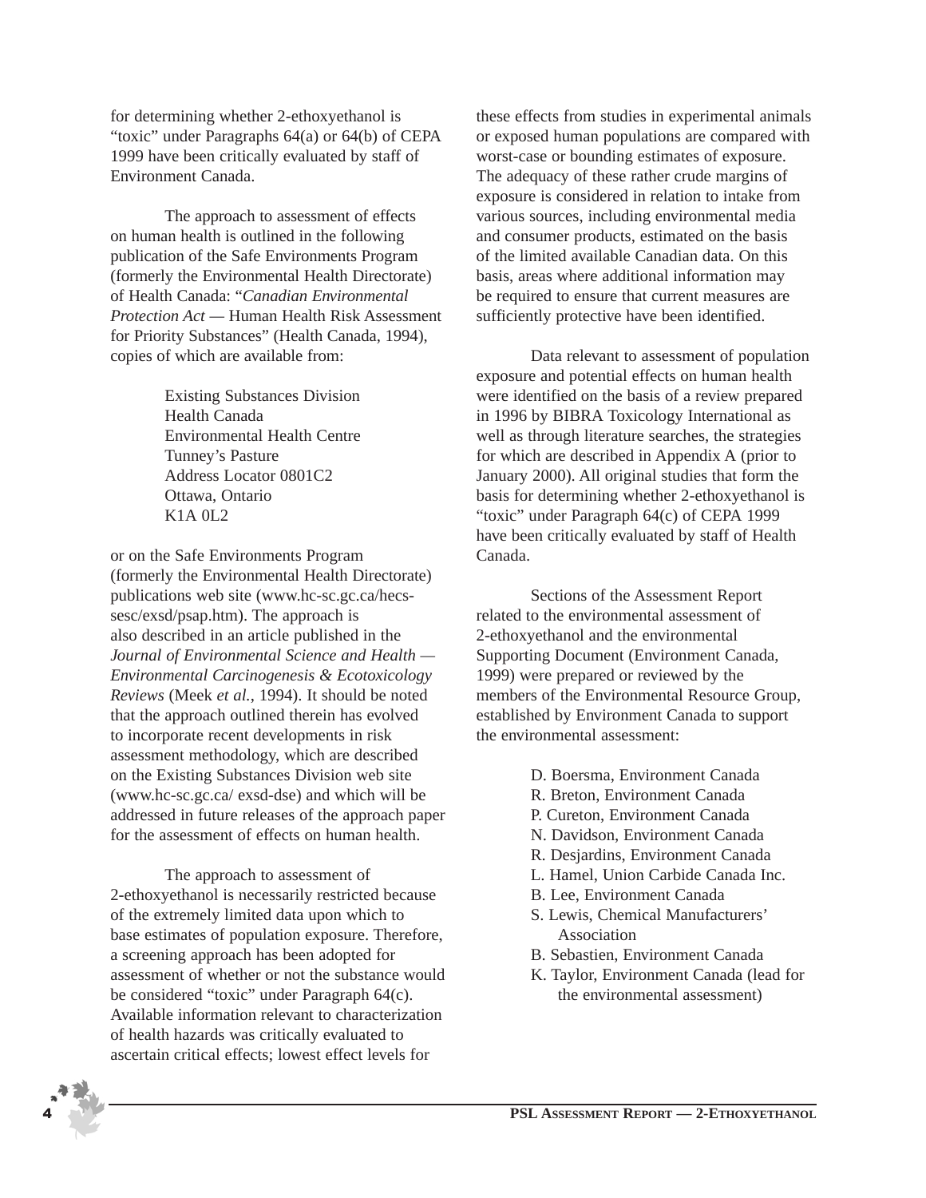for determining whether 2-ethoxyethanol is "toxic" under Paragraphs 64(a) or 64(b) of CEPA 1999 have been critically evaluated by staff of Environment Canada.

The approach to assessment of effects on human health is outlined in the following publication of the Safe Environments Program (formerly the Environmental Health Directorate) of Health Canada: "*Canadian Environmental Protection Act* — Human Health Risk Assessment for Priority Substances" (Health Canada, 1994), copies of which are available from:

> Existing Substances Division
> Health Canada
> Environmental Health Centre
> Tunney's Pasture
> Address Locator 0801C2
> Ottawa, Ontario
> K1A 0L2

or on the Safe Environments Program (formerly the Environmental Health Directorate) publications web site (www.hc-sc.gc.ca/hecs-sesc/exsd/psap.htm). The approach is also described in an article published in the *Journal of Environmental Science and Health — Environmental Carcinogenesis & Ecotoxicology Reviews* (Meek *et al.*, 1994). It should be noted that the approach outlined therein has evolved to incorporate recent developments in risk assessment methodology, which are described on the Existing Substances Division web site (www.hc-sc.gc.ca/ exsd-dse) and which will be addressed in future releases of the approach paper for the assessment of effects on human health.

The approach to assessment of 2-ethoxyethanol is necessarily restricted because of the extremely limited data upon which to base estimates of population exposure. Therefore, a screening approach has been adopted for assessment of whether or not the substance would be considered "toxic" under Paragraph 64(c). Available information relevant to characterization of health hazards was critically evaluated to ascertain critical effects; lowest effect levels for these effects from studies in experimental animals or exposed human populations are compared with worst-case or bounding estimates of exposure. The adequacy of these rather crude margins of exposure is considered in relation to intake from various sources, including environmental media and consumer products, estimated on the basis of the limited available Canadian data. On this basis, areas where additional information may be required to ensure that current measures are sufficiently protective have been identified.

Data relevant to assessment of population exposure and potential effects on human health were identified on the basis of a review prepared in 1996 by BIBRA Toxicology International as well as through literature searches, the strategies for which are described in Appendix A (prior to January 2000). All original studies that form the basis for determining whether 2-ethoxyethanol is "toxic" under Paragraph 64(c) of CEPA 1999 have been critically evaluated by staff of Health Canada.

Sections of the Assessment Report related to the environmental assessment of 2-ethoxyethanol and the environmental Supporting Document (Environment Canada, 1999) were prepared or reviewed by the members of the Environmental Resource Group, established by Environment Canada to support the environmental assessment:

> D. Boersma, Environment Canada
> R. Breton, Environment Canada
> P. Cureton, Environment Canada
> N. Davidson, Environment Canada
> R. Desjardins, Environment Canada
> L. Hamel, Union Carbide Canada Inc.
> B. Lee, Environment Canada
> S. Lewis, Chemical Manufacturers' Association
> B. Sebastien, Environment Canada
> K. Taylor, Environment Canada (lead for the environmental assessment)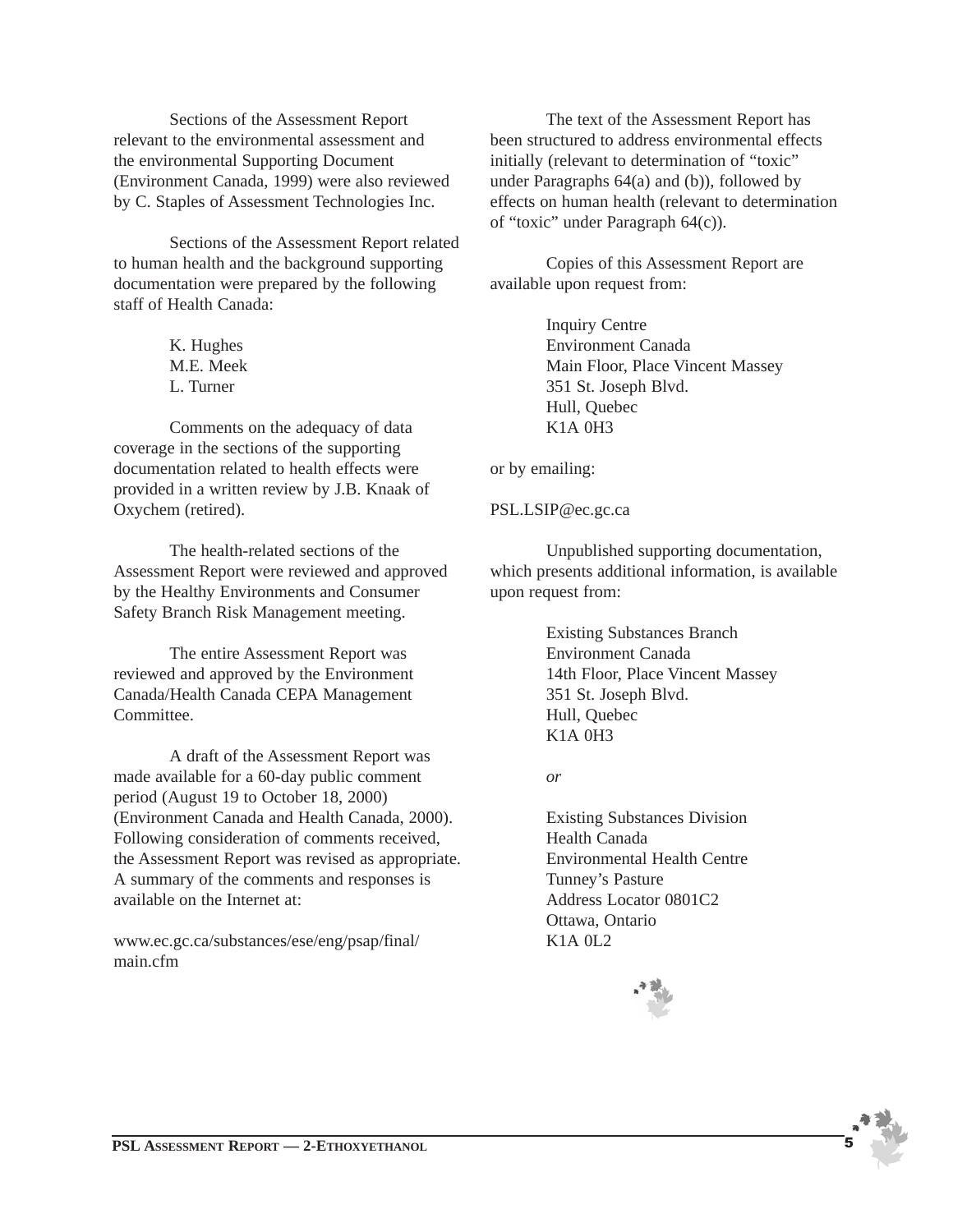Sections of the Assessment Report relevant to the environmental assessment and the environmental Supporting Document (Environment Canada, 1999) were also reviewed by C. Staples of Assessment Technologies Inc.

Sections of the Assessment Report related to human health and the background supporting documentation were prepared by the following staff of Health Canada:

K. Hughes
M.E. Meek
L. Turner

Comments on the adequacy of data coverage in the sections of the supporting documentation related to health effects were provided in a written review by J.B. Knaak of Oxychem (retired).

The health-related sections of the Assessment Report were reviewed and approved by the Healthy Environments and Consumer Safety Branch Risk Management meeting.

The entire Assessment Report was reviewed and approved by the Environment Canada/Health Canada CEPA Management Committee.

A draft of the Assessment Report was made available for a 60-day public comment period (August 19 to October 18, 2000) (Environment Canada and Health Canada, 2000). Following consideration of comments received, the Assessment Report was revised as appropriate. A summary of the comments and responses is available on the Internet at:

www.ec.gc.ca/substances/ese/eng/psap/final/main.cfm

The text of the Assessment Report has been structured to address environmental effects initially (relevant to determination of "toxic" under Paragraphs 64(a) and (b)), followed by effects on human health (relevant to determination of "toxic" under Paragraph 64(c)).

Copies of this Assessment Report are available upon request from:

Inquiry Centre
Environment Canada
Main Floor, Place Vincent Massey
351 St. Joseph Blvd.
Hull, Quebec
K1A 0H3

or by emailing:

PSL.LSIP@ec.gc.ca

Unpublished supporting documentation, which presents additional information, is available upon request from:

Existing Substances Branch
Environment Canada
14th Floor, Place Vincent Massey
351 St. Joseph Blvd.
Hull, Quebec
K1A 0H3

*or*

Existing Substances Division
Health Canada
Environmental Health Centre
Tunney's Pasture
Address Locator 0801C2
Ottawa, Ontario
K1A 0L2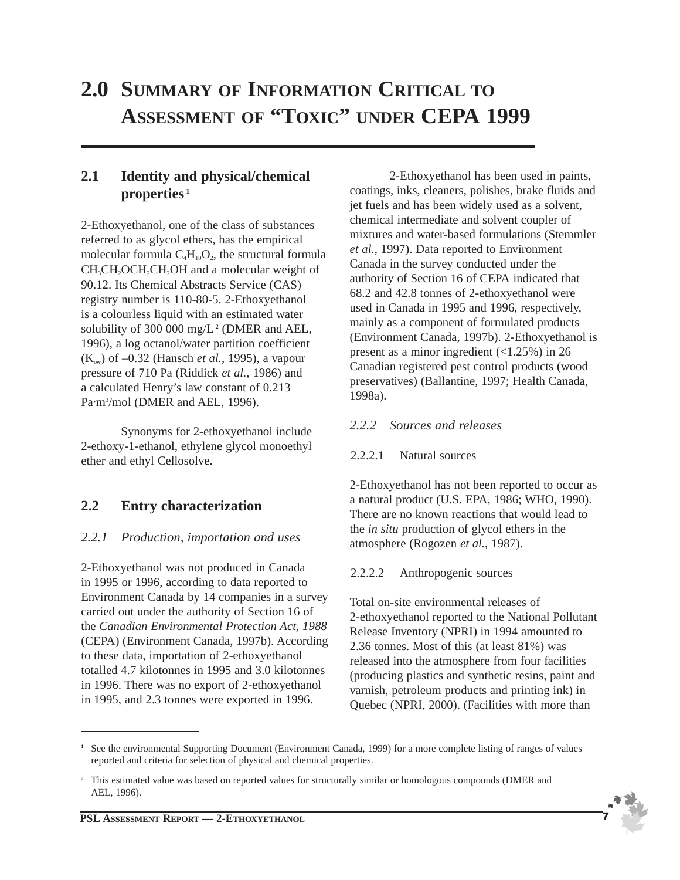# 2.0 SUMMARY OF INFORMATION CRITICAL TO ASSESSMENT OF "TOXIC" UNDER CEPA 1999

## 2.1 Identity and physical/chemical properties [1]

2-Ethoxyethanol, one of the class of substances referred to as glycol ethers, has the empirical molecular formula $C_4H_{10}O_2$, the structural formula $CH_3CH_2OCH_2CH_2OH$ and a molecular weight of 90.12. Its Chemical Abstracts Service (CAS) registry number is 110-80-5. 2-Ethoxyethanol is a colourless liquid with an estimated water solubility of 300 000 mg/L [2] (DMER and AEL, 1996), a log octanol/water partition coefficient ($K_{ow}$) of –0.32 (Hansch *et al.*, 1995), a vapour pressure of 710 Pa (Riddick *et al.*, 1986) and a calculated Henry's law constant of 0.213 Pa·m$^3$/mol (DMER and AEL, 1996).

Synonyms for 2-ethoxyethanol include 2-ethoxy-1-ethanol, ethylene glycol monoethyl ether and ethyl Cellosolve.

## 2.2 Entry characterization

### *2.2.1 Production, importation and uses*

2-Ethoxyethanol was not produced in Canada in 1995 or 1996, according to data reported to Environment Canada by 14 companies in a survey carried out under the authority of Section 16 of the *Canadian Environmental Protection Act, 1988* (CEPA) (Environment Canada, 1997b). According to these data, importation of 2-ethoxyethanol totalled 4.7 kilotonnes in 1995 and 3.0 kilotonnes in 1996. There was no export of 2-ethoxyethanol in 1995, and 2.3 tonnes were exported in 1996.

2-Ethoxyethanol has been used in paints, coatings, inks, cleaners, polishes, brake fluids and jet fuels and has been widely used as a solvent, chemical intermediate and solvent coupler of mixtures and water-based formulations (Stemmler *et al.*, 1997). Data reported to Environment Canada in the survey conducted under the authority of Section 16 of CEPA indicated that 68.2 and 42.8 tonnes of 2-ethoxyethanol were used in Canada in 1995 and 1996, respectively, mainly as a component of formulated products (Environment Canada, 1997b). 2-Ethoxyethanol is present as a minor ingredient (<1.25%) in 26 Canadian registered pest control products (wood preservatives) (Ballantine, 1997; Health Canada, 1998a).

### *2.2.2 Sources and releases*

#### 2.2.2.1 Natural sources

2-Ethoxyethanol has not been reported to occur as a natural product (U.S. EPA, 1986; WHO, 1990). There are no known reactions that would lead to the *in situ* production of glycol ethers in the atmosphere (Rogozen *et al.*, 1987).

#### 2.2.2.2 Anthropogenic sources

Total on-site environmental releases of 2-ethoxyethanol reported to the National Pollutant Release Inventory (NPRI) in 1994 amounted to 2.36 tonnes. Most of this (at least 81%) was released into the atmosphere from four facilities (producing plastics and synthetic resins, paint and varnish, petroleum products and printing ink) in Quebec (NPRI, 2000). (Facilities with more than

---

[1] See the environmental Supporting Document (Environment Canada, 1999) for a more complete listing of ranges of values reported and criteria for selection of physical and chemical properties.

[2] This estimated value was based on reported values for structurally similar or homologous compounds (DMER and AEL, 1996).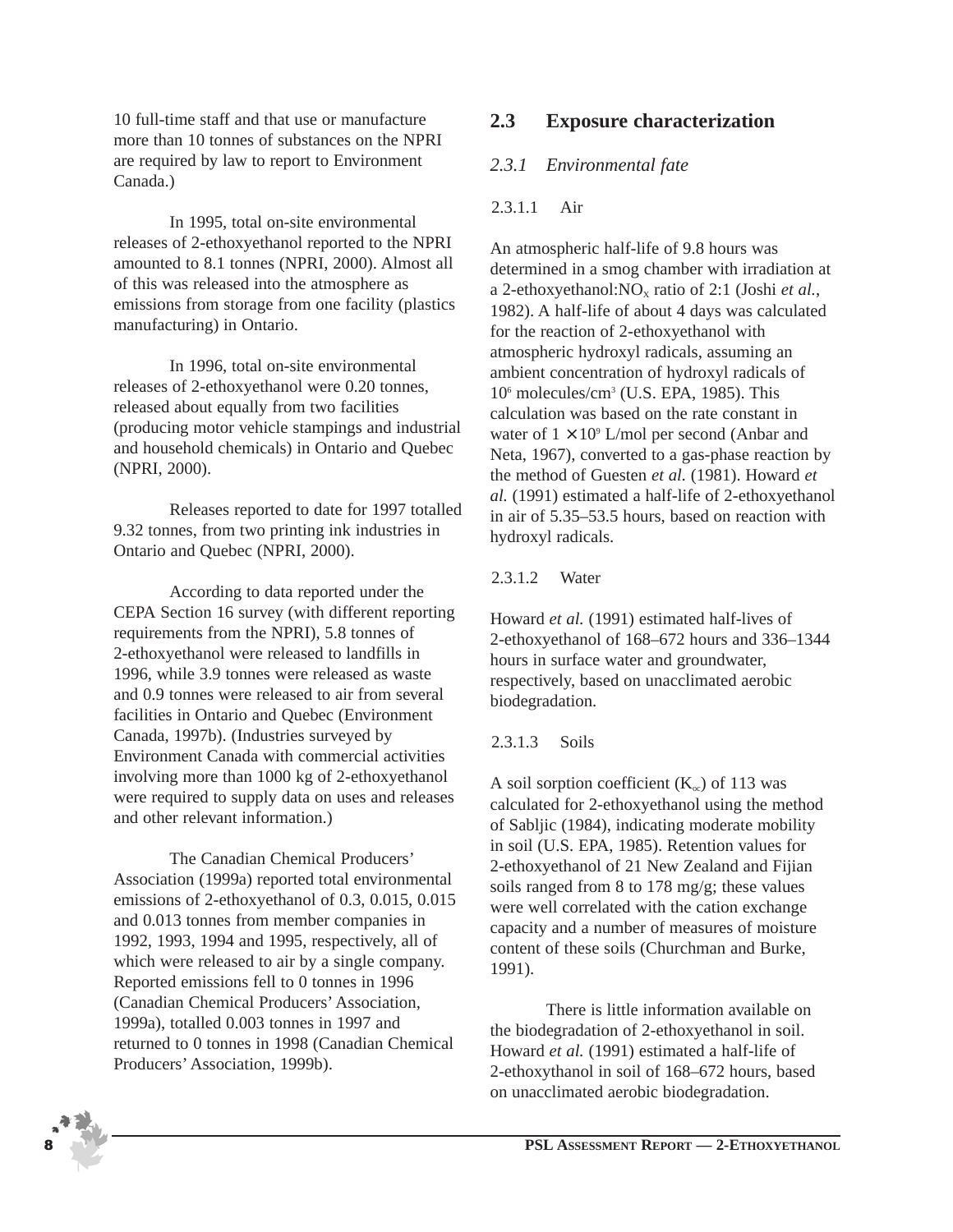10 full-time staff and that use or manufacture more than 10 tonnes of substances on the NPRI are required by law to report to Environment Canada.)

In 1995, total on-site environmental releases of 2-ethoxyethanol reported to the NPRI amounted to 8.1 tonnes (NPRI, 2000). Almost all of this was released into the atmosphere as emissions from storage from one facility (plastics manufacturing) in Ontario.

In 1996, total on-site environmental releases of 2-ethoxyethanol were 0.20 tonnes, released about equally from two facilities (producing motor vehicle stampings and industrial and household chemicals) in Ontario and Quebec (NPRI, 2000).

Releases reported to date for 1997 totalled 9.32 tonnes, from two printing ink industries in Ontario and Quebec (NPRI, 2000).

According to data reported under the CEPA Section 16 survey (with different reporting requirements from the NPRI), 5.8 tonnes of 2-ethoxyethanol were released to landfills in 1996, while 3.9 tonnes were released as waste and 0.9 tonnes were released to air from several facilities in Ontario and Quebec (Environment Canada, 1997b). (Industries surveyed by Environment Canada with commercial activities involving more than 1000 kg of 2-ethoxyethanol were required to supply data on uses and releases and other relevant information.)

The Canadian Chemical Producers' Association (1999a) reported total environmental emissions of 2-ethoxyethanol of 0.3, 0.015, 0.015 and 0.013 tonnes from member companies in 1992, 1993, 1994 and 1995, respectively, all of which were released to air by a single company. Reported emissions fell to 0 tonnes in 1996 (Canadian Chemical Producers' Association, 1999a), totalled 0.003 tonnes in 1997 and returned to 0 tonnes in 1998 (Canadian Chemical Producers' Association, 1999b).

## 2.3 Exposure characterization

### *2.3.1 Environmental fate*

#### 2.3.1.1 Air

An atmospheric half-life of 9.8 hours was determined in a smog chamber with irradiation at a 2-ethoxyethanol:$NO_x$ ratio of 2:1 (Joshi *et al.*, 1982). A half-life of about 4 days was calculated for the reaction of 2-ethoxyethanol with atmospheric hydroxyl radicals, assuming an ambient concentration of hydroxyl radicals of $10^6$ molecules/$cm^3$ (U.S. EPA, 1985). This calculation was based on the rate constant in water of $1 \times 10^9$ L/mol per second (Anbar and Neta, 1967), converted to a gas-phase reaction by the method of Guesten *et al.* (1981). Howard *et al.* (1991) estimated a half-life of 2-ethoxyethanol in air of 5.35–53.5 hours, based on reaction with hydroxyl radicals.

#### 2.3.1.2 Water

Howard *et al.* (1991) estimated half-lives of 2-ethoxyethanol of 168–672 hours and 336–1344 hours in surface water and groundwater, respectively, based on unacclimated aerobic biodegradation.

#### 2.3.1.3 Soils

A soil sorption coefficient ($K_{oc}$) of 113 was calculated for 2-ethoxyethanol using the method of Sabljic (1984), indicating moderate mobility in soil (U.S. EPA, 1985). Retention values for 2-ethoxyethanol of 21 New Zealand and Fijian soils ranged from 8 to 178 mg/g; these values were well correlated with the cation exchange capacity and a number of measures of moisture content of these soils (Churchman and Burke, 1991).

There is little information available on the biodegradation of 2-ethoxyethanol in soil. Howard *et al.* (1991) estimated a half-life of 2-ethoxythanol in soil of 168–672 hours, based on unacclimated aerobic biodegradation.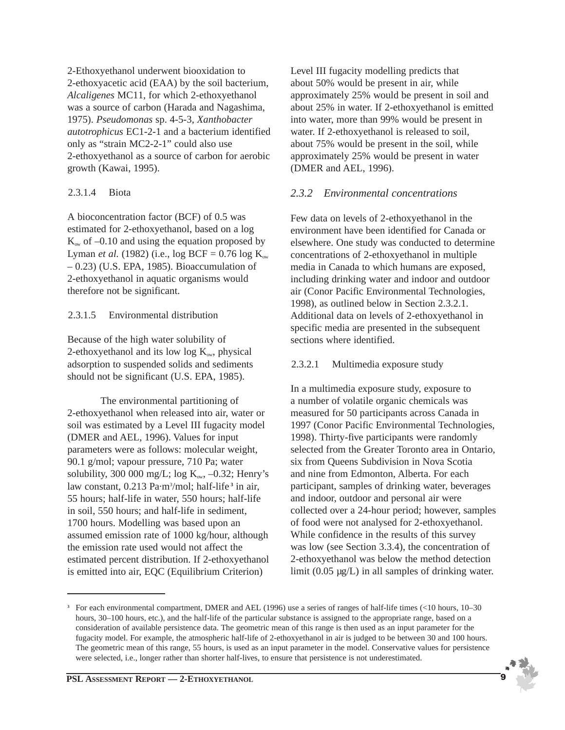2-Ethoxyethanol underwent biooxidation to 2-ethoxyacetic acid (EAA) by the soil bacterium, *Alcaligenes* MC11, for which 2-ethoxyethanol was a source of carbon (Harada and Nagashima, 1975). *Pseudomonas* sp. 4-5-3, *Xanthobacter autotrophicus* EC1-2-1 and a bacterium identified only as "strain MC2-2-1" could also use 2-ethoxyethanol as a source of carbon for aerobic growth (Kawai, 1995).

#### 2.3.1.4 Biota

A bioconcentration factor (BCF) of 0.5 was estimated for 2-ethoxyethanol, based on a log $K_{ow}$ of –0.10 and using the equation proposed by Lyman *et al.* (1982) (i.e., log BCF = 0.76 log $K_{ow}$ – 0.23) (U.S. EPA, 1985). Bioaccumulation of 2-ethoxyethanol in aquatic organisms would therefore not be significant.

#### 2.3.1.5 Environmental distribution

Because of the high water solubility of 2-ethoxyethanol and its low log $K_{ow}$, physical adsorption to suspended solids and sediments should not be significant (U.S. EPA, 1985).

The environmental partitioning of 2-ethoxyethanol when released into air, water or soil was estimated by a Level III fugacity model (DMER and AEL, 1996). Values for input parameters were as follows: molecular weight, 90.1 g/mol; vapour pressure, 710 Pa; water solubility, 300 000 mg/L; log $K_{ow}$, –0.32; Henry's law constant, 0.213 Pa·m$^3$/mol; half-life[3] in air, 55 hours; half-life in water, 550 hours; half-life in soil, 550 hours; and half-life in sediment, 1700 hours. Modelling was based upon an assumed emission rate of 1000 kg/hour, although the emission rate used would not affect the estimated percent distribution. If 2-ethoxyethanol is emitted into air, EQC (Equilibrium Criterion) Level III fugacity modelling predicts that about 50% would be present in air, while approximately 25% would be present in soil and about 25% in water. If 2-ethoxyethanol is emitted into water, more than 99% would be present in water. If 2-ethoxyethanol is released to soil, about 75% would be present in the soil, while approximately 25% would be present in water (DMER and AEL, 1996).

### *2.3.2 Environmental concentrations*

Few data on levels of 2-ethoxyethanol in the environment have been identified for Canada or elsewhere. One study was conducted to determine concentrations of 2-ethoxyethanol in multiple media in Canada to which humans are exposed, including drinking water and indoor and outdoor air (Conor Pacific Environmental Technologies, 1998), as outlined below in Section 2.3.2.1. Additional data on levels of 2-ethoxyethanol in specific media are presented in the subsequent sections where identified.

#### 2.3.2.1 Multimedia exposure study

In a multimedia exposure study, exposure to a number of volatile organic chemicals was measured for 50 participants across Canada in 1997 (Conor Pacific Environmental Technologies, 1998). Thirty-five participants were randomly selected from the Greater Toronto area in Ontario, six from Queens Subdivision in Nova Scotia and nine from Edmonton, Alberta. For each participant, samples of drinking water, beverages and indoor, outdoor and personal air were collected over a 24-hour period; however, samples of food were not analysed for 2-ethoxyethanol. While confidence in the results of this survey was low (see Section 3.3.4), the concentration of 2-ethoxyethanol was below the method detection limit (0.05 µg/L) in all samples of drinking water.

---

[3] For each environmental compartment, DMER and AEL (1996) use a series of ranges of half-life times (<10 hours, 10–30 hours, 30–100 hours, etc.), and the half-life of the particular substance is assigned to the appropriate range, based on a consideration of available persistence data. The geometric mean of this range is then used as an input parameter for the fugacity model. For example, the atmospheric half-life of 2-ethoxyethanol in air is judged to be between 30 and 100 hours. The geometric mean of this range, 55 hours, is used as an input parameter in the model. Conservative values for persistence were selected, i.e., longer rather than shorter half-lives, to ensure that persistence is not underestimated.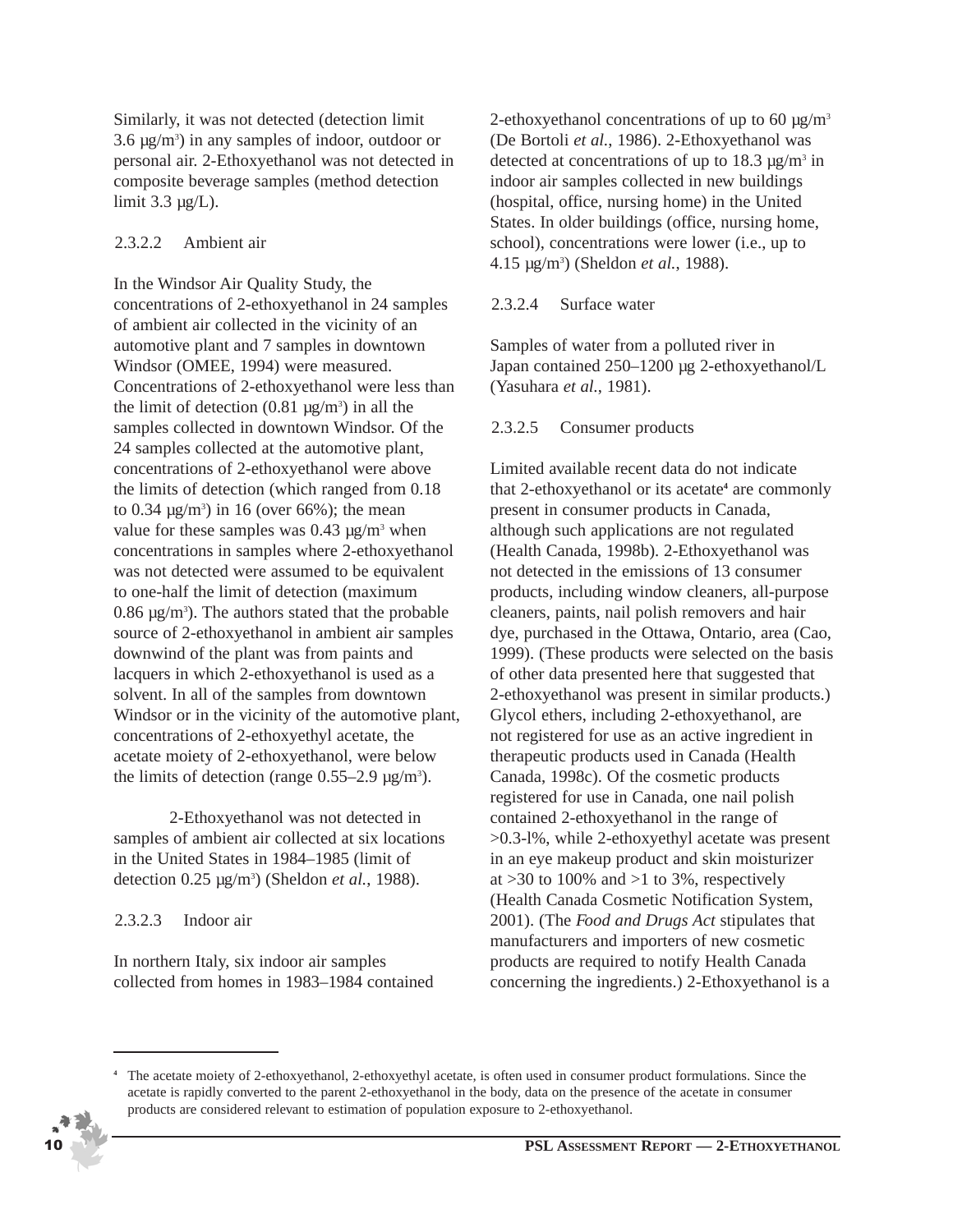Similarly, it was not detected (detection limit 3.6 µg/m$^3$) in any samples of indoor, outdoor or personal air. 2-Ethoxyethanol was not detected in composite beverage samples (method detection limit 3.3 µg/L).

#### 2.3.2.2 Ambient air

In the Windsor Air Quality Study, the concentrations of 2-ethoxyethanol in 24 samples of ambient air collected in the vicinity of an automotive plant and 7 samples in downtown Windsor (OMEE, 1994) were measured. Concentrations of 2-ethoxyethanol were less than the limit of detection (0.81 µg/m$^3$) in all the samples collected in downtown Windsor. Of the 24 samples collected at the automotive plant, concentrations of 2-ethoxyethanol were above the limits of detection (which ranged from 0.18 to 0.34 µg/m$^3$) in 16 (over 66%); the mean value for these samples was 0.43 µg/m$^3$ when concentrations in samples where 2-ethoxyethanol was not detected were assumed to be equivalent to one-half the limit of detection (maximum 0.86 µg/m$^3$). The authors stated that the probable source of 2-ethoxyethanol in ambient air samples downwind of the plant was from paints and lacquers in which 2-ethoxyethanol is used as a solvent. In all of the samples from downtown Windsor or in the vicinity of the automotive plant, concentrations of 2-ethoxyethyl acetate, the acetate moiety of 2-ethoxyethanol, were below the limits of detection (range 0.55–2.9 µg/m$^3$).

2-Ethoxyethanol was not detected in samples of ambient air collected at six locations in the United States in 1984–1985 (limit of detection 0.25 µg/m$^3$) (Sheldon *et al.*, 1988).

#### 2.3.2.3 Indoor air

In northern Italy, six indoor air samples collected from homes in 1983–1984 contained 2-ethoxyethanol concentrations of up to 60 µg/m$^3$ (De Bortoli *et al.*, 1986). 2-Ethoxyethanol was detected at concentrations of up to 18.3 µg/m$^3$ in indoor air samples collected in new buildings (hospital, office, nursing home) in the United States. In older buildings (office, nursing home, school), concentrations were lower (i.e., up to 4.15 µg/m$^3$) (Sheldon *et al.*, 1988).

#### 2.3.2.4 Surface water

Samples of water from a polluted river in Japan contained 250–1200 µg 2-ethoxyethanol/L (Yasuhara *et al.*, 1981).

#### 2.3.2.5 Consumer products

Limited available recent data do not indicate that 2-ethoxyethanol or its acetate[4] are commonly present in consumer products in Canada, although such applications are not regulated (Health Canada, 1998b). 2-Ethoxyethanol was not detected in the emissions of 13 consumer products, including window cleaners, all-purpose cleaners, paints, nail polish removers and hair dye, purchased in the Ottawa, Ontario, area (Cao, 1999). (These products were selected on the basis of other data presented here that suggested that 2-ethoxyethanol was present in similar products.) Glycol ethers, including 2-ethoxyethanol, are not registered for use as an active ingredient in therapeutic products used in Canada (Health Canada, 1998c). Of the cosmetic products registered for use in Canada, one nail polish contained 2-ethoxyethanol in the range of >0.3-l%, while 2-ethoxyethyl acetate was present in an eye makeup product and skin moisturizer at >30 to 100% and >1 to 3%, respectively (Health Canada Cosmetic Notification System, 2001). (The *Food and Drugs Act* stipulates that manufacturers and importers of new cosmetic products are required to notify Health Canada concerning the ingredients.) 2-Ethoxyethanol is a

---

[4] The acetate moiety of 2-ethoxyethanol, 2-ethoxyethyl acetate, is often used in consumer product formulations. Since the acetate is rapidly converted to the parent 2-ethoxyethanol in the body, data on the presence of the acetate in consumer products are considered relevant to estimation of population exposure to 2-ethoxyethanol.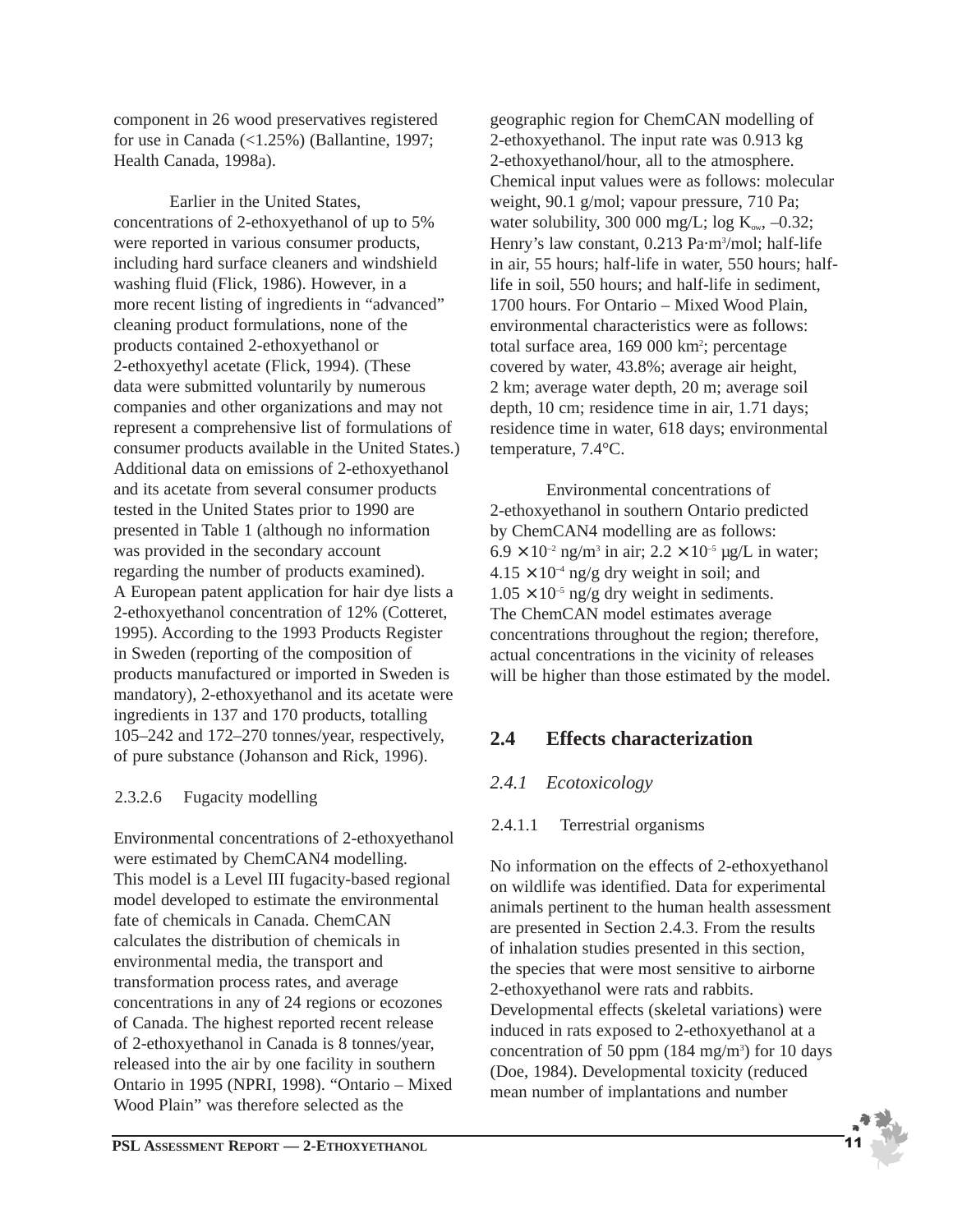component in 26 wood preservatives registered for use in Canada (<1.25%) (Ballantine, 1997; Health Canada, 1998a).

Earlier in the United States, concentrations of 2-ethoxyethanol of up to 5% were reported in various consumer products, including hard surface cleaners and windshield washing fluid (Flick, 1986). However, in a more recent listing of ingredients in "advanced" cleaning product formulations, none of the products contained 2-ethoxyethanol or 2-ethoxyethyl acetate (Flick, 1994). (These data were submitted voluntarily by numerous companies and other organizations and may not represent a comprehensive list of formulations of consumer products available in the United States.) Additional data on emissions of 2-ethoxyethanol and its acetate from several consumer products tested in the United States prior to 1990 are presented in Table 1 (although no information was provided in the secondary account regarding the number of products examined). A European patent application for hair dye lists a 2-ethoxyethanol concentration of 12% (Cotteret, 1995). According to the 1993 Products Register in Sweden (reporting of the composition of products manufactured or imported in Sweden is mandatory), 2-ethoxyethanol and its acetate were ingredients in 137 and 170 products, totalling 105–242 and 172–270 tonnes/year, respectively, of pure substance (Johanson and Rick, 1996).

#### 2.3.2.6 Fugacity modelling

Environmental concentrations of 2-ethoxyethanol were estimated by ChemCAN4 modelling. This model is a Level III fugacity-based regional model developed to estimate the environmental fate of chemicals in Canada. ChemCAN calculates the distribution of chemicals in environmental media, the transport and transformation process rates, and average concentrations in any of 24 regions or ecozones of Canada. The highest reported recent release of 2-ethoxyethanol in Canada is 8 tonnes/year, released into the air by one facility in southern Ontario in 1995 (NPRI, 1998). "Ontario – Mixed Wood Plain" was therefore selected as the geographic region for ChemCAN modelling of 2-ethoxyethanol. The input rate was 0.913 kg 2-ethoxyethanol/hour, all to the atmosphere. Chemical input values were as follows: molecular weight, 90.1 g/mol; vapour pressure, 710 Pa; water solubility, 300 000 mg/L; log $K_{ow}$, –0.32; Henry's law constant, 0.213 Pa·m$^3$/mol; half-life in air, 55 hours; half-life in water, 550 hours; half-life in soil, 550 hours; and half-life in sediment, 1700 hours. For Ontario – Mixed Wood Plain, environmental characteristics were as follows: total surface area, 169 000 km$^2$; percentage covered by water, 43.8%; average air height, 2 km; average water depth, 20 m; average soil depth, 10 cm; residence time in air, 1.71 days; residence time in water, 618 days; environmental temperature, 7.4°C.

Environmental concentrations of 2-ethoxyethanol in southern Ontario predicted by ChemCAN4 modelling are as follows: $6.9 \times 10^{-2}$ ng/m$^3$ in air; $2.2 \times 10^{-5}$ µg/L in water; $4.15 \times 10^{-4}$ ng/g dry weight in soil; and $1.05 \times 10^{-5}$ ng/g dry weight in sediments. The ChemCAN model estimates average concentrations throughout the region; therefore, actual concentrations in the vicinity of releases will be higher than those estimated by the model.

## 2.4 Effects characterization

### *2.4.1 Ecotoxicology*

#### 2.4.1.1 Terrestrial organisms

No information on the effects of 2-ethoxyethanol on wildlife was identified. Data for experimental animals pertinent to the human health assessment are presented in Section 2.4.3. From the results of inhalation studies presented in this section, the species that were most sensitive to airborne 2-ethoxyethanol were rats and rabbits. Developmental effects (skeletal variations) were induced in rats exposed to 2-ethoxyethanol at a concentration of 50 ppm (184 mg/m$^3$) for 10 days (Doe, 1984). Developmental toxicity (reduced mean number of implantations and number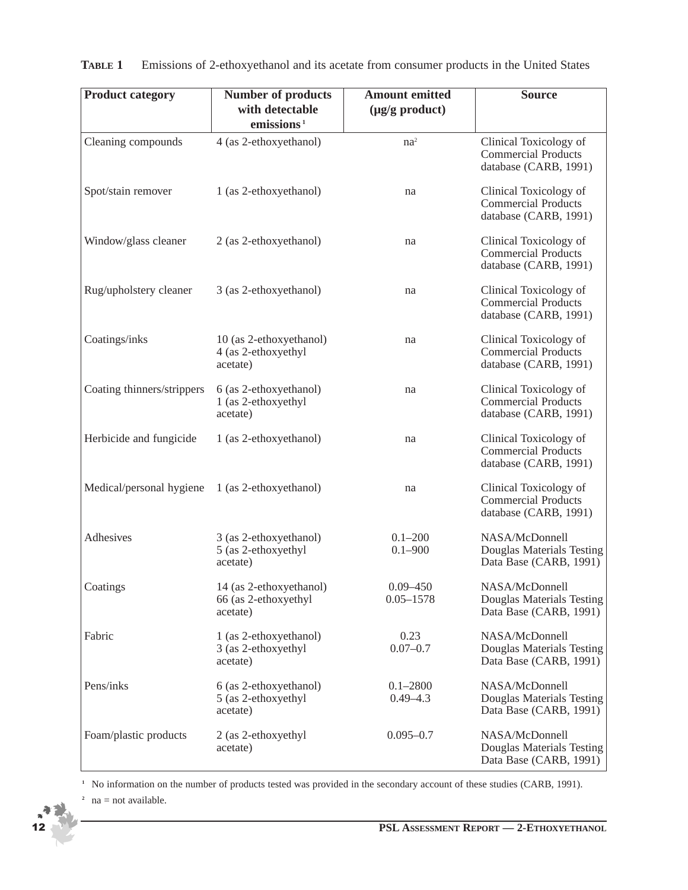**TABLE 1** Emissions of 2-ethoxyethanol and its acetate from consumer products in the United States

| Product category | Number of products with detectable emissions [1] | Amount emitted (μg/g product) | Source |
|---|---|---|---|
| Cleaning compounds | 4 (as 2-ethoxyethanol) | na [2] | Clinical Toxicology of Commercial Products database (CARB, 1991) |
| Spot/stain remover | 1 (as 2-ethoxyethanol) | na | Clinical Toxicology of Commercial Products database (CARB, 1991) |
| Window/glass cleaner | 2 (as 2-ethoxyethanol) | na | Clinical Toxicology of Commercial Products database (CARB, 1991) |
| Rug/upholstery cleaner | 3 (as 2-ethoxyethanol) | na | Clinical Toxicology of Commercial Products database (CARB, 1991) |
| Coatings/inks | 10 (as 2-ethoxyethanol)<br>4 (as 2-ethoxyethyl acetate) | na | Clinical Toxicology of Commercial Products database (CARB, 1991) |
| Coating thinners/strippers | 6 (as 2-ethoxyethanol)<br>1 (as 2-ethoxyethyl acetate) | na | Clinical Toxicology of Commercial Products database (CARB, 1991) |
| Herbicide and fungicide | 1 (as 2-ethoxyethanol) | na | Clinical Toxicology of Commercial Products database (CARB, 1991) |
| Medical/personal hygiene | 1 (as 2-ethoxyethanol) | na | Clinical Toxicology of Commercial Products database (CARB, 1991) |
| Adhesives | 3 (as 2-ethoxyethanol)<br>5 (as 2-ethoxyethyl acetate) | 0.1–200<br>0.1–900 | NASA/McDonnell Douglas Materials Testing Data Base (CARB, 1991) |
| Coatings | 14 (as 2-ethoxyethanol)<br>66 (as 2-ethoxyethyl acetate) | 0.09–450<br>0.05–1578 | NASA/McDonnell Douglas Materials Testing Data Base (CARB, 1991) |
| Fabric | 1 (as 2-ethoxyethanol)<br>3 (as 2-ethoxyethyl acetate) | 0.23<br>0.07–0.7 | NASA/McDonnell Douglas Materials Testing Data Base (CARB, 1991) |
| Pens/inks | 6 (as 2-ethoxyethanol)<br>5 (as 2-ethoxyethyl acetate) | 0.1–2800<br>0.49–4.3 | NASA/McDonnell Douglas Materials Testing Data Base (CARB, 1991) |
| Foam/plastic products | 2 (as 2-ethoxyethyl acetate) | 0.095–0.7 | NASA/McDonnell Douglas Materials Testing Data Base (CARB, 1991) |

[1] No information on the number of products tested was provided in the secondary account of these studies (CARB, 1991).

[2] na = not available.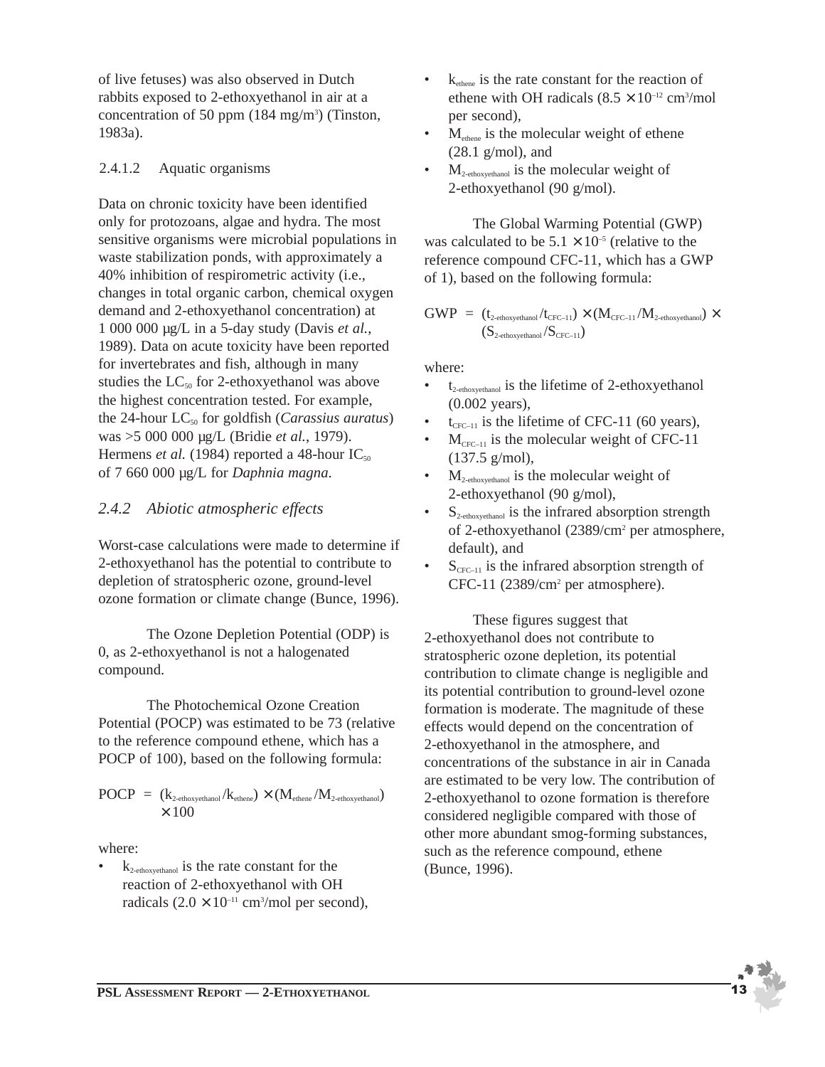of live fetuses) was also observed in Dutch rabbits exposed to 2-ethoxyethanol in air at a concentration of 50 ppm (184 mg/m$^3$) (Tinston, 1983a).

2.4.1.2 Aquatic organisms

Data on chronic toxicity have been identified only for protozoans, algae and hydra. The most sensitive organisms were microbial populations in waste stabilization ponds, with approximately a 40% inhibition of respirometric activity (i.e., changes in total organic carbon, chemical oxygen demand and 2-ethoxyethanol concentration) at 1 000 000 µg/L in a 5-day study (Davis *et al.*, 1989). Data on acute toxicity have been reported for invertebrates and fish, although in many studies the $LC_{50}$ for 2-ethoxyethanol was above the highest concentration tested. For example, the 24-hour $LC_{50}$ for goldfish (*Carassius auratus*) was >5 000 000 µg/L (Bridie *et al.*, 1979). Hermens *et al.* (1984) reported a 48-hour $IC_{50}$ of 7 660 000 µg/L for *Daphnia magna*.

### *2.4.2 Abiotic atmospheric effects*

Worst-case calculations were made to determine if 2-ethoxyethanol has the potential to contribute to depletion of stratospheric ozone, ground-level ozone formation or climate change (Bunce, 1996).

The Ozone Depletion Potential (ODP) is 0, as 2-ethoxyethanol is not a halogenated compound.

The Photochemical Ozone Creation Potential (POCP) was estimated to be 73 (relative to the reference compound ethene, which has a POCP of 100), based on the following formula:

$$POCP = (k_{2\text{-ethoxyethanol}}/k_{ethene}) \times (M_{ethene}/M_{2\text{-ethoxyethanol}}) \times 100$$

where:

- $k_{2\text{-ethoxyethanol}}$ is the rate constant for the reaction of 2-ethoxyethanol with OH radicals ($2.0 \times 10^{-11}$ cm$^3$/mol per second),
- $k_{ethene}$ is the rate constant for the reaction of ethene with OH radicals ($8.5 \times 10^{-12}$ cm$^3$/mol per second),
- $M_{ethene}$ is the molecular weight of ethene (28.1 g/mol), and
- $M_{2\text{-ethoxyethanol}}$ is the molecular weight of 2-ethoxyethanol (90 g/mol).

The Global Warming Potential (GWP) was calculated to be $5.1 \times 10^{-5}$ (relative to the reference compound CFC-11, which has a GWP of 1), based on the following formula:

$$GWP = (t_{2\text{-ethoxyethanol}}/t_{CFC-11}) \times (M_{CFC-11}/M_{2\text{-ethoxyethanol}}) \times (S_{2\text{-ethoxyethanol}}/S_{CFC-11})$$

where:

- $t_{2\text{-ethoxyethanol}}$ is the lifetime of 2-ethoxyethanol (0.002 years),
- $t_{CFC-11}$ is the lifetime of CFC-11 (60 years),
- $M_{CFC-11}$ is the molecular weight of CFC-11 (137.5 g/mol),
- $M_{2\text{-ethoxyethanol}}$ is the molecular weight of 2-ethoxyethanol (90 g/mol),
- $S_{2\text{-ethoxyethanol}}$ is the infrared absorption strength of 2-ethoxyethanol (2389/cm$^2$ per atmosphere, default), and
- $S_{CFC-11}$ is the infrared absorption strength of CFC-11 (2389/cm$^2$ per atmosphere).

These figures suggest that 2-ethoxyethanol does not contribute to stratospheric ozone depletion, its potential contribution to climate change is negligible and its potential contribution to ground-level ozone formation is moderate. The magnitude of these effects would depend on the concentration of 2-ethoxyethanol in the atmosphere, and concentrations of the substance in air in Canada are estimated to be very low. The contribution of 2-ethoxyethanol to ozone formation is therefore considered negligible compared with those of other more abundant smog-forming substances, such as the reference compound, ethene (Bunce, 1996).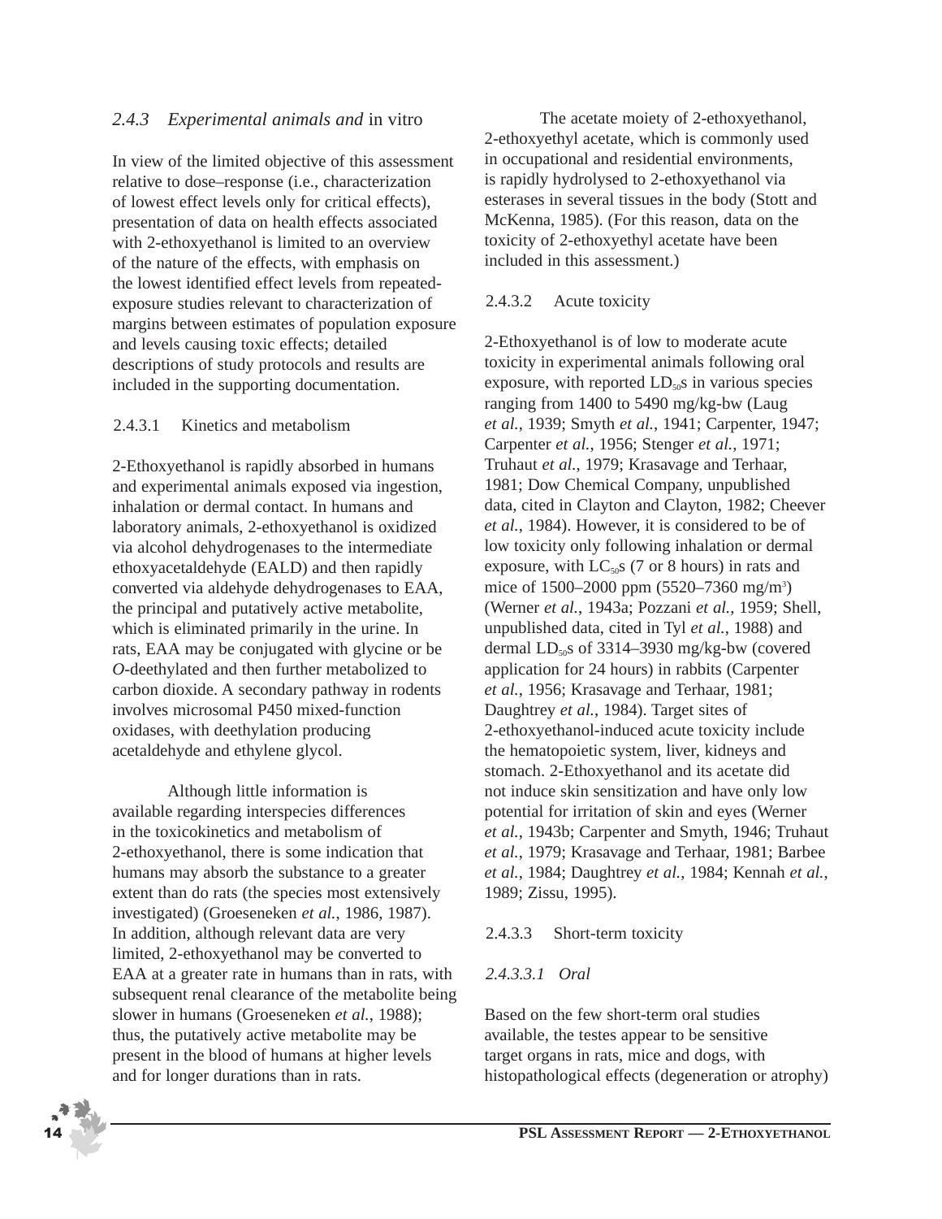### 2.4.3 *Experimental animals and* in vitro

In view of the limited objective of this assessment relative to dose–response (i.e., characterization of lowest effect levels only for critical effects), presentation of data on health effects associated with 2-ethoxyethanol is limited to an overview of the nature of the effects, with emphasis on the lowest identified effect levels from repeated-exposure studies relevant to characterization of margins between estimates of population exposure and levels causing toxic effects; detailed descriptions of study protocols and results are included in the supporting documentation.

#### 2.4.3.1 Kinetics and metabolism

2-Ethoxyethanol is rapidly absorbed in humans and experimental animals exposed via ingestion, inhalation or dermal contact. In humans and laboratory animals, 2-ethoxyethanol is oxidized via alcohol dehydrogenases to the intermediate ethoxyacetaldehyde (EALD) and then rapidly converted via aldehyde dehydrogenases to EAA, the principal and putatively active metabolite, which is eliminated primarily in the urine. In rats, EAA may be conjugated with glycine or be *O*-deethylated and then further metabolized to carbon dioxide. A secondary pathway in rodents involves microsomal P450 mixed-function oxidases, with deethylation producing acetaldehyde and ethylene glycol.

Although little information is available regarding interspecies differences in the toxicokinetics and metabolism of 2-ethoxyethanol, there is some indication that humans may absorb the substance to a greater extent than do rats (the species most extensively investigated) (Groeseneken *et al.*, 1986, 1987). In addition, although relevant data are very limited, 2-ethoxyethanol may be converted to EAA at a greater rate in humans than in rats, with subsequent renal clearance of the metabolite being slower in humans (Groeseneken *et al.*, 1988); thus, the putatively active metabolite may be present in the blood of humans at higher levels and for longer durations than in rats.

The acetate moiety of 2-ethoxyethanol, 2-ethoxyethyl acetate, which is commonly used in occupational and residential environments, is rapidly hydrolysed to 2-ethoxyethanol via esterases in several tissues in the body (Stott and McKenna, 1985). (For this reason, data on the toxicity of 2-ethoxyethyl acetate have been included in this assessment.)

#### 2.4.3.2 Acute toxicity

2-Ethoxyethanol is of low to moderate acute toxicity in experimental animals following oral exposure, with reported $LD_{50}$s in various species ranging from 1400 to 5490 mg/kg-bw (Laug *et al.*, 1939; Smyth *et al.*, 1941; Carpenter, 1947; Carpenter *et al.*, 1956; Stenger *et al.*, 1971; Truhaut *et al.*, 1979; Krasavage and Terhaar, 1981; Dow Chemical Company, unpublished data, cited in Clayton and Clayton, 1982; Cheever *et al.*, 1984). However, it is considered to be of low toxicity only following inhalation or dermal exposure, with $LC_{50}$s (7 or 8 hours) in rats and mice of 1500–2000 ppm (5520–7360 mg/m$^3$) (Werner *et al.*, 1943a; Pozzani *et al.*, 1959; Shell, unpublished data, cited in Tyl *et al.*, 1988) and dermal $LD_{50}$s of 3314–3930 mg/kg-bw (covered application for 24 hours) in rabbits (Carpenter *et al.*, 1956; Krasavage and Terhaar, 1981; Daughtrey *et al.*, 1984). Target sites of 2-ethoxyethanol-induced acute toxicity include the hematopoietic system, liver, kidneys and stomach. 2-Ethoxyethanol and its acetate did not induce skin sensitization and have only low potential for irritation of skin and eyes (Werner *et al.*, 1943b; Carpenter and Smyth, 1946; Truhaut *et al.*, 1979; Krasavage and Terhaar, 1981; Barbee *et al.*, 1984; Daughtrey *et al.*, 1984; Kennah *et al.*, 1989; Zissu, 1995).

#### 2.4.3.3 Short-term toxicity

##### *2.4.3.3.1 Oral*

Based on the few short-term oral studies available, the testes appear to be sensitive target organs in rats, mice and dogs, with histopathological effects (degeneration or atrophy)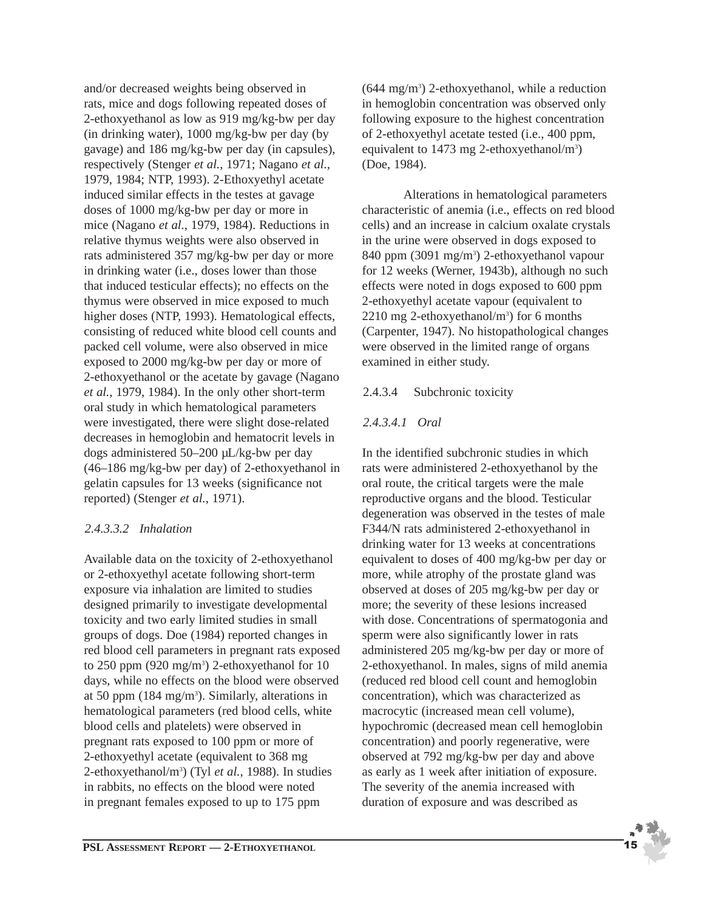and/or decreased weights being observed in rats, mice and dogs following repeated doses of 2-ethoxyethanol as low as 919 mg/kg-bw per day (in drinking water), 1000 mg/kg-bw per day (by gavage) and 186 mg/kg-bw per day (in capsules), respectively (Stenger *et al.*, 1971; Nagano *et al.*, 1979, 1984; NTP, 1993). 2-Ethoxyethyl acetate induced similar effects in the testes at gavage doses of 1000 mg/kg-bw per day or more in mice (Nagano *et al.*, 1979, 1984). Reductions in relative thymus weights were also observed in rats administered 357 mg/kg-bw per day or more in drinking water (i.e., doses lower than those that induced testicular effects); no effects on the thymus were observed in mice exposed to much higher doses (NTP, 1993). Hematological effects, consisting of reduced white blood cell counts and packed cell volume, were also observed in mice exposed to 2000 mg/kg-bw per day or more of 2-ethoxyethanol or the acetate by gavage (Nagano *et al.*, 1979, 1984). In the only other short-term oral study in which hematological parameters were investigated, there were slight dose-related decreases in hemoglobin and hematocrit levels in dogs administered 50–200 µL/kg-bw per day (46–186 mg/kg-bw per day) of 2-ethoxyethanol in gelatin capsules for 13 weeks (significance not reported) (Stenger *et al.*, 1971).

#### *2.4.3.3.2 Inhalation*

Available data on the toxicity of 2-ethoxyethanol or 2-ethoxyethyl acetate following short-term exposure via inhalation are limited to studies designed primarily to investigate developmental toxicity and two early limited studies in small groups of dogs. Doe (1984) reported changes in red blood cell parameters in pregnant rats exposed to 250 ppm (920 mg/m$^3$) 2-ethoxyethanol for 10 days, while no effects on the blood were observed at 50 ppm (184 mg/m$^3$). Similarly, alterations in hematological parameters (red blood cells, white blood cells and platelets) were observed in pregnant rats exposed to 100 ppm or more of 2-ethoxyethyl acetate (equivalent to 368 mg 2-ethoxyethanol/m$^3$) (Tyl *et al.*, 1988). In studies in rabbits, no effects on the blood were noted in pregnant females exposed to up to 175 ppm (644 mg/m$^3$) 2-ethoxyethanol, while a reduction in hemoglobin concentration was observed only following exposure to the highest concentration of 2-ethoxyethyl acetate tested (i.e., 400 ppm, equivalent to 1473 mg 2-ethoxyethanol/m$^3$) (Doe, 1984).

Alterations in hematological parameters characteristic of anemia (i.e., effects on red blood cells) and an increase in calcium oxalate crystals in the urine were observed in dogs exposed to 840 ppm (3091 mg/m$^3$) 2-ethoxyethanol vapour for 12 weeks (Werner, 1943b), although no such effects were noted in dogs exposed to 600 ppm 2-ethoxyethyl acetate vapour (equivalent to 2210 mg 2-ethoxyethanol/m$^3$) for 6 months (Carpenter, 1947). No histopathological changes were observed in the limited range of organs examined in either study.

### 2.4.3.4 Subchronic toxicity

#### *2.4.3.4.1 Oral*

In the identified subchronic studies in which rats were administered 2-ethoxyethanol by the oral route, the critical targets were the male reproductive organs and the blood. Testicular degeneration was observed in the testes of male F344/N rats administered 2-ethoxyethanol in drinking water for 13 weeks at concentrations equivalent to doses of 400 mg/kg-bw per day or more, while atrophy of the prostate gland was observed at doses of 205 mg/kg-bw per day or more; the severity of these lesions increased with dose. Concentrations of spermatogonia and sperm were also significantly lower in rats administered 205 mg/kg-bw per day or more of 2-ethoxyethanol. In males, signs of mild anemia (reduced red blood cell count and hemoglobin concentration), which was characterized as macrocytic (increased mean cell volume), hypochromic (decreased mean cell hemoglobin concentration) and poorly regenerative, were observed at 792 mg/kg-bw per day and above as early as 1 week after initiation of exposure. The severity of the anemia increased with duration of exposure and was described as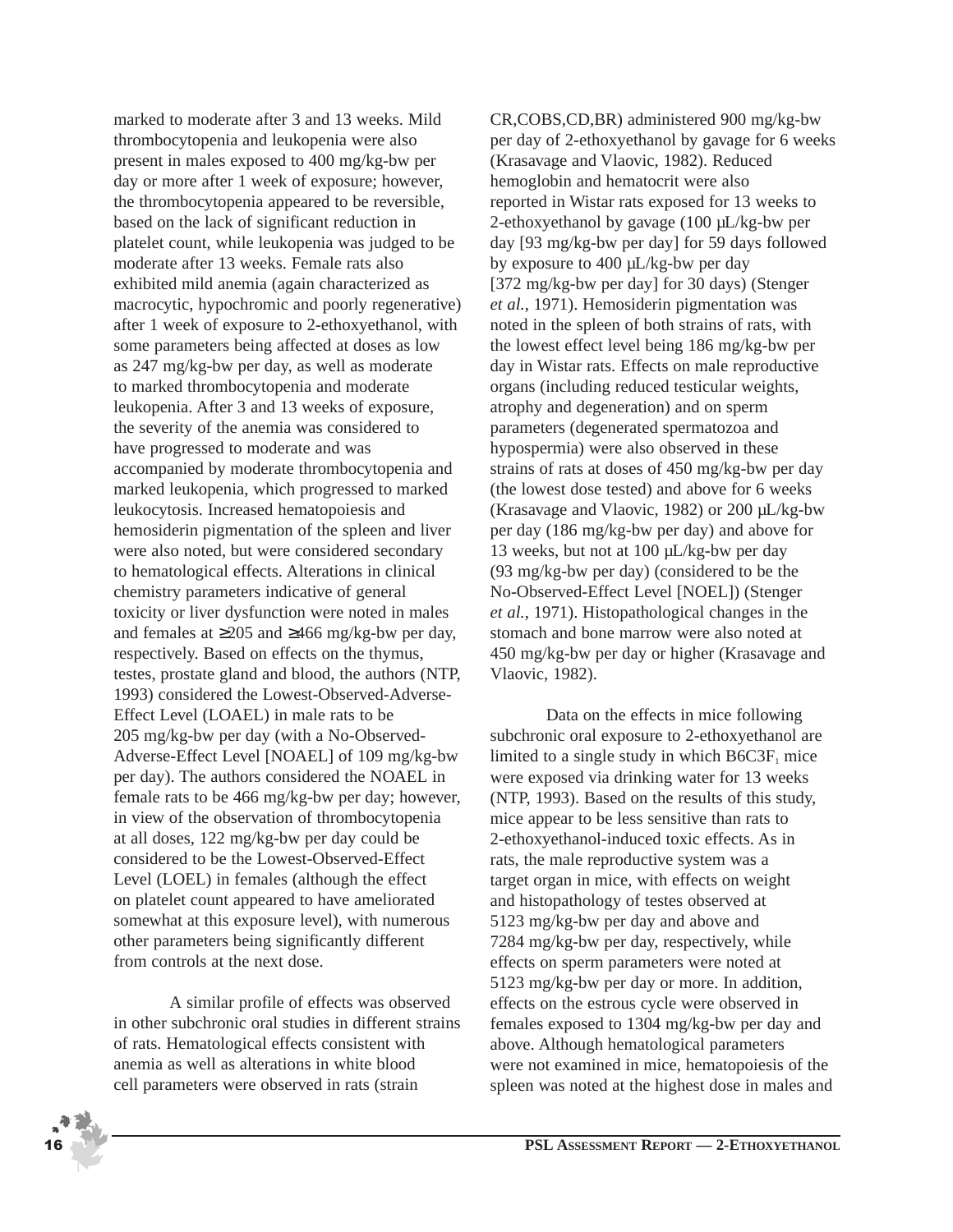marked to moderate after 3 and 13 weeks. Mild thrombocytopenia and leukopenia were also present in males exposed to 400 mg/kg-bw per day or more after 1 week of exposure; however, the thrombocytopenia appeared to be reversible, based on the lack of significant reduction in platelet count, while leukopenia was judged to be moderate after 13 weeks. Female rats also exhibited mild anemia (again characterized as macrocytic, hypochromic and poorly regenerative) after 1 week of exposure to 2-ethoxyethanol, with some parameters being affected at doses as low as 247 mg/kg-bw per day, as well as moderate to marked thrombocytopenia and moderate leukopenia. After 3 and 13 weeks of exposure, the severity of the anemia was considered to have progressed to moderate and was accompanied by moderate thrombocytopenia and marked leukopenia, which progressed to marked leukocytosis. Increased hematopoiesis and hemosiderin pigmentation of the spleen and liver were also noted, but were considered secondary to hematological effects. Alterations in clinical chemistry parameters indicative of general toxicity or liver dysfunction were noted in males and females at ≥205 and ≥466 mg/kg-bw per day, respectively. Based on effects on the thymus, testes, prostate gland and blood, the authors (NTP, 1993) considered the Lowest-Observed-Adverse-Effect Level (LOAEL) in male rats to be 205 mg/kg-bw per day (with a No-Observed-Adverse-Effect Level [NOAEL] of 109 mg/kg-bw per day). The authors considered the NOAEL in female rats to be 466 mg/kg-bw per day; however, in view of the observation of thrombocytopenia at all doses, 122 mg/kg-bw per day could be considered to be the Lowest-Observed-Effect Level (LOEL) in females (although the effect on platelet count appeared to have ameliorated somewhat at this exposure level), with numerous other parameters being significantly different from controls at the next dose.

A similar profile of effects was observed in other subchronic oral studies in different strains of rats. Hematological effects consistent with anemia as well as alterations in white blood cell parameters were observed in rats (strain CR,COBS,CD,BR) administered 900 mg/kg-bw per day of 2-ethoxyethanol by gavage for 6 weeks (Krasavage and Vlaovic, 1982). Reduced hemoglobin and hematocrit were also reported in Wistar rats exposed for 13 weeks to 2-ethoxyethanol by gavage (100 µL/kg-bw per day [93 mg/kg-bw per day] for 59 days followed by exposure to 400 µL/kg-bw per day [372 mg/kg-bw per day] for 30 days) (Stenger *et al.*, 1971). Hemosiderin pigmentation was noted in the spleen of both strains of rats, with the lowest effect level being 186 mg/kg-bw per day in Wistar rats. Effects on male reproductive organs (including reduced testicular weights, atrophy and degeneration) and on sperm parameters (degenerated spermatozoa and hypospermia) were also observed in these strains of rats at doses of 450 mg/kg-bw per day (the lowest dose tested) and above for 6 weeks (Krasavage and Vlaovic, 1982) or 200 µL/kg-bw per day (186 mg/kg-bw per day) and above for 13 weeks, but not at 100 µL/kg-bw per day (93 mg/kg-bw per day) (considered to be the No-Observed-Effect Level [NOEL]) (Stenger *et al.*, 1971). Histopathological changes in the stomach and bone marrow were also noted at 450 mg/kg-bw per day or higher (Krasavage and Vlaovic, 1982).

Data on the effects in mice following subchronic oral exposure to 2-ethoxyethanol are limited to a single study in which $B6C3F_1$ mice were exposed via drinking water for 13 weeks (NTP, 1993). Based on the results of this study, mice appear to be less sensitive than rats to 2-ethoxyethanol-induced toxic effects. As in rats, the male reproductive system was a target organ in mice, with effects on weight and histopathology of testes observed at 5123 mg/kg-bw per day and above and 7284 mg/kg-bw per day, respectively, while effects on sperm parameters were noted at 5123 mg/kg-bw per day or more. In addition, effects on the estrous cycle were observed in females exposed to 1304 mg/kg-bw per day and above. Although hematological parameters were not examined in mice, hematopoiesis of the spleen was noted at the highest dose in males and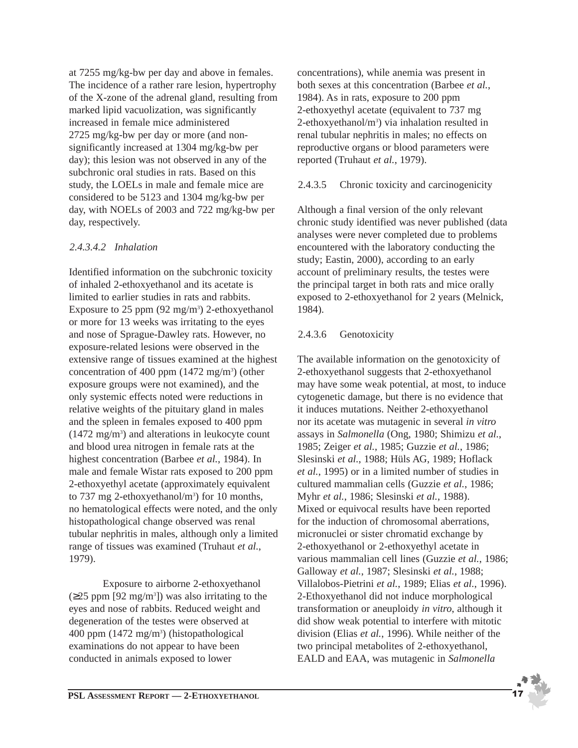at 7255 mg/kg-bw per day and above in females. The incidence of a rather rare lesion, hypertrophy of the X-zone of the adrenal gland, resulting from marked lipid vacuolization, was significantly increased in female mice administered 2725 mg/kg-bw per day or more (and non-significantly increased at 1304 mg/kg-bw per day); this lesion was not observed in any of the subchronic oral studies in rats. Based on this study, the LOELs in male and female mice are considered to be 5123 and 1304 mg/kg-bw per day, with NOELs of 2003 and 722 mg/kg-bw per day, respectively.

##### *2.4.3.4.2 Inhalation*

Identified information on the subchronic toxicity of inhaled 2-ethoxyethanol and its acetate is limited to earlier studies in rats and rabbits. Exposure to 25 ppm (92 mg/m$^3$) 2-ethoxyethanol or more for 13 weeks was irritating to the eyes and nose of Sprague-Dawley rats. However, no exposure-related lesions were observed in the extensive range of tissues examined at the highest concentration of 400 ppm (1472 mg/m$^3$) (other exposure groups were not examined), and the only systemic effects noted were reductions in relative weights of the pituitary gland in males and the spleen in females exposed to 400 ppm (1472 mg/m$^3$) and alterations in leukocyte count and blood urea nitrogen in female rats at the highest concentration (Barbee *et al.*, 1984). In male and female Wistar rats exposed to 200 ppm 2-ethoxyethyl acetate (approximately equivalent to 737 mg 2-ethoxyethanol/m$^3$) for 10 months, no hematological effects were noted, and the only histopathological change observed was renal tubular nephritis in males, although only a limited range of tissues was examined (Truhaut *et al.*, 1979).

Exposure to airborne 2-ethoxyethanol (≥25 ppm [92 mg/m$^3$]) was also irritating to the eyes and nose of rabbits. Reduced weight and degeneration of the testes were observed at 400 ppm (1472 mg/m$^3$) (histopathological examinations do not appear to have been conducted in animals exposed to lower concentrations), while anemia was present in both sexes at this concentration (Barbee *et al.*, 1984). As in rats, exposure to 200 ppm 2-ethoxyethyl acetate (equivalent to 737 mg 2-ethoxyethanol/m$^3$) via inhalation resulted in renal tubular nephritis in males; no effects on reproductive organs or blood parameters were reported (Truhaut *et al.*, 1979).

#### 2.4.3.5 Chronic toxicity and carcinogenicity

Although a final version of the only relevant chronic study identified was never published (data analyses were never completed due to problems encountered with the laboratory conducting the study; Eastin, 2000), according to an early account of preliminary results, the testes were the principal target in both rats and mice orally exposed to 2-ethoxyethanol for 2 years (Melnick, 1984).

#### 2.4.3.6 Genotoxicity

The available information on the genotoxicity of 2-ethoxyethanol suggests that 2-ethoxyethanol may have some weak potential, at most, to induce cytogenetic damage, but there is no evidence that it induces mutations. Neither 2-ethoxyethanol nor its acetate was mutagenic in several *in vitro* assays in *Salmonella* (Ong, 1980; Shimizu *et al.*, 1985; Zeiger *et al.*, 1985; Guzzie *et al.*, 1986; Slesinski *et al.*, 1988; Hüls AG, 1989; Hoflack *et al.*, 1995) or in a limited number of studies in cultured mammalian cells (Guzzie *et al.*, 1986; Myhr *et al.*, 1986; Slesinski *et al.*, 1988). Mixed or equivocal results have been reported for the induction of chromosomal aberrations, micronuclei or sister chromatid exchange by 2-ethoxyethanol or 2-ethoxyethyl acetate in various mammalian cell lines (Guzzie *et al.*, 1986; Galloway *et al.*, 1987; Slesinski *et al.*, 1988; Villalobos-Pietrini *et al.*, 1989; Elias *et al.*, 1996). 2-Ethoxyethanol did not induce morphological transformation or aneuploidy *in vitro*, although it did show weak potential to interfere with mitotic division (Elias *et al.*, 1996). While neither of the two principal metabolites of 2-ethoxyethanol, EALD and EAA, was mutagenic in *Salmonella*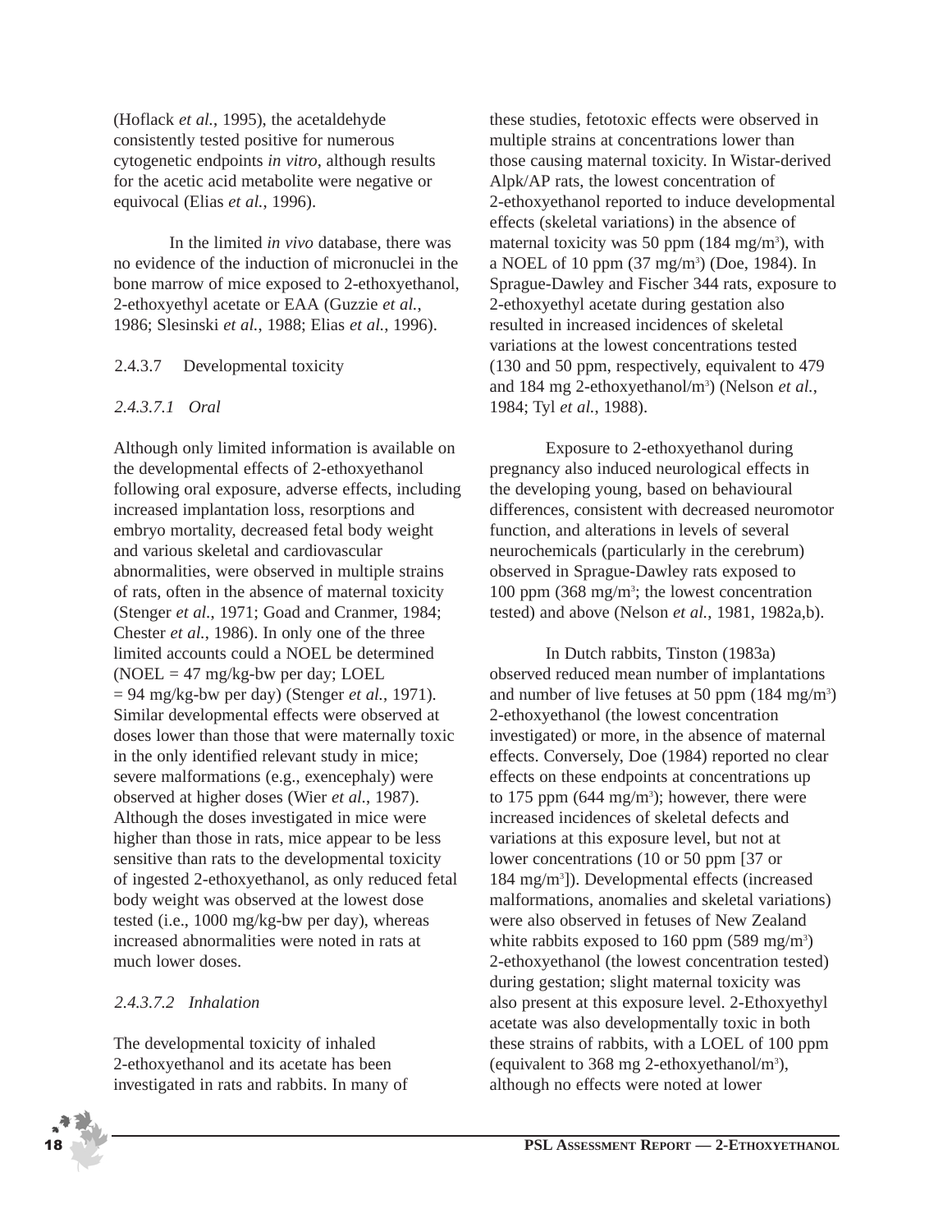(Hoflack *et al.*, 1995), the acetaldehyde consistently tested positive for numerous cytogenetic endpoints *in vitro*, although results for the acetic acid metabolite were negative or equivocal (Elias *et al.*, 1996).

In the limited *in vivo* database, there was no evidence of the induction of micronuclei in the bone marrow of mice exposed to 2-ethoxyethanol, 2-ethoxyethyl acetate or EAA (Guzzie *et al.*, 1986; Slesinski *et al.*, 1988; Elias *et al.*, 1996).

#### 2.4.3.7 Developmental toxicity

##### *2.4.3.7.1 Oral*

Although only limited information is available on the developmental effects of 2-ethoxyethanol following oral exposure, adverse effects, including increased implantation loss, resorptions and embryo mortality, decreased fetal body weight and various skeletal and cardiovascular abnormalities, were observed in multiple strains of rats, often in the absence of maternal toxicity (Stenger *et al.*, 1971; Goad and Cranmer, 1984; Chester *et al.*, 1986). In only one of the three limited accounts could a NOEL be determined (NOEL = 47 mg/kg-bw per day; LOEL = 94 mg/kg-bw per day) (Stenger *et al.*, 1971). Similar developmental effects were observed at doses lower than those that were maternally toxic in the only identified relevant study in mice; severe malformations (e.g., exencephaly) were observed at higher doses (Wier *et al.*, 1987). Although the doses investigated in mice were higher than those in rats, mice appear to be less sensitive than rats to the developmental toxicity of ingested 2-ethoxyethanol, as only reduced fetal body weight was observed at the lowest dose tested (i.e., 1000 mg/kg-bw per day), whereas increased abnormalities were noted in rats at much lower doses.

##### *2.4.3.7.2 Inhalation*

The developmental toxicity of inhaled 2-ethoxyethanol and its acetate has been investigated in rats and rabbits. In many of these studies, fetotoxic effects were observed in multiple strains at concentrations lower than those causing maternal toxicity. In Wistar-derived Alpk/AP rats, the lowest concentration of 2-ethoxyethanol reported to induce developmental effects (skeletal variations) in the absence of maternal toxicity was 50 ppm (184 mg/m$^3$), with a NOEL of 10 ppm (37 mg/m$^3$) (Doe, 1984). In Sprague-Dawley and Fischer 344 rats, exposure to 2-ethoxyethyl acetate during gestation also resulted in increased incidences of skeletal variations at the lowest concentrations tested (130 and 50 ppm, respectively, equivalent to 479 and 184 mg 2-ethoxyethanol/m$^3$) (Nelson *et al.*, 1984; Tyl *et al.*, 1988).

Exposure to 2-ethoxyethanol during pregnancy also induced neurological effects in the developing young, based on behavioural differences, consistent with decreased neuromotor function, and alterations in levels of several neurochemicals (particularly in the cerebrum) observed in Sprague-Dawley rats exposed to 100 ppm (368 mg/m$^3$; the lowest concentration tested) and above (Nelson *et al.*, 1981, 1982a,b).

In Dutch rabbits, Tinston (1983a) observed reduced mean number of implantations and number of live fetuses at 50 ppm (184 mg/m$^3$) 2-ethoxyethanol (the lowest concentration investigated) or more, in the absence of maternal effects. Conversely, Doe (1984) reported no clear effects on these endpoints at concentrations up to 175 ppm (644 mg/m$^3$); however, there were increased incidences of skeletal defects and variations at this exposure level, but not at lower concentrations (10 or 50 ppm [37 or 184 mg/m$^3$]). Developmental effects (increased malformations, anomalies and skeletal variations) were also observed in fetuses of New Zealand white rabbits exposed to 160 ppm (589 mg/m$^3$) 2-ethoxyethanol (the lowest concentration tested) during gestation; slight maternal toxicity was also present at this exposure level. 2-Ethoxyethyl acetate was also developmentally toxic in both these strains of rabbits, with a LOEL of 100 ppm (equivalent to 368 mg 2-ethoxyethanol/m$^3$), although no effects were noted at lower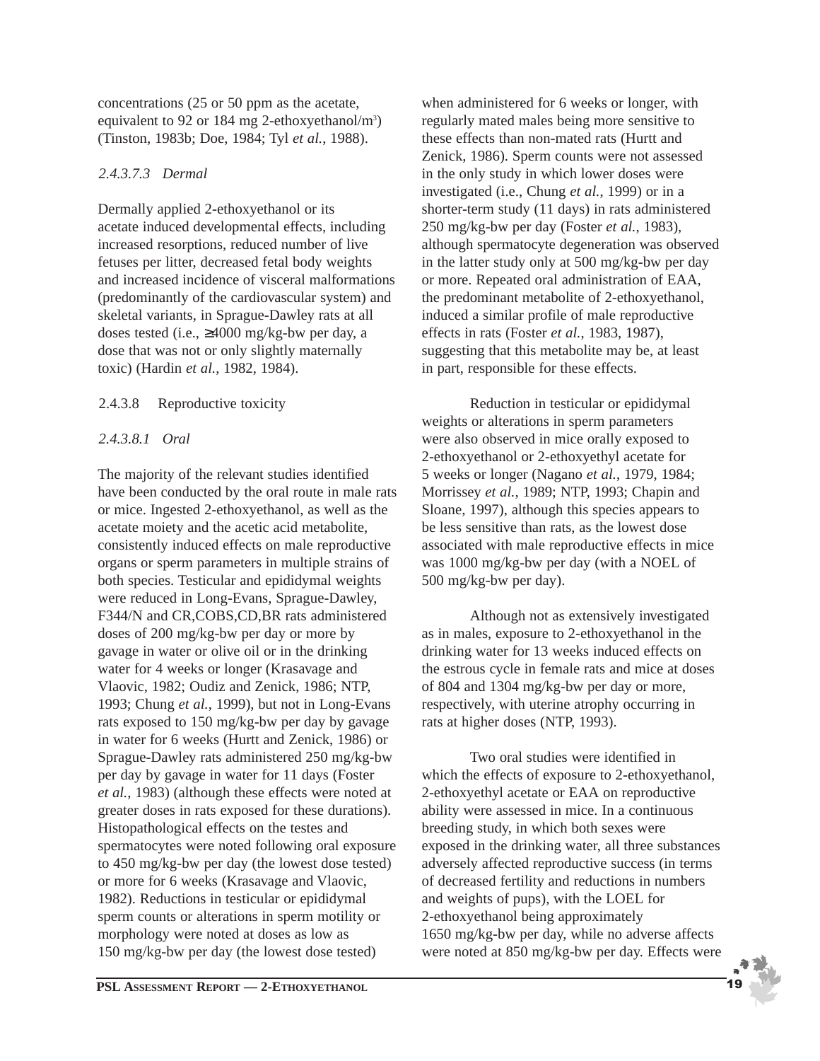concentrations (25 or 50 ppm as the acetate, equivalent to 92 or 184 mg 2-ethoxyethanol/m$^3$) (Tinston, 1983b; Doe, 1984; Tyl *et al.*, 1988).

*2.4.3.7.3 Dermal*

Dermally applied 2-ethoxyethanol or its acetate induced developmental effects, including increased resorptions, reduced number of live fetuses per litter, decreased fetal body weights and increased incidence of visceral malformations (predominantly of the cardiovascular system) and skeletal variants, in Sprague-Dawley rats at all doses tested (i.e., ≥4000 mg/kg-bw per day, a dose that was not or only slightly maternally toxic) (Hardin *et al.*, 1982, 1984).

2.4.3.8 Reproductive toxicity

*2.4.3.8.1 Oral*

The majority of the relevant studies identified have been conducted by the oral route in male rats or mice. Ingested 2-ethoxyethanol, as well as the acetate moiety and the acetic acid metabolite, consistently induced effects on male reproductive organs or sperm parameters in multiple strains of both species. Testicular and epididymal weights were reduced in Long-Evans, Sprague-Dawley, F344/N and CR,COBS,CD,BR rats administered doses of 200 mg/kg-bw per day or more by gavage in water or olive oil or in the drinking water for 4 weeks or longer (Krasavage and Vlaovic, 1982; Oudiz and Zenick, 1986; NTP, 1993; Chung *et al.*, 1999), but not in Long-Evans rats exposed to 150 mg/kg-bw per day by gavage in water for 6 weeks (Hurtt and Zenick, 1986) or Sprague-Dawley rats administered 250 mg/kg-bw per day by gavage in water for 11 days (Foster *et al.*, 1983) (although these effects were noted at greater doses in rats exposed for these durations). Histopathological effects on the testes and spermatocytes were noted following oral exposure to 450 mg/kg-bw per day (the lowest dose tested) or more for 6 weeks (Krasavage and Vlaovic, 1982). Reductions in testicular or epididymal sperm counts or alterations in sperm motility or morphology were noted at doses as low as 150 mg/kg-bw per day (the lowest dose tested) when administered for 6 weeks or longer, with regularly mated males being more sensitive to these effects than non-mated rats (Hurtt and Zenick, 1986). Sperm counts were not assessed in the only study in which lower doses were investigated (i.e., Chung *et al.*, 1999) or in a shorter-term study (11 days) in rats administered 250 mg/kg-bw per day (Foster *et al.*, 1983), although spermatocyte degeneration was observed in the latter study only at 500 mg/kg-bw per day or more. Repeated oral administration of EAA, the predominant metabolite of 2-ethoxyethanol, induced a similar profile of male reproductive effects in rats (Foster *et al.*, 1983, 1987), suggesting that this metabolite may be, at least in part, responsible for these effects.

Reduction in testicular or epididymal weights or alterations in sperm parameters were also observed in mice orally exposed to 2-ethoxyethanol or 2-ethoxyethyl acetate for 5 weeks or longer (Nagano *et al.*, 1979, 1984; Morrissey *et al.*, 1989; NTP, 1993; Chapin and Sloane, 1997), although this species appears to be less sensitive than rats, as the lowest dose associated with male reproductive effects in mice was 1000 mg/kg-bw per day (with a NOEL of 500 mg/kg-bw per day).

Although not as extensively investigated as in males, exposure to 2-ethoxyethanol in the drinking water for 13 weeks induced effects on the estrous cycle in female rats and mice at doses of 804 and 1304 mg/kg-bw per day or more, respectively, with uterine atrophy occurring in rats at higher doses (NTP, 1993).

Two oral studies were identified in which the effects of exposure to 2-ethoxyethanol, 2-ethoxyethyl acetate or EAA on reproductive ability were assessed in mice. In a continuous breeding study, in which both sexes were exposed in the drinking water, all three substances adversely affected reproductive success (in terms of decreased fertility and reductions in numbers and weights of pups), with the LOEL for 2-ethoxyethanol being approximately 1650 mg/kg-bw per day, while no adverse affects were noted at 850 mg/kg-bw per day. Effects were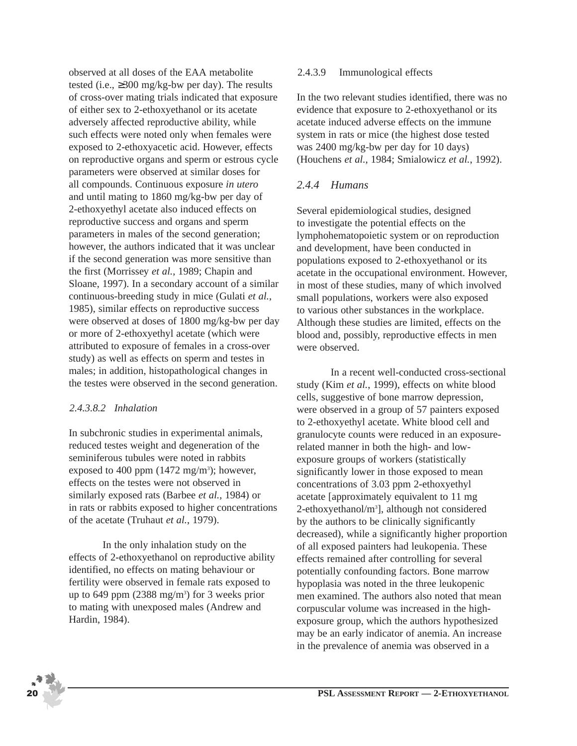observed at all doses of the EAA metabolite tested (i.e., ≥300 mg/kg-bw per day). The results of cross-over mating trials indicated that exposure of either sex to 2-ethoxyethanol or its acetate adversely affected reproductive ability, while such effects were noted only when females were exposed to 2-ethoxyacetic acid. However, effects on reproductive organs and sperm or estrous cycle parameters were observed at similar doses for all compounds. Continuous exposure *in utero* and until mating to 1860 mg/kg-bw per day of 2-ethoxyethyl acetate also induced effects on reproductive success and organs and sperm parameters in males of the second generation; however, the authors indicated that it was unclear if the second generation was more sensitive than the first (Morrissey *et al.*, 1989; Chapin and Sloane, 1997). In a secondary account of a similar continuous-breeding study in mice (Gulati *et al.*, 1985), similar effects on reproductive success were observed at doses of 1800 mg/kg-bw per day or more of 2-ethoxyethyl acetate (which were attributed to exposure of females in a cross-over study) as well as effects on sperm and testes in males; in addition, histopathological changes in the testes were observed in the second generation.

#### *2.4.3.8.2 Inhalation*

In subchronic studies in experimental animals, reduced testes weight and degeneration of the seminiferous tubules were noted in rabbits exposed to 400 ppm (1472 mg/m$^3$); however, effects on the testes were not observed in similarly exposed rats (Barbee *et al.*, 1984) or in rats or rabbits exposed to higher concentrations of the acetate (Truhaut *et al.*, 1979).

In the only inhalation study on the effects of 2-ethoxyethanol on reproductive ability identified, no effects on mating behaviour or fertility were observed in female rats exposed to up to 649 ppm (2388 mg/m$^3$) for 3 weeks prior to mating with unexposed males (Andrew and Hardin, 1984).

#### 2.4.3.9 Immunological effects

In the two relevant studies identified, there was no evidence that exposure to 2-ethoxyethanol or its acetate induced adverse effects on the immune system in rats or mice (the highest dose tested was 2400 mg/kg-bw per day for 10 days) (Houchens *et al.*, 1984; Smialowicz *et al.*, 1992).

### *2.4.4 Humans*

Several epidemiological studies, designed to investigate the potential effects on the lymphohematopoietic system or on reproduction and development, have been conducted in populations exposed to 2-ethoxyethanol or its acetate in the occupational environment. However, in most of these studies, many of which involved small populations, workers were also exposed to various other substances in the workplace. Although these studies are limited, effects on the blood and, possibly, reproductive effects in men were observed.

In a recent well-conducted cross-sectional study (Kim *et al.*, 1999), effects on white blood cells, suggestive of bone marrow depression, were observed in a group of 57 painters exposed to 2-ethoxyethyl acetate. White blood cell and granulocyte counts were reduced in an exposure-related manner in both the high- and low-exposure groups of workers (statistically significantly lower in those exposed to mean concentrations of 3.03 ppm 2-ethoxyethyl acetate [approximately equivalent to 11 mg 2-ethoxyethanol/m$^3$], although not considered by the authors to be clinically significantly decreased), while a significantly higher proportion of all exposed painters had leukopenia. These effects remained after controlling for several potentially confounding factors. Bone marrow hypoplasia was noted in the three leukopenic men examined. The authors also noted that mean corpuscular volume was increased in the high-exposure group, which the authors hypothesized may be an early indicator of anemia. An increase in the prevalence of anemia was observed in a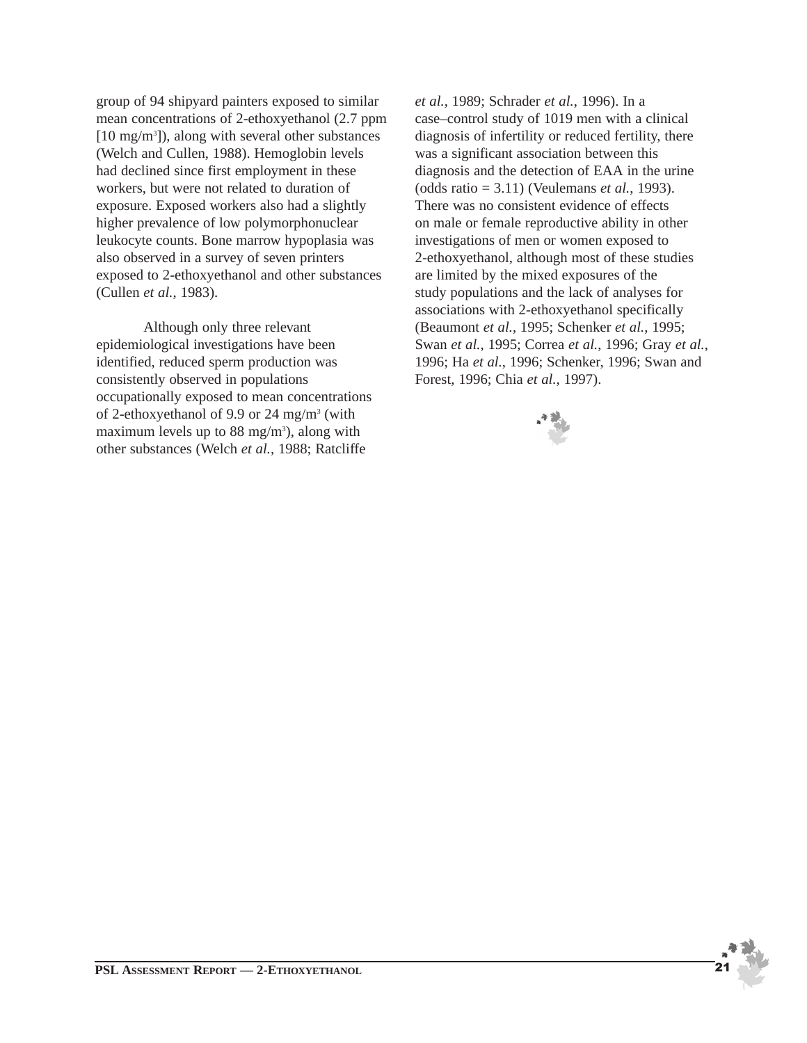group of 94 shipyard painters exposed to similar mean concentrations of 2-ethoxyethanol (2.7 ppm [10 mg/m$^3$]), along with several other substances (Welch and Cullen, 1988). Hemoglobin levels had declined since first employment in these workers, but were not related to duration of exposure. Exposed workers also had a slightly higher prevalence of low polymorphonuclear leukocyte counts. Bone marrow hypoplasia was also observed in a survey of seven printers exposed to 2-ethoxyethanol and other substances (Cullen *et al.*, 1983).

Although only three relevant epidemiological investigations have been identified, reduced sperm production was consistently observed in populations occupationally exposed to mean concentrations of 2-ethoxyethanol of 9.9 or 24 mg/m$^3$ (with maximum levels up to 88 mg/m$^3$), along with other substances (Welch *et al.*, 1988; Ratcliffe *et al.*, 1989; Schrader *et al.*, 1996). In a case–control study of 1019 men with a clinical diagnosis of infertility or reduced fertility, there was a significant association between this diagnosis and the detection of EAA in the urine (odds ratio = 3.11) (Veulemans *et al.*, 1993). There was no consistent evidence of effects on male or female reproductive ability in other investigations of men or women exposed to 2-ethoxyethanol, although most of these studies are limited by the mixed exposures of the study populations and the lack of analyses for associations with 2-ethoxyethanol specifically (Beaumont *et al.*, 1995; Schenker *et al.*, 1995; Swan *et al.*, 1995; Correa *et al.*, 1996; Gray *et al.*, 1996; Ha *et al.*, 1996; Schenker, 1996; Swan and Forest, 1996; Chia *et al.*, 1997).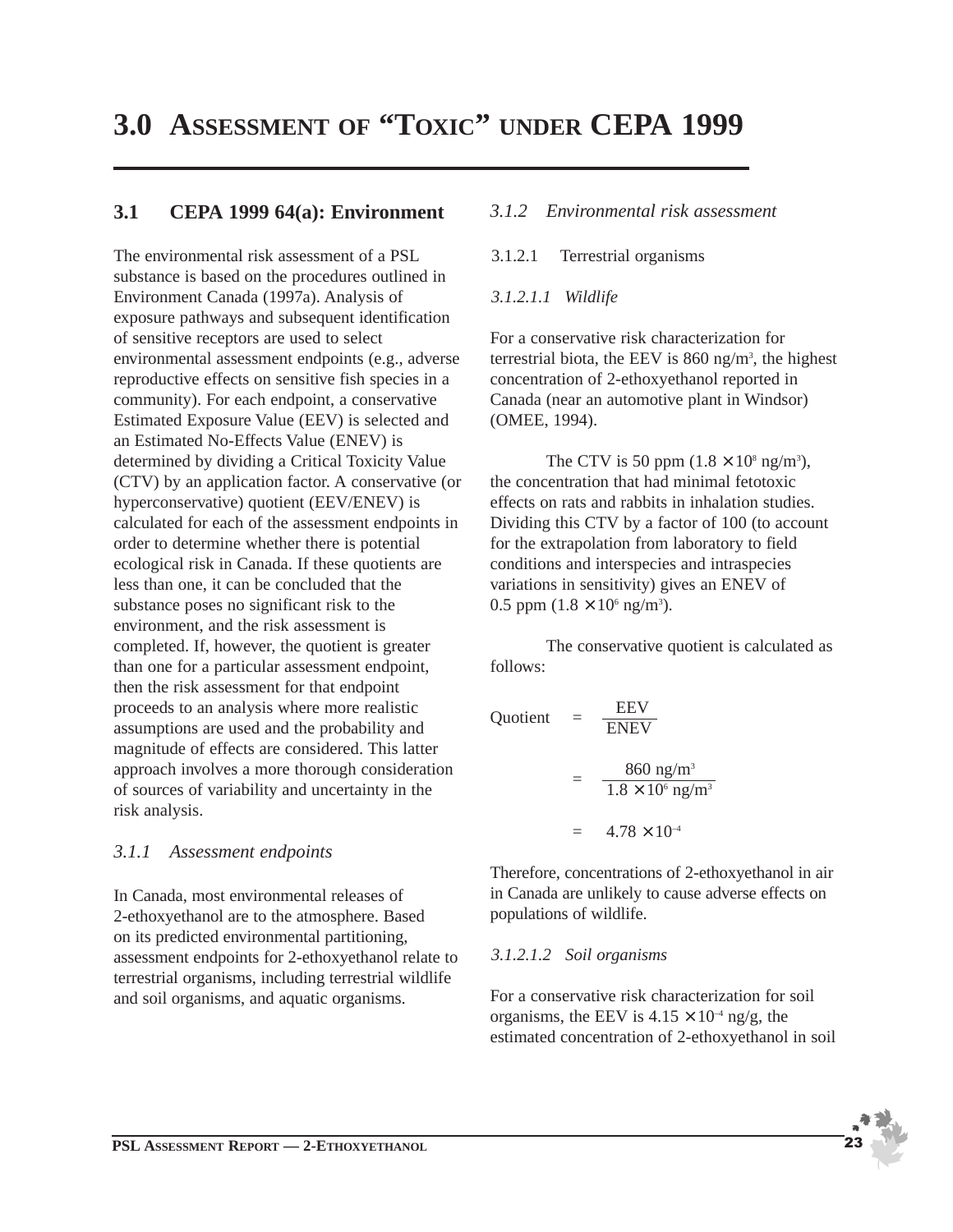# 3.0 ASSESSMENT OF "TOXIC" UNDER CEPA 1999

## 3.1 CEPA 1999 64(a): Environment

The environmental risk assessment of a PSL substance is based on the procedures outlined in Environment Canada (1997a). Analysis of exposure pathways and subsequent identification of sensitive receptors are used to select environmental assessment endpoints (e.g., adverse reproductive effects on sensitive fish species in a community). For each endpoint, a conservative Estimated Exposure Value (EEV) is selected and an Estimated No-Effects Value (ENEV) is determined by dividing a Critical Toxicity Value (CTV) by an application factor. A conservative (or hyperconservative) quotient (EEV/ENEV) is calculated for each of the assessment endpoints in order to determine whether there is potential ecological risk in Canada. If these quotients are less than one, it can be concluded that the substance poses no significant risk to the environment, and the risk assessment is completed. If, however, the quotient is greater than one for a particular assessment endpoint, then the risk assessment for that endpoint proceeds to an analysis where more realistic assumptions are used and the probability and magnitude of effects are considered. This latter approach involves a more thorough consideration of sources of variability and uncertainty in the risk analysis.

### *3.1.1 Assessment endpoints*

In Canada, most environmental releases of 2-ethoxyethanol are to the atmosphere. Based on its predicted environmental partitioning, assessment endpoints for 2-ethoxyethanol relate to terrestrial organisms, including terrestrial wildlife and soil organisms, and aquatic organisms.

### *3.1.2 Environmental risk assessment*

#### 3.1.2.1 Terrestrial organisms

##### *3.1.2.1.1 Wildlife*

For a conservative risk characterization for terrestrial biota, the EEV is 860 ng/m$^3$, the highest concentration of 2-ethoxyethanol reported in Canada (near an automotive plant in Windsor) (OMEE, 1994).

The CTV is 50 ppm ($1.8 \times 10^8$ ng/m$^3$), the concentration that had minimal fetotoxic effects on rats and rabbits in inhalation studies. Dividing this CTV by a factor of 100 (to account for the extrapolation from laboratory to field conditions and interspecies and intraspecies variations in sensitivity) gives an ENEV of 0.5 ppm ($1.8 \times 10^6$ ng/m$^3$).

The conservative quotient is calculated as follows:

$$\text{Quotient} = \frac{\text{EEV}}{\text{ENEV}}$$

$$= \frac{860 \text{ ng/m}^3}{1.8 \times 10^6 \text{ ng/m}^3}$$

$$= 4.78 \times 10^{-4}$$

Therefore, concentrations of 2-ethoxyethanol in air in Canada are unlikely to cause adverse effects on populations of wildlife.

##### *3.1.2.1.2 Soil organisms*

For a conservative risk characterization for soil organisms, the EEV is $4.15 \times 10^{-4}$ ng/g, the estimated concentration of 2-ethoxyethanol in soil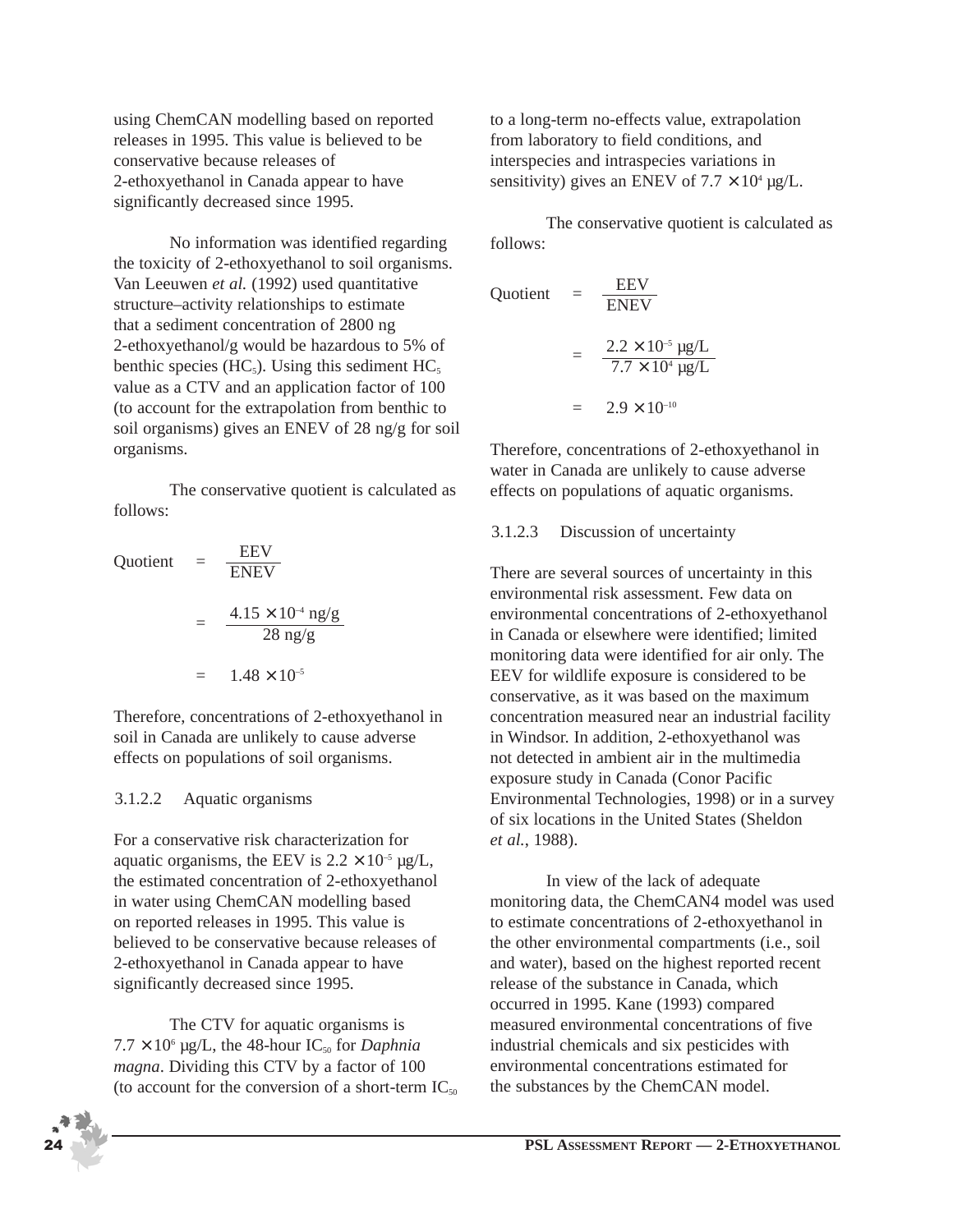using ChemCAN modelling based on reported releases in 1995. This value is believed to be conservative because releases of 2-ethoxyethanol in Canada appear to have significantly decreased since 1995.

No information was identified regarding the toxicity of 2-ethoxyethanol to soil organisms. Van Leeuwen *et al.* (1992) used quantitative structure–activity relationships to estimate that a sediment concentration of 2800 ng 2-ethoxyethanol/g would be hazardous to 5% of benthic species ($HC_5$). Using this sediment $HC_5$ value as a CTV and an application factor of 100 (to account for the extrapolation from benthic to soil organisms) gives an ENEV of 28 ng/g for soil organisms.

The conservative quotient is calculated as follows:

$$\text{Quotient} = \frac{\text{EEV}}{\text{ENEV}}$$

$$= \frac{4.15 \times 10^{-4} \text{ ng/g}}{28 \text{ ng/g}}$$

$$= 1.48 \times 10^{-5}$$

Therefore, concentrations of 2-ethoxyethanol in soil in Canada are unlikely to cause adverse effects on populations of soil organisms.

#### 3.1.2.2 Aquatic organisms

For a conservative risk characterization for aquatic organisms, the EEV is $2.2 \times 10^{-5}$ μg/L, the estimated concentration of 2-ethoxyethanol in water using ChemCAN modelling based on reported releases in 1995. This value is believed to be conservative because releases of 2-ethoxyethanol in Canada appear to have significantly decreased since 1995.

The CTV for aquatic organisms is $7.7 \times 10^6$ μg/L, the 48-hour $IC_{50}$ for *Daphnia magna*. Dividing this CTV by a factor of 100 (to account for the conversion of a short-term $IC_{50}$ to a long-term no-effects value, extrapolation from laboratory to field conditions, and interspecies and intraspecies variations in sensitivity) gives an ENEV of $7.7 \times 10^4$ μg/L.

The conservative quotient is calculated as follows:

$$\text{Quotient} = \frac{\text{EEV}}{\text{ENEV}}$$

$$= \frac{2.2 \times 10^{-5} \text{ μg/L}}{7.7 \times 10^{4} \text{ μg/L}}$$

$$= 2.9 \times 10^{-10}$$

Therefore, concentrations of 2-ethoxyethanol in water in Canada are unlikely to cause adverse effects on populations of aquatic organisms.

#### 3.1.2.3 Discussion of uncertainty

There are several sources of uncertainty in this environmental risk assessment. Few data on environmental concentrations of 2-ethoxyethanol in Canada or elsewhere were identified; limited monitoring data were identified for air only. The EEV for wildlife exposure is considered to be conservative, as it was based on the maximum concentration measured near an industrial facility in Windsor. In addition, 2-ethoxyethanol was not detected in ambient air in the multimedia exposure study in Canada (Conor Pacific Environmental Technologies, 1998) or in a survey of six locations in the United States (Sheldon *et al.*, 1988).

In view of the lack of adequate monitoring data, the ChemCAN4 model was used to estimate concentrations of 2-ethoxyethanol in the other environmental compartments (i.e., soil and water), based on the highest reported recent release of the substance in Canada, which occurred in 1995. Kane (1993) compared measured environmental concentrations of five industrial chemicals and six pesticides with environmental concentrations estimated for the substances by the ChemCAN model.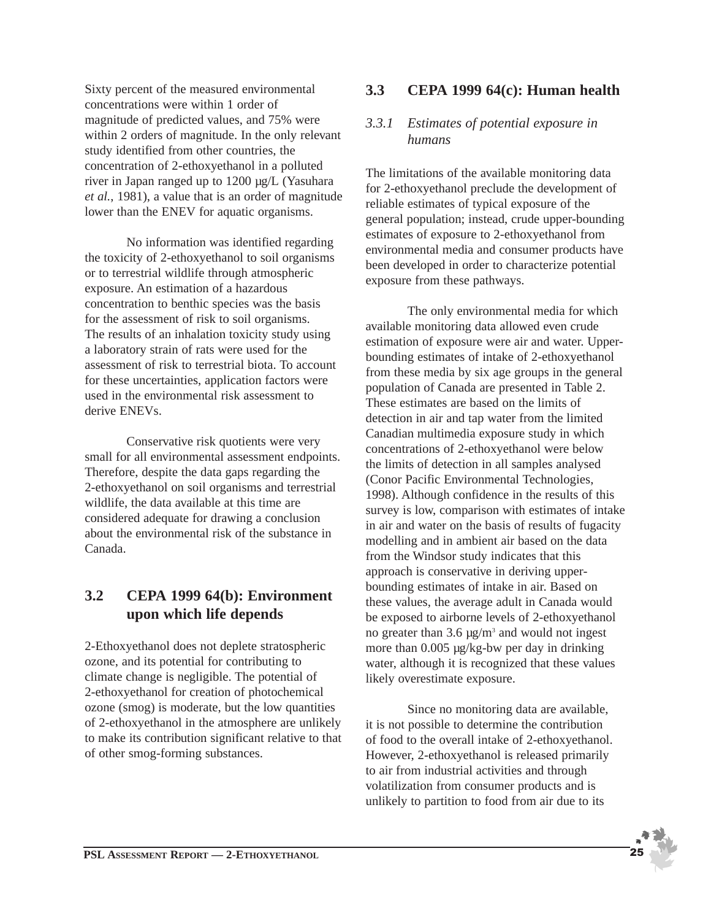Sixty percent of the measured environmental concentrations were within 1 order of magnitude of predicted values, and 75% were within 2 orders of magnitude. In the only relevant study identified from other countries, the concentration of 2-ethoxyethanol in a polluted river in Japan ranged up to 1200 µg/L (Yasuhara *et al.*, 1981), a value that is an order of magnitude lower than the ENEV for aquatic organisms.

No information was identified regarding the toxicity of 2-ethoxyethanol to soil organisms or to terrestrial wildlife through atmospheric exposure. An estimation of a hazardous concentration to benthic species was the basis for the assessment of risk to soil organisms. The results of an inhalation toxicity study using a laboratory strain of rats were used for the assessment of risk to terrestrial biota. To account for these uncertainties, application factors were used in the environmental risk assessment to derive ENEVs.

Conservative risk quotients were very small for all environmental assessment endpoints. Therefore, despite the data gaps regarding the 2-ethoxyethanol on soil organisms and terrestrial wildlife, the data available at this time are considered adequate for drawing a conclusion about the environmental risk of the substance in Canada.

## 3.2 CEPA 1999 64(b): Environment upon which life depends

2-Ethoxyethanol does not deplete stratospheric ozone, and its potential for contributing to climate change is negligible. The potential of 2-ethoxyethanol for creation of photochemical ozone (smog) is moderate, but the low quantities of 2-ethoxyethanol in the atmosphere are unlikely to make its contribution significant relative to that of other smog-forming substances.

## 3.3 CEPA 1999 64(c): Human health

### *3.3.1 Estimates of potential exposure in humans*

The limitations of the available monitoring data for 2-ethoxyethanol preclude the development of reliable estimates of typical exposure of the general population; instead, crude upper-bounding estimates of exposure to 2-ethoxyethanol from environmental media and consumer products have been developed in order to characterize potential exposure from these pathways.

The only environmental media for which available monitoring data allowed even crude estimation of exposure were air and water. Upper-bounding estimates of intake of 2-ethoxyethanol from these media by six age groups in the general population of Canada are presented in Table 2. These estimates are based on the limits of detection in air and tap water from the limited Canadian multimedia exposure study in which concentrations of 2-ethoxyethanol were below the limits of detection in all samples analysed (Conor Pacific Environmental Technologies, 1998). Although confidence in the results of this survey is low, comparison with estimates of intake in air and water on the basis of results of fugacity modelling and in ambient air based on the data from the Windsor study indicates that this approach is conservative in deriving upper-bounding estimates of intake in air. Based on these values, the average adult in Canada would be exposed to airborne levels of 2-ethoxyethanol no greater than 3.6 µg/m$^3$ and would not ingest more than 0.005 µg/kg-bw per day in drinking water, although it is recognized that these values likely overestimate exposure.

Since no monitoring data are available, it is not possible to determine the contribution of food to the overall intake of 2-ethoxyethanol. However, 2-ethoxyethanol is released primarily to air from industrial activities and through volatilization from consumer products and is unlikely to partition to food from air due to its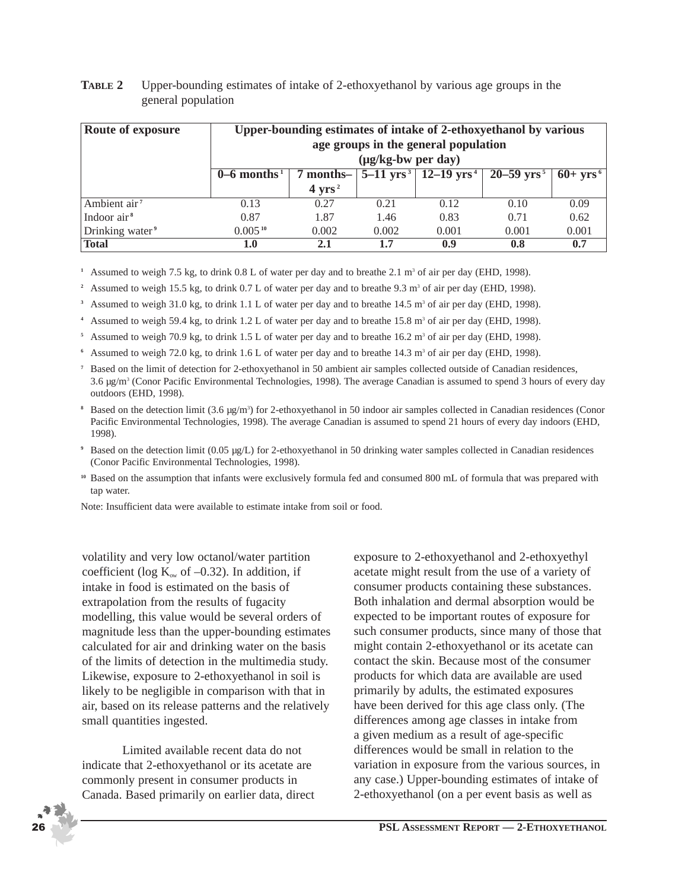**TABLE 2** Upper-bounding estimates of intake of 2-ethoxyethanol by various age groups in the general population

| Route of exposure | Upper-bounding estimates of intake of 2-ethoxyethanol by various age groups in the general population (µg/kg-bw per day) | | | | | |
|---|---|---|---|---|---|---|
| | 0–6 months [1] | 7 months–4 yrs [2] | 5–11 yrs [3] | 12–19 yrs [4] | 20–59 yrs [5] | 60+ yrs [6] |
| Ambient air [7] | 0.13 | 0.27 | 0.21 | 0.12 | 0.10 | 0.09 |
| Indoor air [8] | 0.87 | 1.87 | 1.46 | 0.83 | 0.71 | 0.62 |
| Drinking water [9] | 0.005 [10] | 0.002 | 0.002 | 0.001 | 0.001 | 0.001 |
| **Total** | **1.0** | **2.1** | **1.7** | **0.9** | **0.8** | **0.7** |

[1] Assumed to weigh 7.5 kg, to drink 0.8 L of water per day and to breathe 2.1 $m^3$ of air per day (EHD, 1998).

[2] Assumed to weigh 15.5 kg, to drink 0.7 L of water per day and to breathe 9.3 $m^3$ of air per day (EHD, 1998).

[3] Assumed to weigh 31.0 kg, to drink 1.1 L of water per day and to breathe 14.5 $m^3$ of air per day (EHD, 1998).

[4] Assumed to weigh 59.4 kg, to drink 1.2 L of water per day and to breathe 15.8 $m^3$ of air per day (EHD, 1998).

[5] Assumed to weigh 70.9 kg, to drink 1.5 L of water per day and to breathe 16.2 $m^3$ of air per day (EHD, 1998).

[6] Assumed to weigh 72.0 kg, to drink 1.6 L of water per day and to breathe 14.3 $m^3$ of air per day (EHD, 1998).

[7] Based on the limit of detection for 2-ethoxyethanol in 50 ambient air samples collected outside of Canadian residences, 3.6 µg/$m^3$ (Conor Pacific Environmental Technologies, 1998). The average Canadian is assumed to spend 3 hours of every day outdoors (EHD, 1998).

[8] Based on the detection limit (3.6 µg/$m^3$) for 2-ethoxyethanol in 50 indoor air samples collected in Canadian residences (Conor Pacific Environmental Technologies, 1998). The average Canadian is assumed to spend 21 hours of every day indoors (EHD, 1998).

[9] Based on the detection limit (0.05 µg/L) for 2-ethoxyethanol in 50 drinking water samples collected in Canadian residences (Conor Pacific Environmental Technologies, 1998).

[10] Based on the assumption that infants were exclusively formula fed and consumed 800 mL of formula that was prepared with tap water.

Note: Insufficient data were available to estimate intake from soil or food.

volatility and very low octanol/water partition coefficient (log $K_{ow}$ of –0.32). In addition, if intake in food is estimated on the basis of extrapolation from the results of fugacity modelling, this value would be several orders of magnitude less than the upper-bounding estimates calculated for air and drinking water on the basis of the limits of detection in the multimedia study. Likewise, exposure to 2-ethoxyethanol in soil is likely to be negligible in comparison with that in air, based on its release patterns and the relatively small quantities ingested.

Limited available recent data do not indicate that 2-ethoxyethanol or its acetate are commonly present in consumer products in Canada. Based primarily on earlier data, direct exposure to 2-ethoxyethanol and 2-ethoxyethyl acetate might result from the use of a variety of consumer products containing these substances. Both inhalation and dermal absorption would be expected to be important routes of exposure for such consumer products, since many of those that might contain 2-ethoxyethanol or its acetate can contact the skin. Because most of the consumer products for which data are available are used primarily by adults, the estimated exposures have been derived for this age class only. (The differences among age classes in intake from a given medium as a result of age-specific differences would be small in relation to the variation in exposure from the various sources, in any case.) Upper-bounding estimates of intake of 2-ethoxyethanol (on a per event basis as well as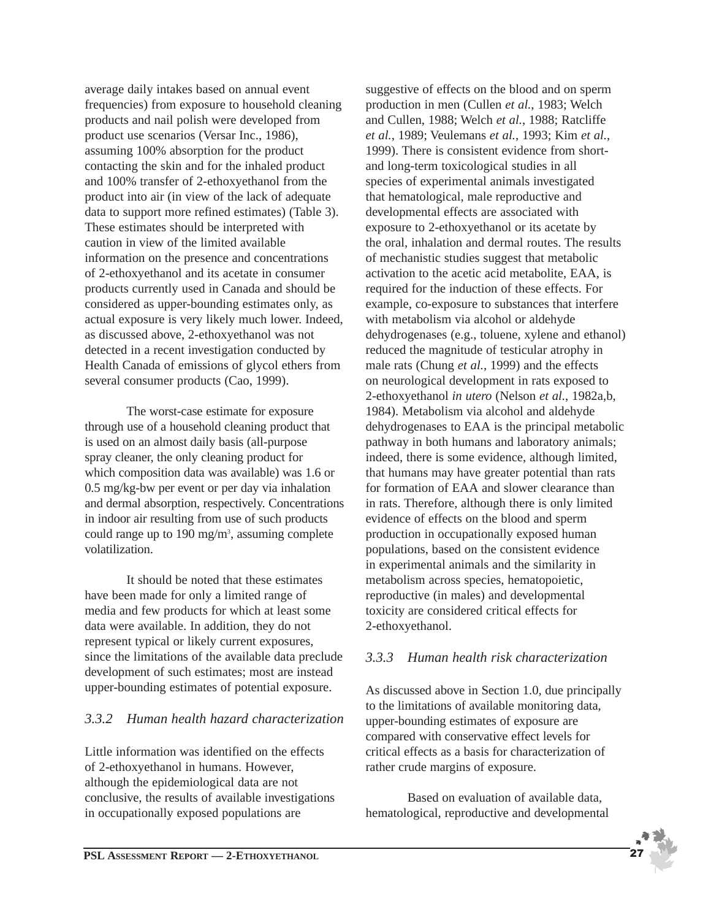average daily intakes based on annual event frequencies) from exposure to household cleaning products and nail polish were developed from product use scenarios (Versar Inc., 1986), assuming 100% absorption for the product contacting the skin and for the inhaled product and 100% transfer of 2-ethoxyethanol from the product into air (in view of the lack of adequate data to support more refined estimates) (Table 3). These estimates should be interpreted with caution in view of the limited available information on the presence and concentrations of 2-ethoxyethanol and its acetate in consumer products currently used in Canada and should be considered as upper-bounding estimates only, as actual exposure is very likely much lower. Indeed, as discussed above, 2-ethoxyethanol was not detected in a recent investigation conducted by Health Canada of emissions of glycol ethers from several consumer products (Cao, 1999).

The worst-case estimate for exposure through use of a household cleaning product that is used on an almost daily basis (all-purpose spray cleaner, the only cleaning product for which composition data was available) was 1.6 or 0.5 mg/kg-bw per event or per day via inhalation and dermal absorption, respectively. Concentrations in indoor air resulting from use of such products could range up to 190 mg/m$^3$, assuming complete volatilization.

It should be noted that these estimates have been made for only a limited range of media and few products for which at least some data were available. In addition, they do not represent typical or likely current exposures, since the limitations of the available data preclude development of such estimates; most are instead upper-bounding estimates of potential exposure.

### *3.3.2 Human health hazard characterization*

Little information was identified on the effects of 2-ethoxyethanol in humans. However, although the epidemiological data are not conclusive, the results of available investigations in occupationally exposed populations are suggestive of effects on the blood and on sperm production in men (Cullen *et al.*, 1983; Welch and Cullen, 1988; Welch *et al.*, 1988; Ratcliffe *et al.*, 1989; Veulemans *et al.*, 1993; Kim *et al.*, 1999). There is consistent evidence from short- and long-term toxicological studies in all species of experimental animals investigated that hematological, male reproductive and developmental effects are associated with exposure to 2-ethoxyethanol or its acetate by the oral, inhalation and dermal routes. The results of mechanistic studies suggest that metabolic activation to the acetic acid metabolite, EAA, is required for the induction of these effects. For example, co-exposure to substances that interfere with metabolism via alcohol or aldehyde dehydrogenases (e.g., toluene, xylene and ethanol) reduced the magnitude of testicular atrophy in male rats (Chung *et al.*, 1999) and the effects on neurological development in rats exposed to 2-ethoxyethanol *in utero* (Nelson *et al.*, 1982a,b, 1984). Metabolism via alcohol and aldehyde dehydrogenases to EAA is the principal metabolic pathway in both humans and laboratory animals; indeed, there is some evidence, although limited, that humans may have greater potential than rats for formation of EAA and slower clearance than in rats. Therefore, although there is only limited evidence of effects on the blood and sperm production in occupationally exposed human populations, based on the consistent evidence in experimental animals and the similarity in metabolism across species, hematopoietic, reproductive (in males) and developmental toxicity are considered critical effects for 2-ethoxyethanol.

### *3.3.3 Human health risk characterization*

As discussed above in Section 1.0, due principally to the limitations of available monitoring data, upper-bounding estimates of exposure are compared with conservative effect levels for critical effects as a basis for characterization of rather crude margins of exposure.

Based on evaluation of available data, hematological, reproductive and developmental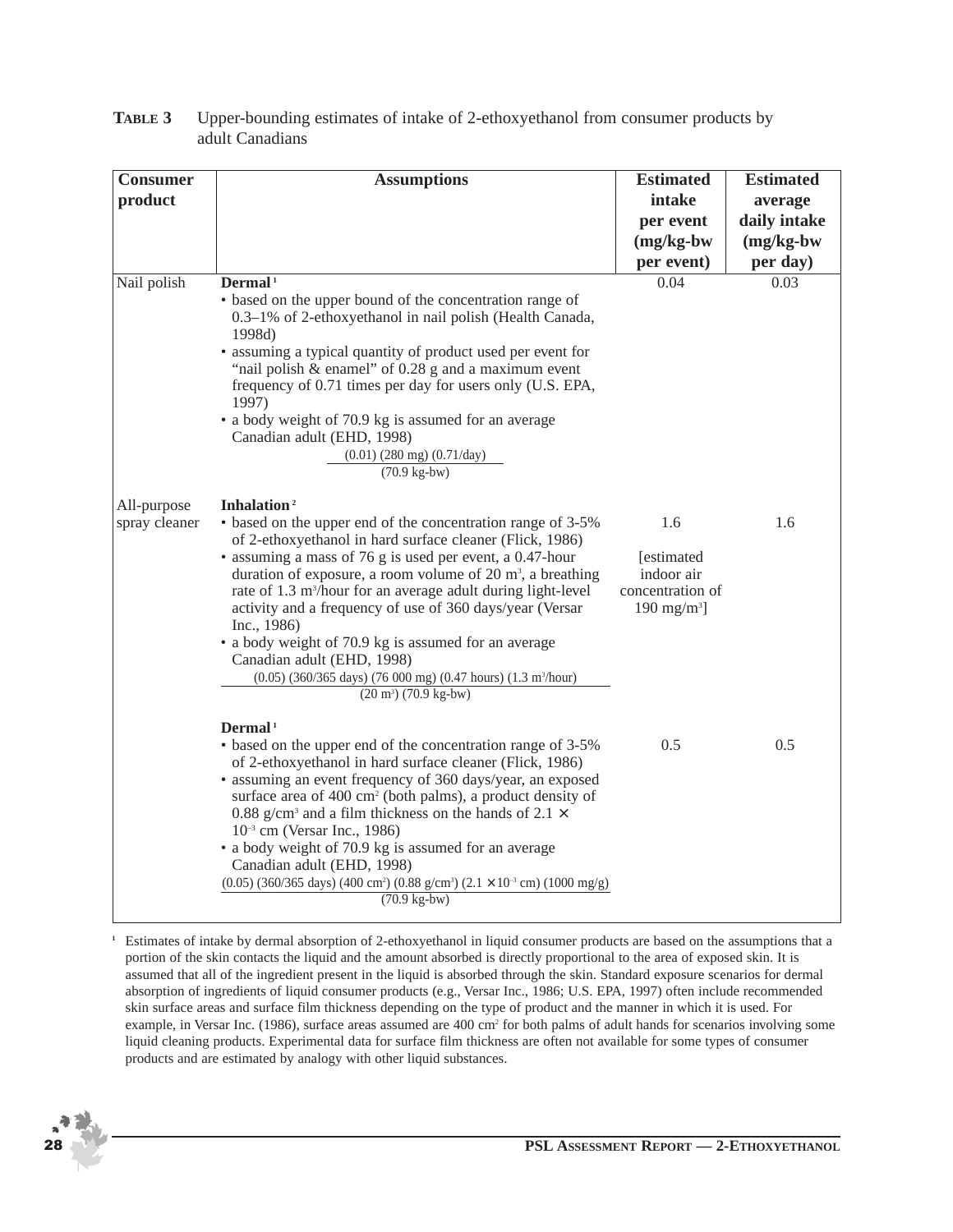**TABLE 3** Upper-bounding estimates of intake of 2-ethoxyethanol from consumer products by adult Canadians

| Consumer product | Assumptions | Estimated intake per event (mg/kg-bw per event) | Estimated average daily intake (mg/kg-bw per day) |
|---|---|---|---|
| Nail polish | **Dermal**[1] <br>• based on the upper bound of the concentration range of 0.3–1% of 2-ethoxyethanol in nail polish (Health Canada, 1998d) <br>• assuming a typical quantity of product used per event for "nail polish & enamel" of 0.28 g and a maximum event frequency of 0.71 times per day for users only (U.S. EPA, 1997) <br>• a body weight of 70.9 kg is assumed for an average Canadian adult (EHD, 1998) <br>$\frac{(0.01)\ (280\ \text{mg})\ (0.71/\text{day})}{(70.9\ \text{kg-bw})}$ | 0.04 | 0.03 |
| All-purpose spray cleaner | **Inhalation**[2] <br>• based on the upper end of the concentration range of 3-5% of 2-ethoxyethanol in hard surface cleaner (Flick, 1986) <br>• assuming a mass of 76 g is used per event, a 0.47-hour duration of exposure, a room volume of 20 $m^3$, a breathing rate of 1.3 $m^3$/hour for an average adult during light-level activity and a frequency of use of 360 days/year (Versar Inc., 1986) <br>• a body weight of 70.9 kg is assumed for an average Canadian adult (EHD, 1998) <br>$\frac{(0.05)\ (360/365\ \text{days})\ (76\,000\ \text{mg})\ (0.47\ \text{hours})\ (1.3\ \text{m}^3/\text{hour})}{(20\ \text{m}^3)\ (70.9\ \text{kg-bw})}$ | 1.6 <br><br>[estimated indoor air concentration of 190 $mg/m^3$] | 1.6 |
| | **Dermal**[1] <br>• based on the upper end of the concentration range of 3-5% of 2-ethoxyethanol in hard surface cleaner (Flick, 1986) <br>• assuming an event frequency of 360 days/year, an exposed surface area of 400 $cm^2$ (both palms), a product density of 0.88 g/$cm^3$ and a film thickness on the hands of $2.1 \times 10^{-3}$ cm (Versar Inc., 1986) <br>• a body weight of 70.9 kg is assumed for an average Canadian adult (EHD, 1998) <br>$\frac{(0.05)\ (360/365\ \text{days})\ (400\ \text{cm}^2)\ (0.88\ \text{g/cm}^3)\ (2.1 \times 10^{-3}\ \text{cm})\ (1000\ \text{mg/g})}{(70.9\ \text{kg-bw})}$ | 0.5 | 0.5 |

[1] Estimates of intake by dermal absorption of 2-ethoxyethanol in liquid consumer products are based on the assumptions that a portion of the skin contacts the liquid and the amount absorbed is directly proportional to the area of exposed skin. It is assumed that all of the ingredient present in the liquid is absorbed through the skin. Standard exposure scenarios for dermal absorption of ingredients of liquid consumer products (e.g., Versar Inc., 1986; U.S. EPA, 1997) often include recommended skin surface areas and surface film thickness depending on the type of product and the manner in which it is used. For example, in Versar Inc. (1986), surface areas assumed are 400 $cm^2$ for both palms of adult hands for scenarios involving some liquid cleaning products. Experimental data for surface film thickness are often not available for some types of consumer products and are estimated by analogy with other liquid substances.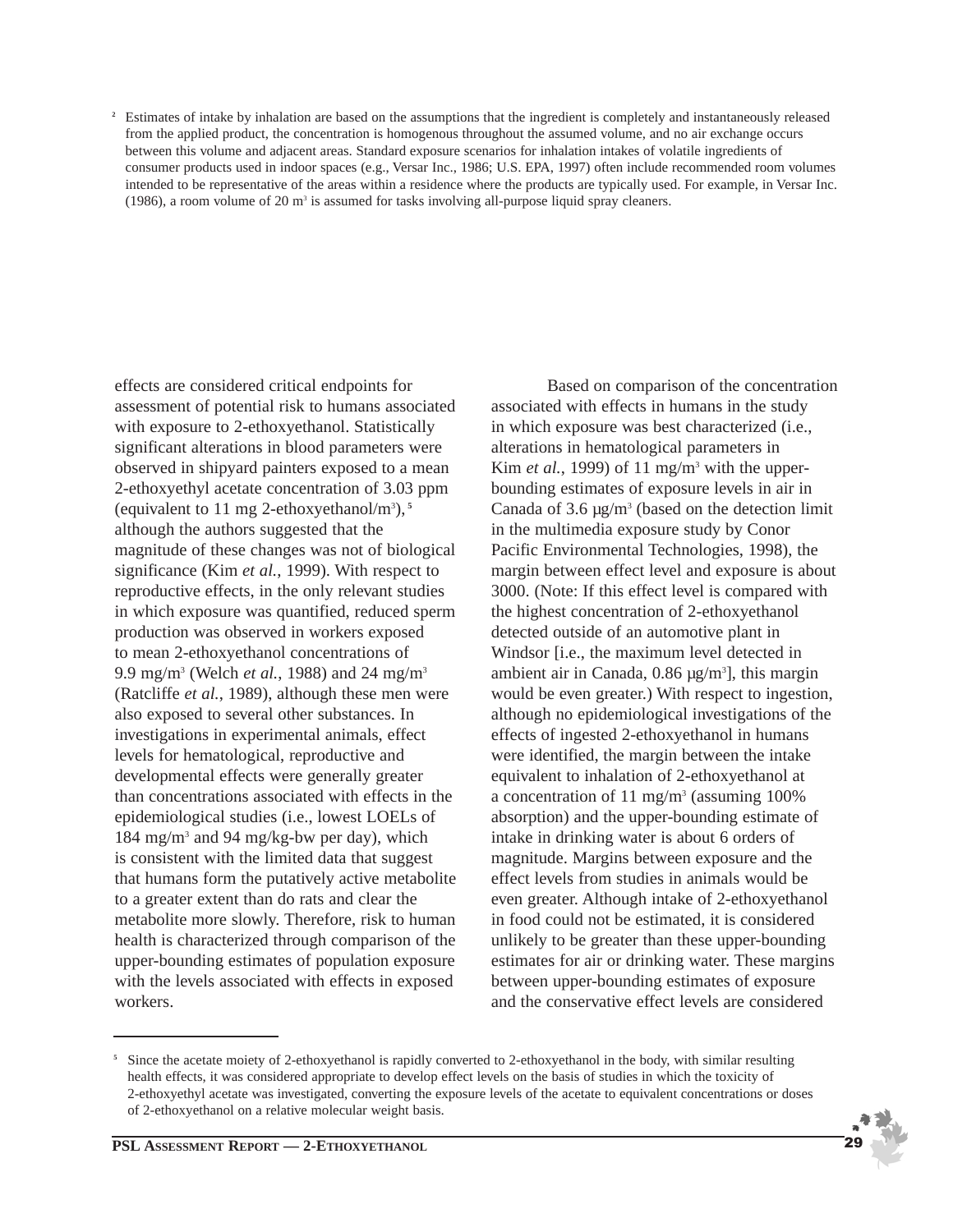[2] Estimates of intake by inhalation are based on the assumptions that the ingredient is completely and instantaneously released from the applied product, the concentration is homogenous throughout the assumed volume, and no air exchange occurs between this volume and adjacent areas. Standard exposure scenarios for inhalation intakes of volatile ingredients of consumer products used in indoor spaces (e.g., Versar Inc., 1986; U.S. EPA, 1997) often include recommended room volumes intended to be representative of the areas within a residence where the products are typically used. For example, in Versar Inc. (1986), a room volume of 20 m$^3$ is assumed for tasks involving all-purpose liquid spray cleaners.

effects are considered critical endpoints for assessment of potential risk to humans associated with exposure to 2-ethoxyethanol. Statistically significant alterations in blood parameters were observed in shipyard painters exposed to a mean 2-ethoxyethyl acetate concentration of 3.03 ppm (equivalent to 11 mg 2-ethoxyethanol/m$^3$),[5] although the authors suggested that the magnitude of these changes was not of biological significance (Kim *et al.*, 1999). With respect to reproductive effects, in the only relevant studies in which exposure was quantified, reduced sperm production was observed in workers exposed to mean 2-ethoxyethanol concentrations of 9.9 mg/m$^3$ (Welch *et al.*, 1988) and 24 mg/m$^3$ (Ratcliffe *et al.*, 1989), although these men were also exposed to several other substances. In investigations in experimental animals, effect levels for hematological, reproductive and developmental effects were generally greater than concentrations associated with effects in the epidemiological studies (i.e., lowest LOELs of 184 mg/m$^3$ and 94 mg/kg-bw per day), which is consistent with the limited data that suggest that humans form the putatively active metabolite to a greater extent than do rats and clear the metabolite more slowly. Therefore, risk to human health is characterized through comparison of the upper-bounding estimates of population exposure with the levels associated with effects in exposed workers.

Based on comparison of the concentration associated with effects in humans in the study in which exposure was best characterized (i.e., alterations in hematological parameters in Kim *et al.*, 1999) of 11 mg/m$^3$ with the upper-bounding estimates of exposure levels in air in Canada of 3.6 µg/m$^3$ (based on the detection limit in the multimedia exposure study by Conor Pacific Environmental Technologies, 1998), the margin between effect level and exposure is about 3000. (Note: If this effect level is compared with the highest concentration of 2-ethoxyethanol detected outside of an automotive plant in Windsor [i.e., the maximum level detected in ambient air in Canada, 0.86 µg/m$^3$], this margin would be even greater.) With respect to ingestion, although no epidemiological investigations of the effects of ingested 2-ethoxyethanol in humans were identified, the margin between the intake equivalent to inhalation of 2-ethoxyethanol at a concentration of 11 mg/m$^3$ (assuming 100% absorption) and the upper-bounding estimate of intake in drinking water is about 6 orders of magnitude. Margins between exposure and the effect levels from studies in animals would be even greater. Although intake of 2-ethoxyethanol in food could not be estimated, it is considered unlikely to be greater than these upper-bounding estimates for air or drinking water. These margins between upper-bounding estimates of exposure and the conservative effect levels are considered

[5] Since the acetate moiety of 2-ethoxyethanol is rapidly converted to 2-ethoxyethanol in the body, with similar resulting health effects, it was considered appropriate to develop effect levels on the basis of studies in which the toxicity of 2-ethoxyethyl acetate was investigated, converting the exposure levels of the acetate to equivalent concentrations or doses of 2-ethoxyethanol on a relative molecular weight basis.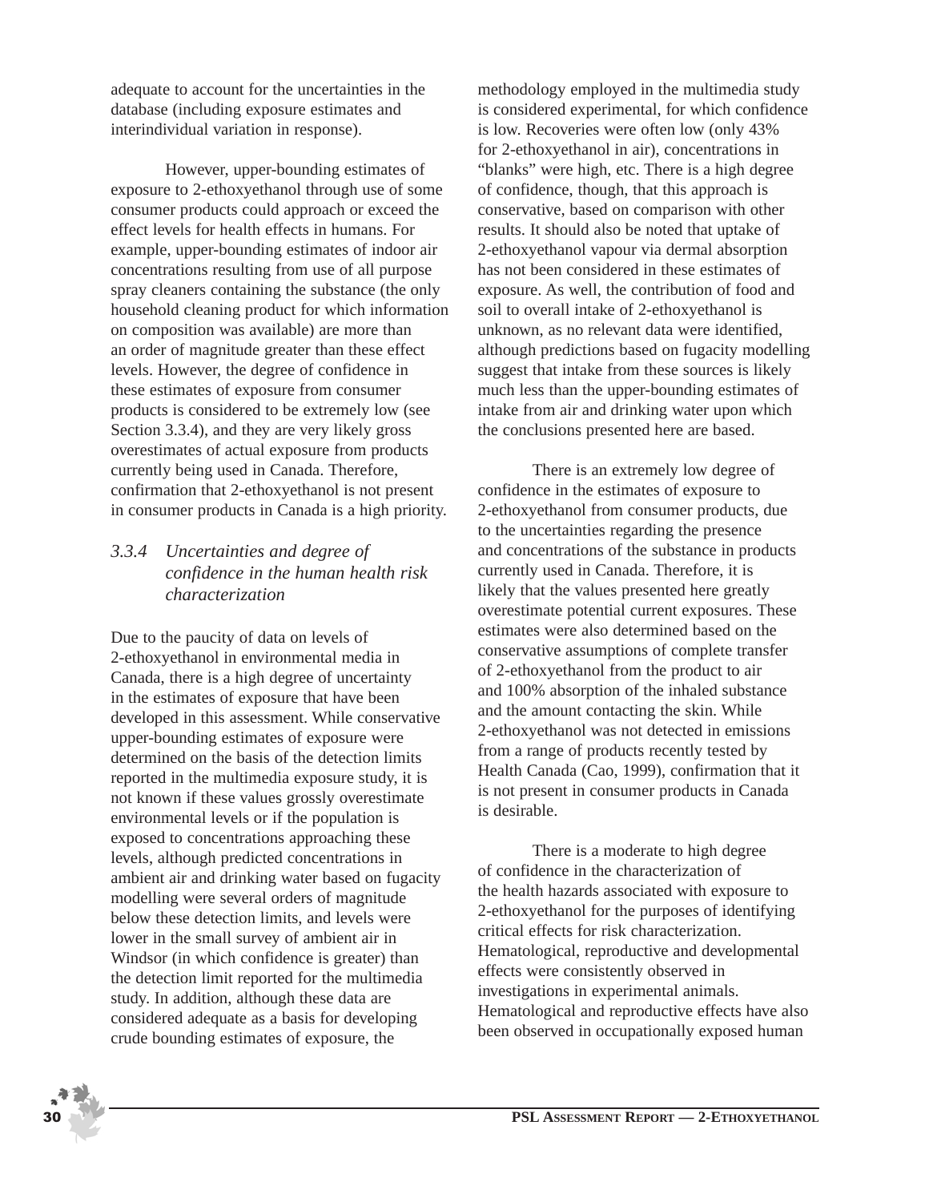adequate to account for the uncertainties in the database (including exposure estimates and interindividual variation in response).

However, upper-bounding estimates of exposure to 2-ethoxyethanol through use of some consumer products could approach or exceed the effect levels for health effects in humans. For example, upper-bounding estimates of indoor air concentrations resulting from use of all purpose spray cleaners containing the substance (the only household cleaning product for which information on composition was available) are more than an order of magnitude greater than these effect levels. However, the degree of confidence in these estimates of exposure from consumer products is considered to be extremely low (see Section 3.3.4), and they are very likely gross overestimates of actual exposure from products currently being used in Canada. Therefore, confirmation that 2-ethoxyethanol is not present in consumer products in Canada is a high priority.

### *3.3.4 Uncertainties and degree of confidence in the human health risk characterization*

Due to the paucity of data on levels of 2-ethoxyethanol in environmental media in Canada, there is a high degree of uncertainty in the estimates of exposure that have been developed in this assessment. While conservative upper-bounding estimates of exposure were determined on the basis of the detection limits reported in the multimedia exposure study, it is not known if these values grossly overestimate environmental levels or if the population is exposed to concentrations approaching these levels, although predicted concentrations in ambient air and drinking water based on fugacity modelling were several orders of magnitude below these detection limits, and levels were lower in the small survey of ambient air in Windsor (in which confidence is greater) than the detection limit reported for the multimedia study. In addition, although these data are considered adequate as a basis for developing crude bounding estimates of exposure, the methodology employed in the multimedia study is considered experimental, for which confidence is low. Recoveries were often low (only 43% for 2-ethoxyethanol in air), concentrations in "blanks" were high, etc. There is a high degree of confidence, though, that this approach is conservative, based on comparison with other results. It should also be noted that uptake of 2-ethoxyethanol vapour via dermal absorption has not been considered in these estimates of exposure. As well, the contribution of food and soil to overall intake of 2-ethoxyethanol is unknown, as no relevant data were identified, although predictions based on fugacity modelling suggest that intake from these sources is likely much less than the upper-bounding estimates of intake from air and drinking water upon which the conclusions presented here are based.

There is an extremely low degree of confidence in the estimates of exposure to 2-ethoxyethanol from consumer products, due to the uncertainties regarding the presence and concentrations of the substance in products currently used in Canada. Therefore, it is likely that the values presented here greatly overestimate potential current exposures. These estimates were also determined based on the conservative assumptions of complete transfer of 2-ethoxyethanol from the product to air and 100% absorption of the inhaled substance and the amount contacting the skin. While 2-ethoxyethanol was not detected in emissions from a range of products recently tested by Health Canada (Cao, 1999), confirmation that it is not present in consumer products in Canada is desirable.

There is a moderate to high degree of confidence in the characterization of the health hazards associated with exposure to 2-ethoxyethanol for the purposes of identifying critical effects for risk characterization. Hematological, reproductive and developmental effects were consistently observed in investigations in experimental animals. Hematological and reproductive effects have also been observed in occupationally exposed human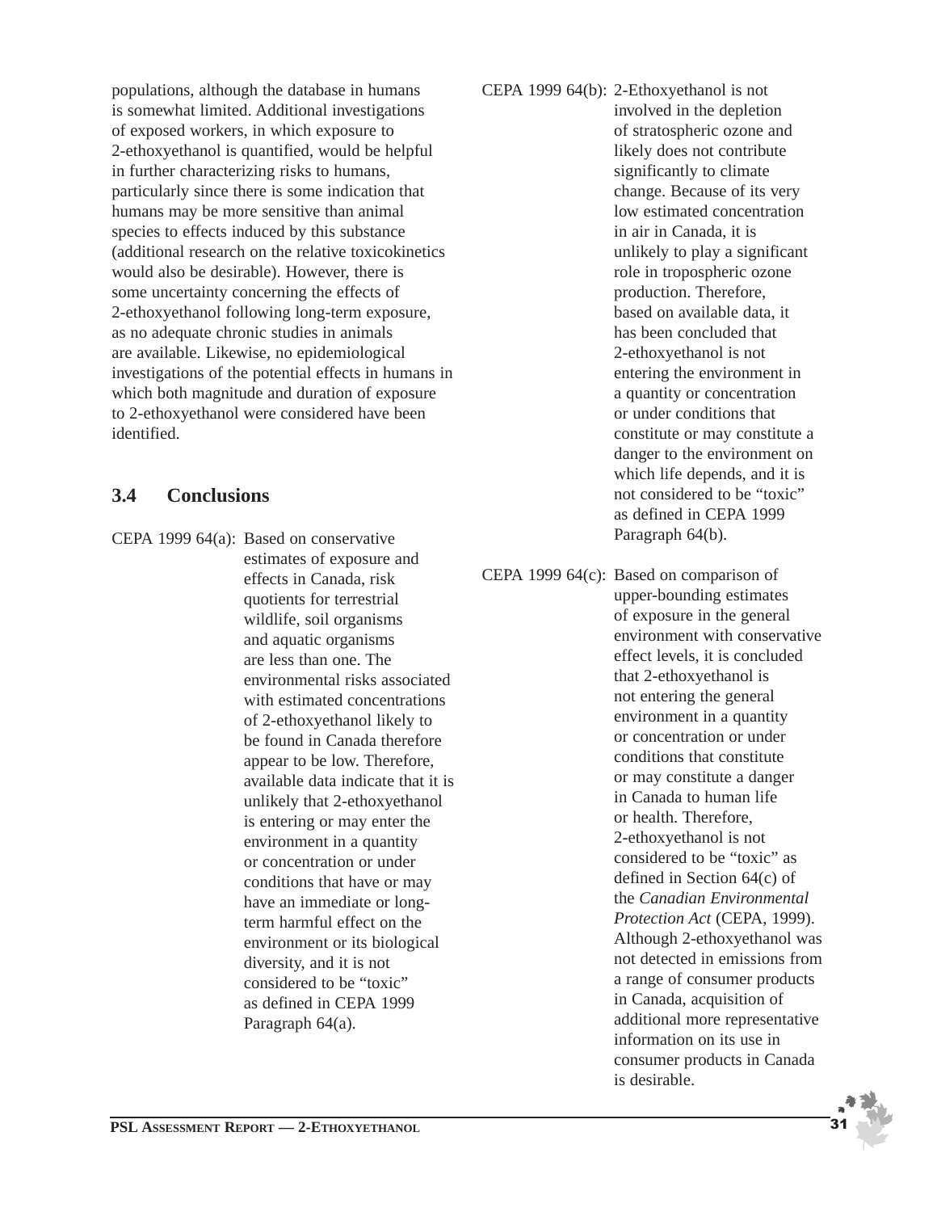populations, although the database in humans is somewhat limited. Additional investigations of exposed workers, in which exposure to 2-ethoxyethanol is quantified, would be helpful in further characterizing risks to humans, particularly since there is some indication that humans may be more sensitive than animal species to effects induced by this substance (additional research on the relative toxicokinetics would also be desirable). However, there is some uncertainty concerning the effects of 2-ethoxyethanol following long-term exposure, as no adequate chronic studies in animals are available. Likewise, no epidemiological investigations of the potential effects in humans in which both magnitude and duration of exposure to 2-ethoxyethanol were considered have been identified.

## 3.4 Conclusions

CEPA 1999 64(a): Based on conservative estimates of exposure and effects in Canada, risk quotients for terrestrial wildlife, soil organisms and aquatic organisms are less than one. The environmental risks associated with estimated concentrations of 2-ethoxyethanol likely to be found in Canada therefore appear to be low. Therefore, available data indicate that it is unlikely that 2-ethoxyethanol is entering or may enter the environment in a quantity or concentration or under conditions that have or may have an immediate or long-term harmful effect on the environment or its biological diversity, and it is not considered to be "toxic" as defined in CEPA 1999 Paragraph 64(a).

CEPA 1999 64(b): 2-Ethoxyethanol is not involved in the depletion of stratospheric ozone and likely does not contribute significantly to climate change. Because of its very low estimated concentration in air in Canada, it is unlikely to play a significant role in tropospheric ozone production. Therefore, based on available data, it has been concluded that 2-ethoxyethanol is not entering the environment in a quantity or concentration or under conditions that constitute or may constitute a danger to the environment on which life depends, and it is not considered to be "toxic" as defined in CEPA 1999 Paragraph 64(b).

CEPA 1999 64(c): Based on comparison of upper-bounding estimates of exposure in the general environment with conservative effect levels, it is concluded that 2-ethoxyethanol is not entering the general environment in a quantity or concentration or under conditions that constitute or may constitute a danger in Canada to human life or health. Therefore, 2-ethoxyethanol is not considered to be "toxic" as defined in Section 64(c) of the *Canadian Environmental Protection Act* (CEPA, 1999). Although 2-ethoxyethanol was not detected in emissions from a range of consumer products in Canada, acquisition of additional more representative information on its use in consumer products in Canada is desirable.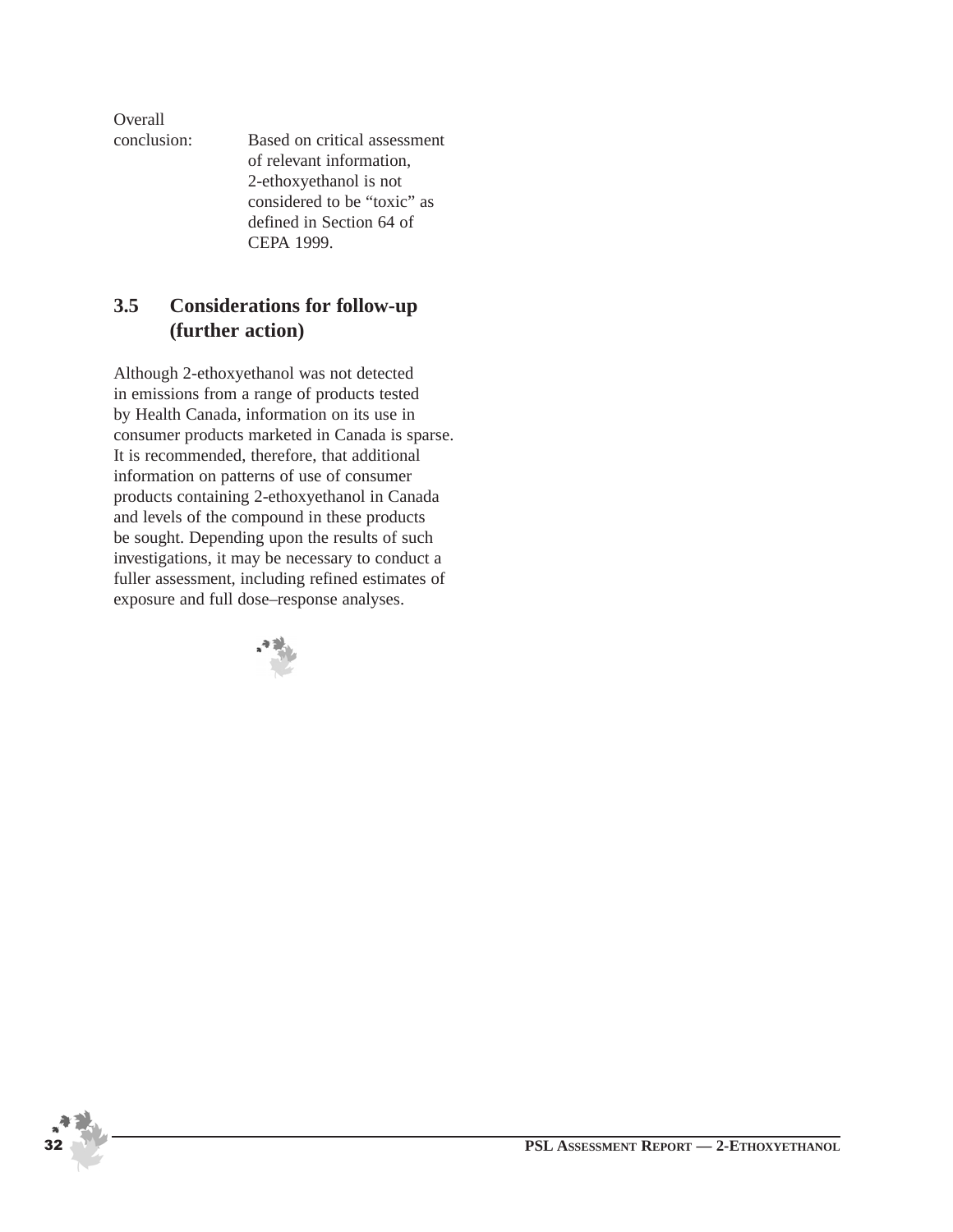Overall conclusion: Based on critical assessment of relevant information, 2-ethoxyethanol is not considered to be "toxic" as defined in Section 64 of CEPA 1999.

### 3.5 Considerations for follow-up (further action)

Although 2-ethoxyethanol was not detected in emissions from a range of products tested by Health Canada, information on its use in consumer products marketed in Canada is sparse. It is recommended, therefore, that additional information on patterns of use of consumer products containing 2-ethoxyethanol in Canada and levels of the compound in these products be sought. Depending upon the results of such investigations, it may be necessary to conduct a fuller assessment, including refined estimates of exposure and full dose–response analyses.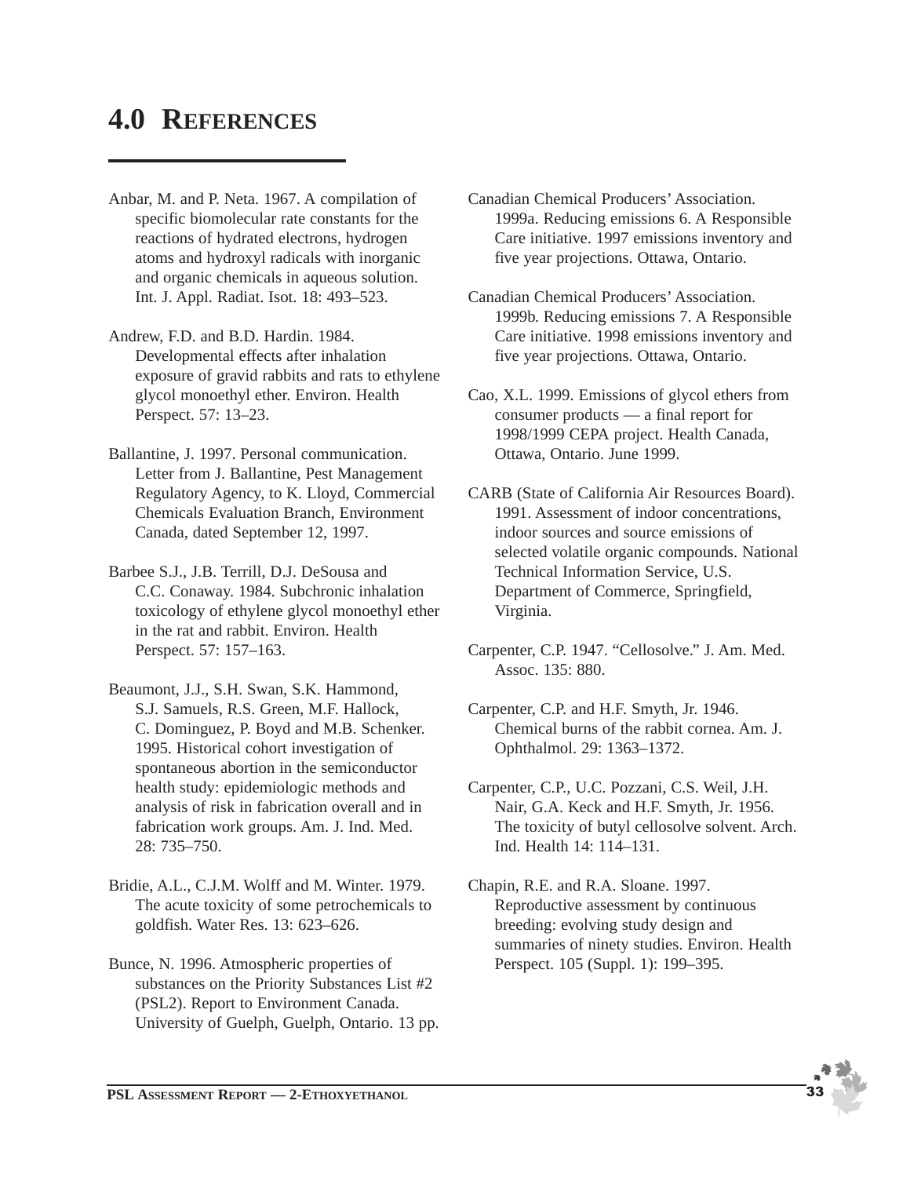# 4.0 REFERENCES

Anbar, M. and P. Neta. 1967. A compilation of specific biomolecular rate constants for the reactions of hydrated electrons, hydrogen atoms and hydroxyl radicals with inorganic and organic chemicals in aqueous solution. Int. J. Appl. Radiat. Isot. 18: 493–523.

Andrew, F.D. and B.D. Hardin. 1984. Developmental effects after inhalation exposure of gravid rabbits and rats to ethylene glycol monoethyl ether. Environ. Health Perspect. 57: 13–23.

Ballantine, J. 1997. Personal communication. Letter from J. Ballantine, Pest Management Regulatory Agency, to K. Lloyd, Commercial Chemicals Evaluation Branch, Environment Canada, dated September 12, 1997.

Barbee S.J., J.B. Terrill, D.J. DeSousa and C.C. Conaway. 1984. Subchronic inhalation toxicology of ethylene glycol monoethyl ether in the rat and rabbit. Environ. Health Perspect. 57: 157–163.

Beaumont, J.J., S.H. Swan, S.K. Hammond, S.J. Samuels, R.S. Green, M.F. Hallock, C. Dominguez, P. Boyd and M.B. Schenker. 1995. Historical cohort investigation of spontaneous abortion in the semiconductor health study: epidemiologic methods and analysis of risk in fabrication overall and in fabrication work groups. Am. J. Ind. Med. 28: 735–750.

Bridie, A.L., C.J.M. Wolff and M. Winter. 1979. The acute toxicity of some petrochemicals to goldfish. Water Res. 13: 623–626.

Bunce, N. 1996. Atmospheric properties of substances on the Priority Substances List #2 (PSL2). Report to Environment Canada. University of Guelph, Guelph, Ontario. 13 pp.

Canadian Chemical Producers' Association. 1999a. Reducing emissions 6. A Responsible Care initiative. 1997 emissions inventory and five year projections. Ottawa, Ontario.

Canadian Chemical Producers' Association. 1999b. Reducing emissions 7. A Responsible Care initiative. 1998 emissions inventory and five year projections. Ottawa, Ontario.

Cao, X.L. 1999. Emissions of glycol ethers from consumer products — a final report for 1998/1999 CEPA project. Health Canada, Ottawa, Ontario. June 1999.

CARB (State of California Air Resources Board). 1991. Assessment of indoor concentrations, indoor sources and source emissions of selected volatile organic compounds. National Technical Information Service, U.S. Department of Commerce, Springfield, Virginia.

Carpenter, C.P. 1947. "Cellosolve." J. Am. Med. Assoc. 135: 880.

Carpenter, C.P. and H.F. Smyth, Jr. 1946. Chemical burns of the rabbit cornea. Am. J. Ophthalmol. 29: 1363–1372.

Carpenter, C.P., U.C. Pozzani, C.S. Weil, J.H. Nair, G.A. Keck and H.F. Smyth, Jr. 1956. The toxicity of butyl cellosolve solvent. Arch. Ind. Health 14: 114–131.

Chapin, R.E. and R.A. Sloane. 1997. Reproductive assessment by continuous breeding: evolving study design and summaries of ninety studies. Environ. Health Perspect. 105 (Suppl. 1): 199–395.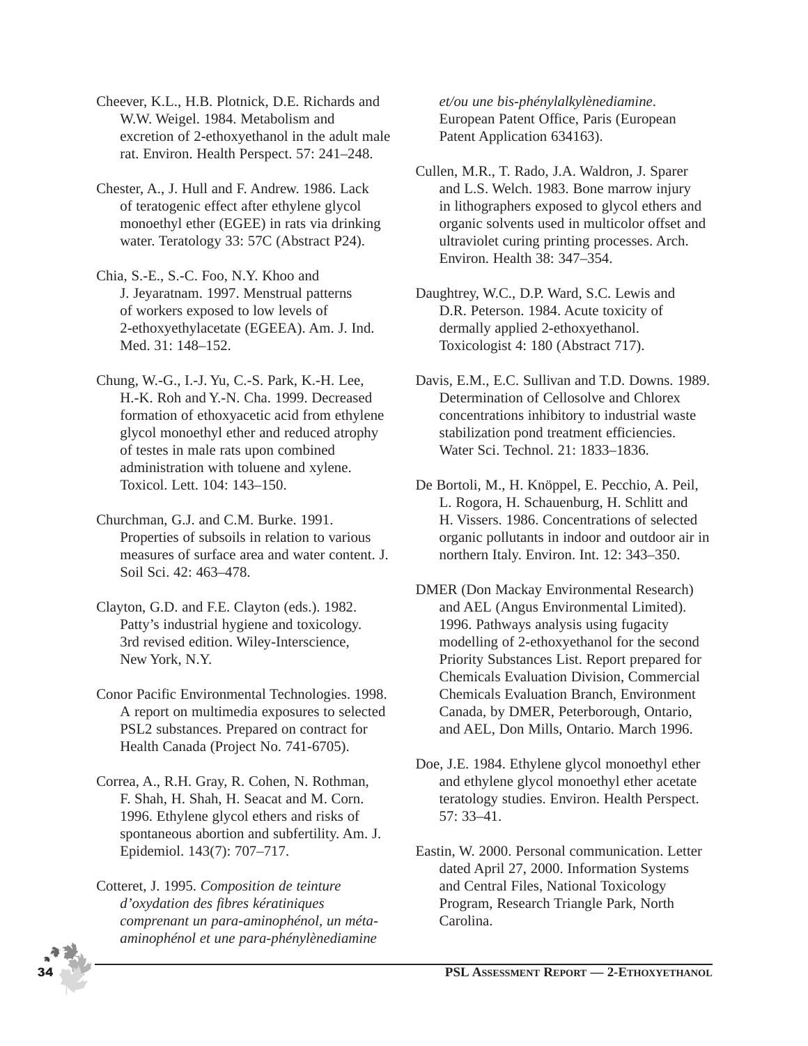Cheever, K.L., H.B. Plotnick, D.E. Richards and W.W. Weigel. 1984. Metabolism and excretion of 2-ethoxyethanol in the adult male rat. Environ. Health Perspect. 57: 241–248.

Chester, A., J. Hull and F. Andrew. 1986. Lack of teratogenic effect after ethylene glycol monoethyl ether (EGEE) in rats via drinking water. Teratology 33: 57C (Abstract P24).

Chia, S.-E., S.-C. Foo, N.Y. Khoo and J. Jeyaratnam. 1997. Menstrual patterns of workers exposed to low levels of 2-ethoxyethylacetate (EGEEA). Am. J. Ind. Med. 31: 148–152.

Chung, W.-G., I.-J. Yu, C.-S. Park, K.-H. Lee, H.-K. Roh and Y.-N. Cha. 1999. Decreased formation of ethoxyacetic acid from ethylene glycol monoethyl ether and reduced atrophy of testes in male rats upon combined administration with toluene and xylene. Toxicol. Lett. 104: 143–150.

Churchman, G.J. and C.M. Burke. 1991. Properties of subsoils in relation to various measures of surface area and water content. J. Soil Sci. 42: 463–478.

Clayton, G.D. and F.E. Clayton (eds.). 1982. Patty's industrial hygiene and toxicology. 3rd revised edition. Wiley-Interscience, New York, N.Y.

Conor Pacific Environmental Technologies. 1998. A report on multimedia exposures to selected PSL2 substances. Prepared on contract for Health Canada (Project No. 741-6705).

Correa, A., R.H. Gray, R. Cohen, N. Rothman, F. Shah, H. Shah, H. Seacat and M. Corn. 1996. Ethylene glycol ethers and risks of spontaneous abortion and subfertility. Am. J. Epidemiol. 143(7): 707–717.

Cotteret, J. 1995. *Composition de teinture d'oxydation des fibres kératiniques comprenant un para-aminophénol, un méta-aminophénol et une para-phénylènediamine et/ou une bis-phénylalkylènediamine*. European Patent Office, Paris (European Patent Application 634163).

Cullen, M.R., T. Rado, J.A. Waldron, J. Sparer and L.S. Welch. 1983. Bone marrow injury in lithographers exposed to glycol ethers and organic solvents used in multicolor offset and ultraviolet curing printing processes. Arch. Environ. Health 38: 347–354.

Daughtrey, W.C., D.P. Ward, S.C. Lewis and D.R. Peterson. 1984. Acute toxicity of dermally applied 2-ethoxyethanol. Toxicologist 4: 180 (Abstract 717).

Davis, E.M., E.C. Sullivan and T.D. Downs. 1989. Determination of Cellosolve and Chlorex concentrations inhibitory to industrial waste stabilization pond treatment efficiencies. Water Sci. Technol. 21: 1833–1836.

De Bortoli, M., H. Knöppel, E. Pecchio, A. Peil, L. Rogora, H. Schauenburg, H. Schlitt and H. Vissers. 1986. Concentrations of selected organic pollutants in indoor and outdoor air in northern Italy. Environ. Int. 12: 343–350.

DMER (Don Mackay Environmental Research) and AEL (Angus Environmental Limited). 1996. Pathways analysis using fugacity modelling of 2-ethoxyethanol for the second Priority Substances List. Report prepared for Chemicals Evaluation Division, Commercial Chemicals Evaluation Branch, Environment Canada, by DMER, Peterborough, Ontario, and AEL, Don Mills, Ontario. March 1996.

Doe, J.E. 1984. Ethylene glycol monoethyl ether and ethylene glycol monoethyl ether acetate teratology studies. Environ. Health Perspect. 57: 33–41.

Eastin, W. 2000. Personal communication. Letter dated April 27, 2000. Information Systems and Central Files, National Toxicology Program, Research Triangle Park, North Carolina.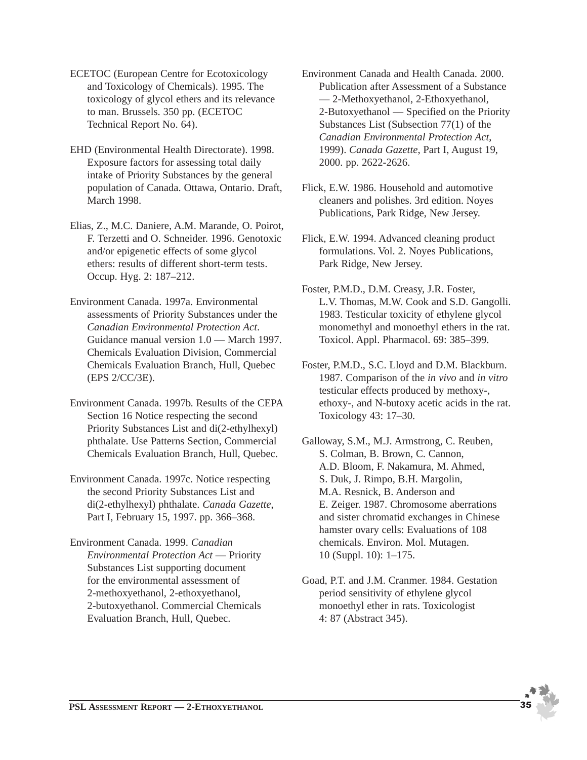ECETOC (European Centre for Ecotoxicology and Toxicology of Chemicals). 1995. The toxicology of glycol ethers and its relevance to man. Brussels. 350 pp. (ECETOC Technical Report No. 64).

EHD (Environmental Health Directorate). 1998. Exposure factors for assessing total daily intake of Priority Substances by the general population of Canada. Ottawa, Ontario. Draft, March 1998.

Elias, Z., M.C. Daniere, A.M. Marande, O. Poirot, F. Terzetti and O. Schneider. 1996. Genotoxic and/or epigenetic effects of some glycol ethers: results of different short-term tests. Occup. Hyg. 2: 187–212.

Environment Canada. 1997a. Environmental assessments of Priority Substances under the *Canadian Environmental Protection Act*. Guidance manual version 1.0 — March 1997. Chemicals Evaluation Division, Commercial Chemicals Evaluation Branch, Hull, Quebec (EPS 2/CC/3E).

Environment Canada. 1997b. Results of the CEPA Section 16 Notice respecting the second Priority Substances List and di(2-ethylhexyl) phthalate. Use Patterns Section, Commercial Chemicals Evaluation Branch, Hull, Quebec.

Environment Canada. 1997c. Notice respecting the second Priority Substances List and di(2-ethylhexyl) phthalate. *Canada Gazette*, Part I, February 15, 1997. pp. 366–368.

Environment Canada. 1999. *Canadian Environmental Protection Act* — Priority Substances List supporting document for the environmental assessment of 2-methoxyethanol, 2-ethoxyethanol, 2-butoxyethanol. Commercial Chemicals Evaluation Branch, Hull, Quebec.

Environment Canada and Health Canada. 2000. Publication after Assessment of a Substance — 2-Methoxyethanol, 2-Ethoxyethanol, 2-Butoxyethanol — Specified on the Priority Substances List (Subsection 77(1) of the *Canadian Environmental Protection Act*, 1999). *Canada Gazette*, Part I, August 19, 2000. pp. 2622-2626.

Flick, E.W. 1986. Household and automotive cleaners and polishes. 3rd edition. Noyes Publications, Park Ridge, New Jersey.

Flick, E.W. 1994. Advanced cleaning product formulations. Vol. 2. Noyes Publications, Park Ridge, New Jersey.

Foster, P.M.D., D.M. Creasy, J.R. Foster, L.V. Thomas, M.W. Cook and S.D. Gangolli. 1983. Testicular toxicity of ethylene glycol monomethyl and monoethyl ethers in the rat. Toxicol. Appl. Pharmacol. 69: 385–399.

Foster, P.M.D., S.C. Lloyd and D.M. Blackburn. 1987. Comparison of the *in vivo* and *in vitro* testicular effects produced by methoxy-, ethoxy-, and N-butoxy acetic acids in the rat. Toxicology 43: 17–30.

Galloway, S.M., M.J. Armstrong, C. Reuben, S. Colman, B. Brown, C. Cannon, A.D. Bloom, F. Nakamura, M. Ahmed, S. Duk, J. Rimpo, B.H. Margolin, M.A. Resnick, B. Anderson and E. Zeiger. 1987. Chromosome aberrations and sister chromatid exchanges in Chinese hamster ovary cells: Evaluations of 108 chemicals. Environ. Mol. Mutagen. 10 (Suppl. 10): 1–175.

Goad, P.T. and J.M. Cranmer. 1984. Gestation period sensitivity of ethylene glycol monoethyl ether in rats. Toxicologist 4: 87 (Abstract 345).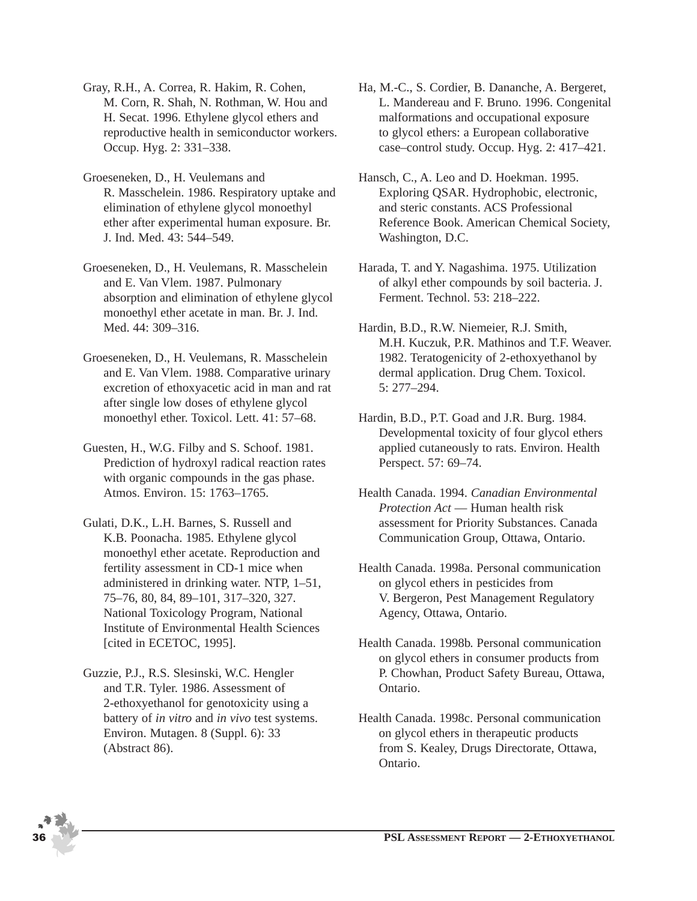Gray, R.H., A. Correa, R. Hakim, R. Cohen, M. Corn, R. Shah, N. Rothman, W. Hou and H. Secat. 1996. Ethylene glycol ethers and reproductive health in semiconductor workers. Occup. Hyg. 2: 331–338.

Groeseneken, D., H. Veulemans and R. Masschelein. 1986. Respiratory uptake and elimination of ethylene glycol monoethyl ether after experimental human exposure. Br. J. Ind. Med. 43: 544–549.

Groeseneken, D., H. Veulemans, R. Masschelein and E. Van Vlem. 1987. Pulmonary absorption and elimination of ethylene glycol monoethyl ether acetate in man. Br. J. Ind. Med. 44: 309–316.

Groeseneken, D., H. Veulemans, R. Masschelein and E. Van Vlem. 1988. Comparative urinary excretion of ethoxyacetic acid in man and rat after single low doses of ethylene glycol monoethyl ether. Toxicol. Lett. 41: 57–68.

Guesten, H., W.G. Filby and S. Schoof. 1981. Prediction of hydroxyl radical reaction rates with organic compounds in the gas phase. Atmos. Environ. 15: 1763–1765.

Gulati, D.K., L.H. Barnes, S. Russell and K.B. Poonacha. 1985. Ethylene glycol monoethyl ether acetate. Reproduction and fertility assessment in CD-1 mice when administered in drinking water. NTP, 1–51, 75–76, 80, 84, 89–101, 317–320, 327. National Toxicology Program, National Institute of Environmental Health Sciences [cited in ECETOC, 1995].

Guzzie, P.J., R.S. Slesinski, W.C. Hengler and T.R. Tyler. 1986. Assessment of 2-ethoxyethanol for genotoxicity using a battery of *in vitro* and *in vivo* test systems. Environ. Mutagen. 8 (Suppl. 6): 33 (Abstract 86).

Ha, M.-C., S. Cordier, B. Dananche, A. Bergeret, L. Mandereau and F. Bruno. 1996. Congenital malformations and occupational exposure to glycol ethers: a European collaborative case–control study. Occup. Hyg. 2: 417–421.

Hansch, C., A. Leo and D. Hoekman. 1995. Exploring QSAR. Hydrophobic, electronic, and steric constants. ACS Professional Reference Book. American Chemical Society, Washington, D.C.

Harada, T. and Y. Nagashima. 1975. Utilization of alkyl ether compounds by soil bacteria. J. Ferment. Technol. 53: 218–222.

Hardin, B.D., R.W. Niemeier, R.J. Smith, M.H. Kuczuk, P.R. Mathinos and T.F. Weaver. 1982. Teratogenicity of 2-ethoxyethanol by dermal application. Drug Chem. Toxicol. 5: 277–294.

Hardin, B.D., P.T. Goad and J.R. Burg. 1984. Developmental toxicity of four glycol ethers applied cutaneously to rats. Environ. Health Perspect. 57: 69–74.

Health Canada. 1994. *Canadian Environmental Protection Act* — Human health risk assessment for Priority Substances. Canada Communication Group, Ottawa, Ontario.

Health Canada. 1998a. Personal communication on glycol ethers in pesticides from V. Bergeron, Pest Management Regulatory Agency, Ottawa, Ontario.

Health Canada. 1998b. Personal communication on glycol ethers in consumer products from P. Chowhan, Product Safety Bureau, Ottawa, Ontario.

Health Canada. 1998c. Personal communication on glycol ethers in therapeutic products from S. Kealey, Drugs Directorate, Ottawa, Ontario.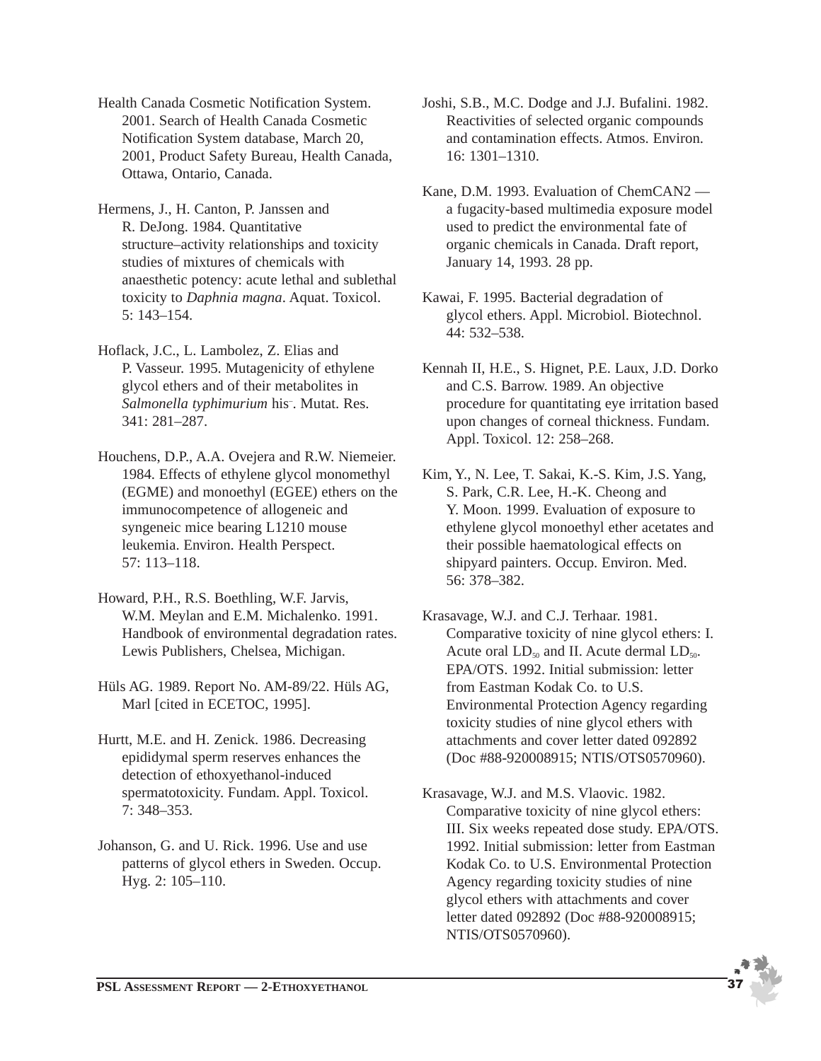Health Canada Cosmetic Notification System. 2001. Search of Health Canada Cosmetic Notification System database, March 20, 2001, Product Safety Bureau, Health Canada, Ottawa, Ontario, Canada.

Hermens, J., H. Canton, P. Janssen and R. DeJong. 1984. Quantitative structure–activity relationships and toxicity studies of mixtures of chemicals with anaesthetic potency: acute lethal and sublethal toxicity to *Daphnia magna*. Aquat. Toxicol. 5: 143–154.

Hoflack, J.C., L. Lambolez, Z. Elias and P. Vasseur. 1995. Mutagenicity of ethylene glycol ethers and of their metabolites in *Salmonella typhimurium* $his^-$. Mutat. Res. 341: 281–287.

Houchens, D.P., A.A. Ovejera and R.W. Niemeier. 1984. Effects of ethylene glycol monomethyl (EGME) and monoethyl (EGEE) ethers on the immunocompetence of allogeneic and syngeneic mice bearing L1210 mouse leukemia. Environ. Health Perspect. 57: 113–118.

Howard, P.H., R.S. Boethling, W.F. Jarvis, W.M. Meylan and E.M. Michalenko. 1991. Handbook of environmental degradation rates. Lewis Publishers, Chelsea, Michigan.

Hüls AG. 1989. Report No. AM-89/22. Hüls AG, Marl [cited in ECETOC, 1995].

Hurtt, M.E. and H. Zenick. 1986. Decreasing epididymal sperm reserves enhances the detection of ethoxyethanol-induced spermatotoxicity. Fundam. Appl. Toxicol. 7: 348–353.

Johanson, G. and U. Rick. 1996. Use and use patterns of glycol ethers in Sweden. Occup. Hyg. 2: 105–110.

Joshi, S.B., M.C. Dodge and J.J. Bufalini. 1982. Reactivities of selected organic compounds and contamination effects. Atmos. Environ. 16: 1301–1310.

Kane, D.M. 1993. Evaluation of ChemCAN2 — a fugacity-based multimedia exposure model used to predict the environmental fate of organic chemicals in Canada. Draft report, January 14, 1993. 28 pp.

Kawai, F. 1995. Bacterial degradation of glycol ethers. Appl. Microbiol. Biotechnol. 44: 532–538.

Kennah II, H.E., S. Hignet, P.E. Laux, J.D. Dorko and C.S. Barrow. 1989. An objective procedure for quantitating eye irritation based upon changes of corneal thickness. Fundam. Appl. Toxicol. 12: 258–268.

Kim, Y., N. Lee, T. Sakai, K.-S. Kim, J.S. Yang, S. Park, C.R. Lee, H.-K. Cheong and Y. Moon. 1999. Evaluation of exposure to ethylene glycol monoethyl ether acetates and their possible haematological effects on shipyard painters. Occup. Environ. Med. 56: 378–382.

Krasavage, W.J. and C.J. Terhaar. 1981. Comparative toxicity of nine glycol ethers: I. Acute oral $LD_{50}$ and II. Acute dermal $LD_{50}$. EPA/OTS. 1992. Initial submission: letter from Eastman Kodak Co. to U.S. Environmental Protection Agency regarding toxicity studies of nine glycol ethers with attachments and cover letter dated 092892 (Doc #88-920008915; NTIS/OTS0570960).

Krasavage, W.J. and M.S. Vlaovic. 1982. Comparative toxicity of nine glycol ethers: III. Six weeks repeated dose study. EPA/OTS. 1992. Initial submission: letter from Eastman Kodak Co. to U.S. Environmental Protection Agency regarding toxicity studies of nine glycol ethers with attachments and cover letter dated 092892 (Doc #88-920008915; NTIS/OTS0570960).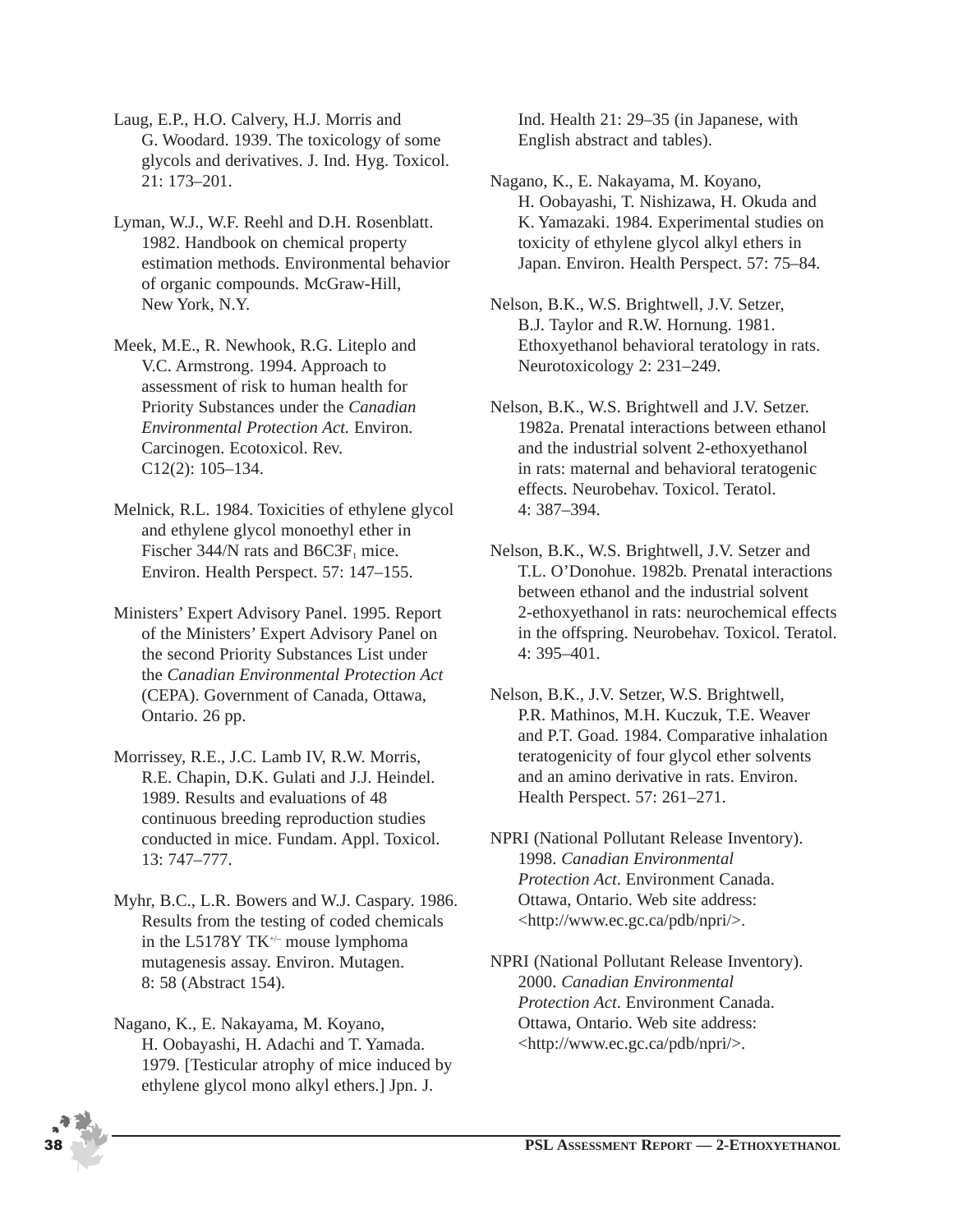Laug, E.P., H.O. Calvery, H.J. Morris and G. Woodard. 1939. The toxicology of some glycols and derivatives. J. Ind. Hyg. Toxicol. 21: 173–201.

Lyman, W.J., W.F. Reehl and D.H. Rosenblatt. 1982. Handbook on chemical property estimation methods. Environmental behavior of organic compounds. McGraw-Hill, New York, N.Y.

Meek, M.E., R. Newhook, R.G. Liteplo and V.C. Armstrong. 1994. Approach to assessment of risk to human health for Priority Substances under the *Canadian Environmental Protection Act.* Environ. Carcinogen. Ecotoxicol. Rev. C12(2): 105–134.

Melnick, R.L. 1984. Toxicities of ethylene glycol and ethylene glycol monoethyl ether in Fischer 344/N rats and $B6C3F_1$ mice. Environ. Health Perspect. 57: 147–155.

Ministers' Expert Advisory Panel. 1995. Report of the Ministers' Expert Advisory Panel on the second Priority Substances List under the *Canadian Environmental Protection Act* (CEPA). Government of Canada, Ottawa, Ontario. 26 pp.

Morrissey, R.E., J.C. Lamb IV, R.W. Morris, R.E. Chapin, D.K. Gulati and J.J. Heindel. 1989. Results and evaluations of 48 continuous breeding reproduction studies conducted in mice. Fundam. Appl. Toxicol. 13: 747–777.

Myhr, B.C., L.R. Bowers and W.J. Caspary. 1986. Results from the testing of coded chemicals in the L5178Y $TK^{+/-}$ mouse lymphoma mutagenesis assay. Environ. Mutagen. 8: 58 (Abstract 154).

Nagano, K., E. Nakayama, M. Koyano, H. Oobayashi, H. Adachi and T. Yamada. 1979. [Testicular atrophy of mice induced by ethylene glycol mono alkyl ethers.] Jpn. J. Ind. Health 21: 29–35 (in Japanese, with English abstract and tables).

Nagano, K., E. Nakayama, M. Koyano, H. Oobayashi, T. Nishizawa, H. Okuda and K. Yamazaki. 1984. Experimental studies on toxicity of ethylene glycol alkyl ethers in Japan. Environ. Health Perspect. 57: 75–84.

Nelson, B.K., W.S. Brightwell, J.V. Setzer, B.J. Taylor and R.W. Hornung. 1981. Ethoxyethanol behavioral teratology in rats. Neurotoxicology 2: 231–249.

Nelson, B.K., W.S. Brightwell and J.V. Setzer. 1982a. Prenatal interactions between ethanol and the industrial solvent 2-ethoxyethanol in rats: maternal and behavioral teratogenic effects. Neurobehav. Toxicol. Teratol. 4: 387–394.

Nelson, B.K., W.S. Brightwell, J.V. Setzer and T.L. O'Donohue. 1982b. Prenatal interactions between ethanol and the industrial solvent 2-ethoxyethanol in rats: neurochemical effects in the offspring. Neurobehav. Toxicol. Teratol. 4: 395–401.

Nelson, B.K., J.V. Setzer, W.S. Brightwell, P.R. Mathinos, M.H. Kuczuk, T.E. Weaver and P.T. Goad. 1984. Comparative inhalation teratogenicity of four glycol ether solvents and an amino derivative in rats. Environ. Health Perspect. 57: 261–271.

NPRI (National Pollutant Release Inventory). 1998. *Canadian Environmental Protection Act*. Environment Canada. Ottawa, Ontario. Web site address: <http://www.ec.gc.ca/pdb/npri/>.

NPRI (National Pollutant Release Inventory). 2000. *Canadian Environmental Protection Act*. Environment Canada. Ottawa, Ontario. Web site address: <http://www.ec.gc.ca/pdb/npri/>.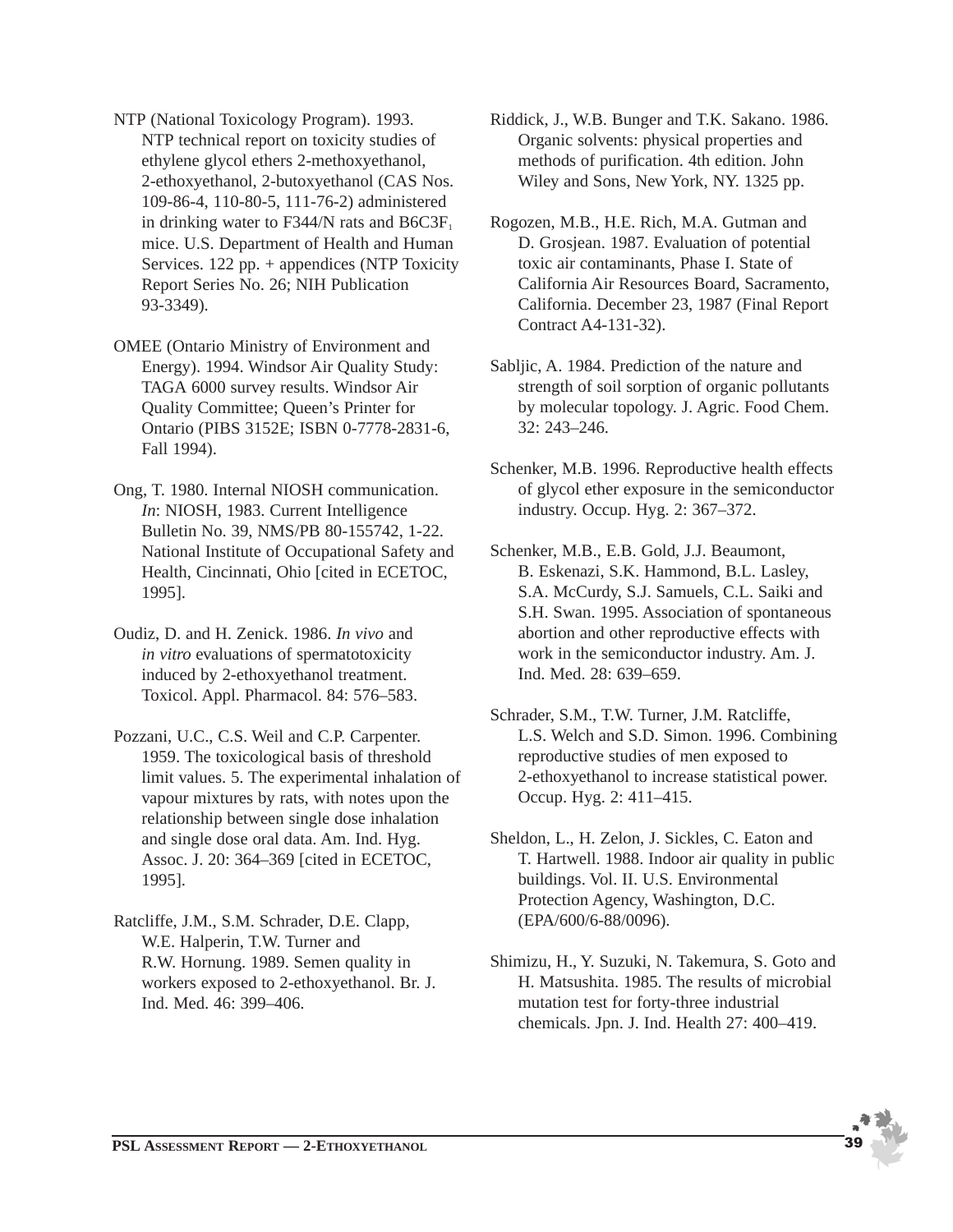NTP (National Toxicology Program). 1993. NTP technical report on toxicity studies of ethylene glycol ethers 2-methoxyethanol, 2-ethoxyethanol, 2-butoxyethanol (CAS Nos. 109-86-4, 110-80-5, 111-76-2) administered in drinking water to F344/N rats and $B6C3F_1$ mice. U.S. Department of Health and Human Services. 122 pp. + appendices (NTP Toxicity Report Series No. 26; NIH Publication 93-3349).

OMEE (Ontario Ministry of Environment and Energy). 1994. Windsor Air Quality Study: TAGA 6000 survey results. Windsor Air Quality Committee; Queen's Printer for Ontario (PIBS 3152E; ISBN 0-7778-2831-6, Fall 1994).

Ong, T. 1980. Internal NIOSH communication. *In*: NIOSH, 1983. Current Intelligence Bulletin No. 39, NMS/PB 80-155742, 1-22. National Institute of Occupational Safety and Health, Cincinnati, Ohio [cited in ECETOC, 1995].

Oudiz, D. and H. Zenick. 1986. *In vivo* and *in vitro* evaluations of spermatotoxicity induced by 2-ethoxyethanol treatment. Toxicol. Appl. Pharmacol. 84: 576–583.

Pozzani, U.C., C.S. Weil and C.P. Carpenter. 1959. The toxicological basis of threshold limit values. 5. The experimental inhalation of vapour mixtures by rats, with notes upon the relationship between single dose inhalation and single dose oral data. Am. Ind. Hyg. Assoc. J. 20: 364–369 [cited in ECETOC, 1995].

Ratcliffe, J.M., S.M. Schrader, D.E. Clapp, W.E. Halperin, T.W. Turner and R.W. Hornung. 1989. Semen quality in workers exposed to 2-ethoxyethanol. Br. J. Ind. Med. 46: 399–406.

Riddick, J., W.B. Bunger and T.K. Sakano. 1986. Organic solvents: physical properties and methods of purification. 4th edition. John Wiley and Sons, New York, NY. 1325 pp.

Rogozen, M.B., H.E. Rich, M.A. Gutman and D. Grosjean. 1987. Evaluation of potential toxic air contaminants, Phase I. State of California Air Resources Board, Sacramento, California. December 23, 1987 (Final Report Contract A4-131-32).

Sabljic, A. 1984. Prediction of the nature and strength of soil sorption of organic pollutants by molecular topology. J. Agric. Food Chem. 32: 243–246.

Schenker, M.B. 1996. Reproductive health effects of glycol ether exposure in the semiconductor industry. Occup. Hyg. 2: 367–372.

Schenker, M.B., E.B. Gold, J.J. Beaumont, B. Eskenazi, S.K. Hammond, B.L. Lasley, S.A. McCurdy, S.J. Samuels, C.L. Saiki and S.H. Swan. 1995. Association of spontaneous abortion and other reproductive effects with work in the semiconductor industry. Am. J. Ind. Med. 28: 639–659.

Schrader, S.M., T.W. Turner, J.M. Ratcliffe, L.S. Welch and S.D. Simon. 1996. Combining reproductive studies of men exposed to 2-ethoxyethanol to increase statistical power. Occup. Hyg. 2: 411–415.

Sheldon, L., H. Zelon, J. Sickles, C. Eaton and T. Hartwell. 1988. Indoor air quality in public buildings. Vol. II. U.S. Environmental Protection Agency, Washington, D.C. (EPA/600/6-88/0096).

Shimizu, H., Y. Suzuki, N. Takemura, S. Goto and H. Matsushita. 1985. The results of microbial mutation test for forty-three industrial chemicals. Jpn. J. Ind. Health 27: 400–419.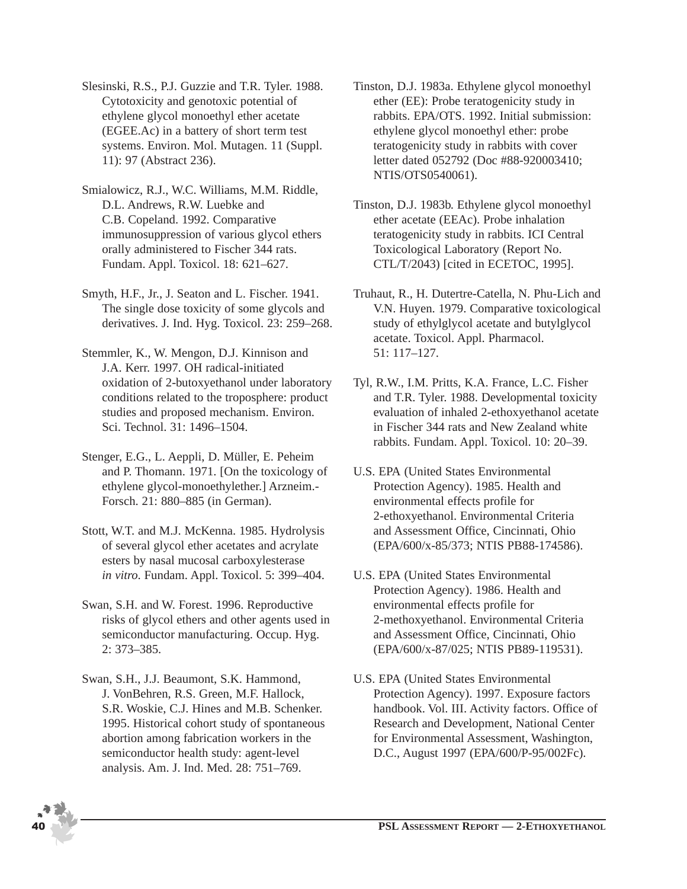Slesinski, R.S., P.J. Guzzie and T.R. Tyler. 1988. Cytotoxicity and genotoxic potential of ethylene glycol monoethyl ether acetate (EGEE.Ac) in a battery of short term test systems. Environ. Mol. Mutagen. 11 (Suppl. 11): 97 (Abstract 236).

Smialowicz, R.J., W.C. Williams, M.M. Riddle, D.L. Andrews, R.W. Luebke and C.B. Copeland. 1992. Comparative immunosuppression of various glycol ethers orally administered to Fischer 344 rats. Fundam. Appl. Toxicol. 18: 621–627.

Smyth, H.F., Jr., J. Seaton and L. Fischer. 1941. The single dose toxicity of some glycols and derivatives. J. Ind. Hyg. Toxicol. 23: 259–268.

Stemmler, K., W. Mengon, D.J. Kinnison and J.A. Kerr. 1997. OH radical-initiated oxidation of 2-butoxyethanol under laboratory conditions related to the troposphere: product studies and proposed mechanism. Environ. Sci. Technol. 31: 1496–1504.

Stenger, E.G., L. Aeppli, D. Müller, E. Peheim and P. Thomann. 1971. [On the toxicology of ethylene glycol-monoethylether.] Arzneim.-Forsch. 21: 880–885 (in German).

Stott, W.T. and M.J. McKenna. 1985. Hydrolysis of several glycol ether acetates and acrylate esters by nasal mucosal carboxylesterase *in vitro*. Fundam. Appl. Toxicol. 5: 399–404.

Swan, S.H. and W. Forest. 1996. Reproductive risks of glycol ethers and other agents used in semiconductor manufacturing. Occup. Hyg. 2: 373–385.

Swan, S.H., J.J. Beaumont, S.K. Hammond, J. VonBehren, R.S. Green, M.F. Hallock, S.R. Woskie, C.J. Hines and M.B. Schenker. 1995. Historical cohort study of spontaneous abortion among fabrication workers in the semiconductor health study: agent-level analysis. Am. J. Ind. Med. 28: 751–769.

Tinston, D.J. 1983a. Ethylene glycol monoethyl ether (EE): Probe teratogenicity study in rabbits. EPA/OTS. 1992. Initial submission: ethylene glycol monoethyl ether: probe teratogenicity study in rabbits with cover letter dated 052792 (Doc #88-920003410; NTIS/OTS0540061).

Tinston, D.J. 1983b. Ethylene glycol monoethyl ether acetate (EEAc). Probe inhalation teratogenicity study in rabbits. ICI Central Toxicological Laboratory (Report No. CTL/T/2043) [cited in ECETOC, 1995].

Truhaut, R., H. Dutertre-Catella, N. Phu-Lich and V.N. Huyen. 1979. Comparative toxicological study of ethylglycol acetate and butylglycol acetate. Toxicol. Appl. Pharmacol. 51: 117–127.

Tyl, R.W., I.M. Pritts, K.A. France, L.C. Fisher and T.R. Tyler. 1988. Developmental toxicity evaluation of inhaled 2-ethoxyethanol acetate in Fischer 344 rats and New Zealand white rabbits. Fundam. Appl. Toxicol. 10: 20–39.

U.S. EPA (United States Environmental Protection Agency). 1985. Health and environmental effects profile for 2-ethoxyethanol. Environmental Criteria and Assessment Office, Cincinnati, Ohio (EPA/600/x-85/373; NTIS PB88-174586).

U.S. EPA (United States Environmental Protection Agency). 1986. Health and environmental effects profile for 2-methoxyethanol. Environmental Criteria and Assessment Office, Cincinnati, Ohio (EPA/600/x-87/025; NTIS PB89-119531).

U.S. EPA (United States Environmental Protection Agency). 1997. Exposure factors handbook. Vol. III. Activity factors. Office of Research and Development, National Center for Environmental Assessment, Washington, D.C., August 1997 (EPA/600/P-95/002Fc).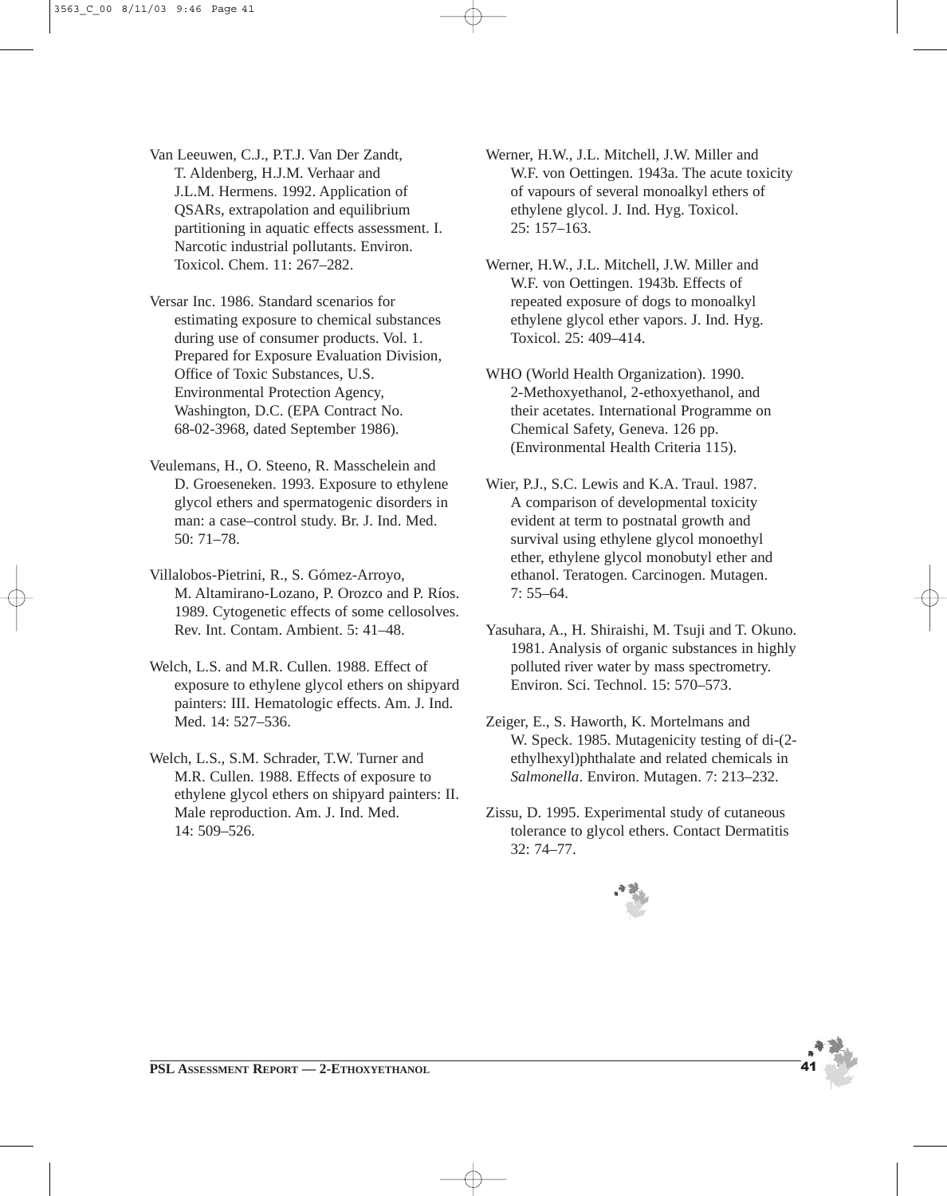Van Leeuwen, C.J., P.T.J. Van Der Zandt, T. Aldenberg, H.J.M. Verhaar and J.L.M. Hermens. 1992. Application of QSARs, extrapolation and equilibrium partitioning in aquatic effects assessment. I. Narcotic industrial pollutants. Environ. Toxicol. Chem. 11: 267–282.

Versar Inc. 1986. Standard scenarios for estimating exposure to chemical substances during use of consumer products. Vol. 1. Prepared for Exposure Evaluation Division, Office of Toxic Substances, U.S. Environmental Protection Agency, Washington, D.C. (EPA Contract No. 68-02-3968, dated September 1986).

Veulemans, H., O. Steeno, R. Masschelein and D. Groeseneken. 1993. Exposure to ethylene glycol ethers and spermatogenic disorders in man: a case–control study. Br. J. Ind. Med. 50: 71–78.

Villalobos-Pietrini, R., S. Gómez-Arroyo, M. Altamirano-Lozano, P. Orozco and P. Ríos. 1989. Cytogenetic effects of some cellosolves. Rev. Int. Contam. Ambient. 5: 41–48.

Welch, L.S. and M.R. Cullen. 1988. Effect of exposure to ethylene glycol ethers on shipyard painters: III. Hematologic effects. Am. J. Ind. Med. 14: 527–536.

Welch, L.S., S.M. Schrader, T.W. Turner and M.R. Cullen. 1988. Effects of exposure to ethylene glycol ethers on shipyard painters: II. Male reproduction. Am. J. Ind. Med. 14: 509–526.

Werner, H.W., J.L. Mitchell, J.W. Miller and W.F. von Oettingen. 1943a. The acute toxicity of vapours of several monoalkyl ethers of ethylene glycol. J. Ind. Hyg. Toxicol. 25: 157–163.

Werner, H.W., J.L. Mitchell, J.W. Miller and W.F. von Oettingen. 1943b. Effects of repeated exposure of dogs to monoalkyl ethylene glycol ether vapors. J. Ind. Hyg. Toxicol. 25: 409–414.

WHO (World Health Organization). 1990. 2-Methoxyethanol, 2-ethoxyethanol, and their acetates. International Programme on Chemical Safety, Geneva. 126 pp. (Environmental Health Criteria 115).

Wier, P.J., S.C. Lewis and K.A. Traul. 1987. A comparison of developmental toxicity evident at term to postnatal growth and survival using ethylene glycol monoethyl ether, ethylene glycol monobutyl ether and ethanol. Teratogen. Carcinogen. Mutagen. 7: 55–64.

Yasuhara, A., H. Shiraishi, M. Tsuji and T. Okuno. 1981. Analysis of organic substances in highly polluted river water by mass spectrometry. Environ. Sci. Technol. 15: 570–573.

Zeiger, E., S. Haworth, K. Mortelmans and W. Speck. 1985. Mutagenicity testing of di-(2-ethylhexyl)phthalate and related chemicals in *Salmonella*. Environ. Mutagen. 7: 213–232.

Zissu, D. 1995. Experimental study of cutaneous tolerance to glycol ethers. Contact Dermatitis 32: 74–77.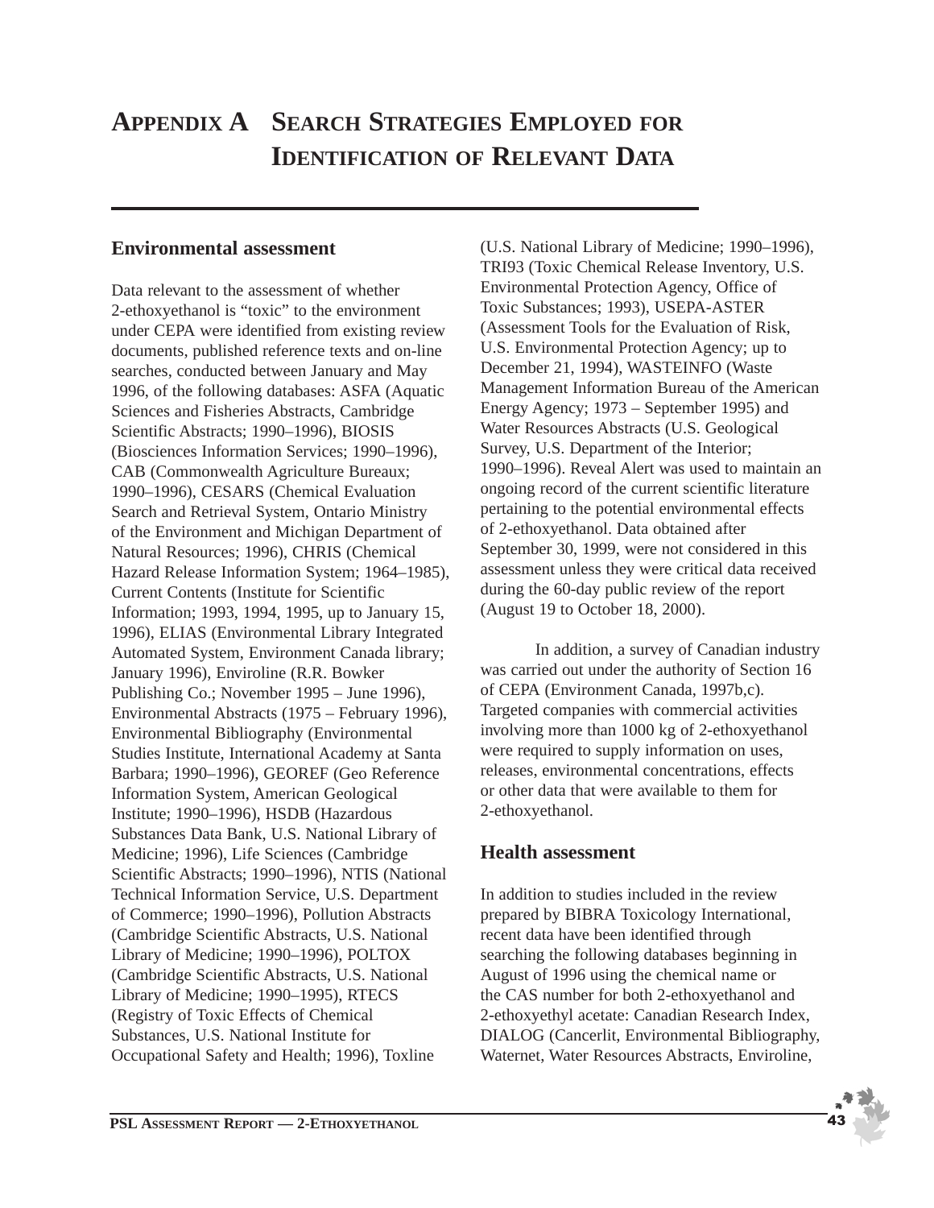# Appendix A Search Strategies Employed for Identification of Relevant Data

## Environmental assessment

Data relevant to the assessment of whether 2-ethoxyethanol is "toxic" to the environment under CEPA were identified from existing review documents, published reference texts and on-line searches, conducted between January and May 1996, of the following databases: ASFA (Aquatic Sciences and Fisheries Abstracts, Cambridge Scientific Abstracts; 1990–1996), BIOSIS (Biosciences Information Services; 1990–1996), CAB (Commonwealth Agriculture Bureaux; 1990–1996), CESARS (Chemical Evaluation Search and Retrieval System, Ontario Ministry of the Environment and Michigan Department of Natural Resources; 1996), CHRIS (Chemical Hazard Release Information System; 1964–1985), Current Contents (Institute for Scientific Information; 1993, 1994, 1995, up to January 15, 1996), ELIAS (Environmental Library Integrated Automated System, Environment Canada library; January 1996), Enviroline (R.R. Bowker Publishing Co.; November 1995 – June 1996), Environmental Abstracts (1975 – February 1996), Environmental Bibliography (Environmental Studies Institute, International Academy at Santa Barbara; 1990–1996), GEOREF (Geo Reference Information System, American Geological Institute; 1990–1996), HSDB (Hazardous Substances Data Bank, U.S. National Library of Medicine; 1996), Life Sciences (Cambridge Scientific Abstracts; 1990–1996), NTIS (National Technical Information Service, U.S. Department of Commerce; 1990–1996), Pollution Abstracts (Cambridge Scientific Abstracts, U.S. National Library of Medicine; 1990–1996), POLTOX (Cambridge Scientific Abstracts, U.S. National Library of Medicine; 1990–1995), RTECS (Registry of Toxic Effects of Chemical Substances, U.S. National Institute for Occupational Safety and Health; 1996), Toxline (U.S. National Library of Medicine; 1990–1996), TRI93 (Toxic Chemical Release Inventory, U.S. Environmental Protection Agency, Office of Toxic Substances; 1993), USEPA-ASTER (Assessment Tools for the Evaluation of Risk, U.S. Environmental Protection Agency; up to December 21, 1994), WASTEINFO (Waste Management Information Bureau of the American Energy Agency; 1973 – September 1995) and Water Resources Abstracts (U.S. Geological Survey, U.S. Department of the Interior; 1990–1996). Reveal Alert was used to maintain an ongoing record of the current scientific literature pertaining to the potential environmental effects of 2-ethoxyethanol. Data obtained after September 30, 1999, were not considered in this assessment unless they were critical data received during the 60-day public review of the report (August 19 to October 18, 2000).

In addition, a survey of Canadian industry was carried out under the authority of Section 16 of CEPA (Environment Canada, 1997b,c). Targeted companies with commercial activities involving more than 1000 kg of 2-ethoxyethanol were required to supply information on uses, releases, environmental concentrations, effects or other data that were available to them for 2-ethoxyethanol.

## Health assessment

In addition to studies included in the review prepared by BIBRA Toxicology International, recent data have been identified through searching the following databases beginning in August of 1996 using the chemical name or the CAS number for both 2-ethoxyethanol and 2-ethoxyethyl acetate: Canadian Research Index, DIALOG (Cancerlit, Environmental Bibliography, Waternet, Water Resources Abstracts, Enviroline,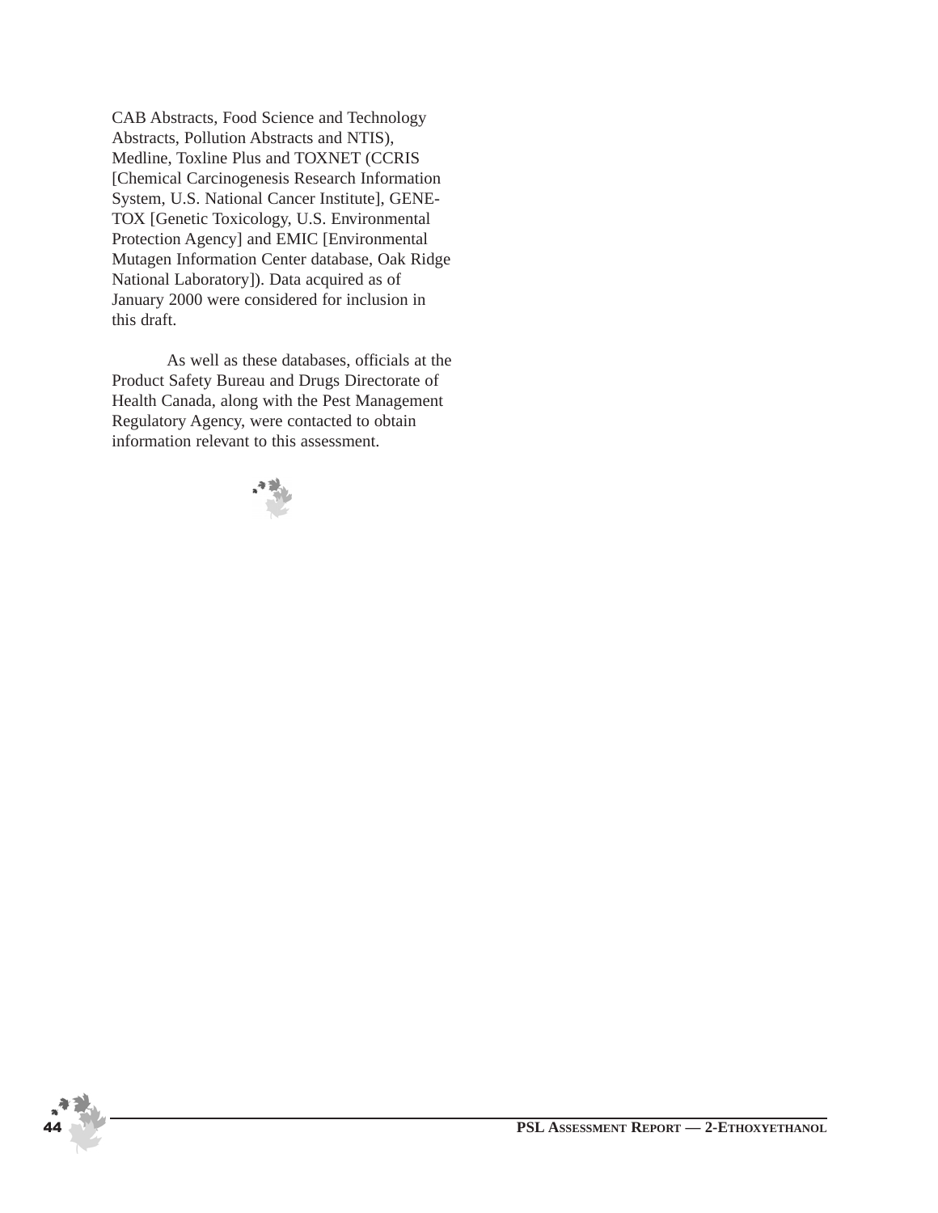CAB Abstracts, Food Science and Technology Abstracts, Pollution Abstracts and NTIS), Medline, Toxline Plus and TOXNET (CCRIS [Chemical Carcinogenesis Research Information System, U.S. National Cancer Institute], GENE-TOX [Genetic Toxicology, U.S. Environmental Protection Agency] and EMIC [Environmental Mutagen Information Center database, Oak Ridge National Laboratory]). Data acquired as of January 2000 were considered for inclusion in this draft.

As well as these databases, officials at the Product Safety Bureau and Drugs Directorate of Health Canada, along with the Pest Management Regulatory Agency, were contacted to obtain information relevant to this assessment.